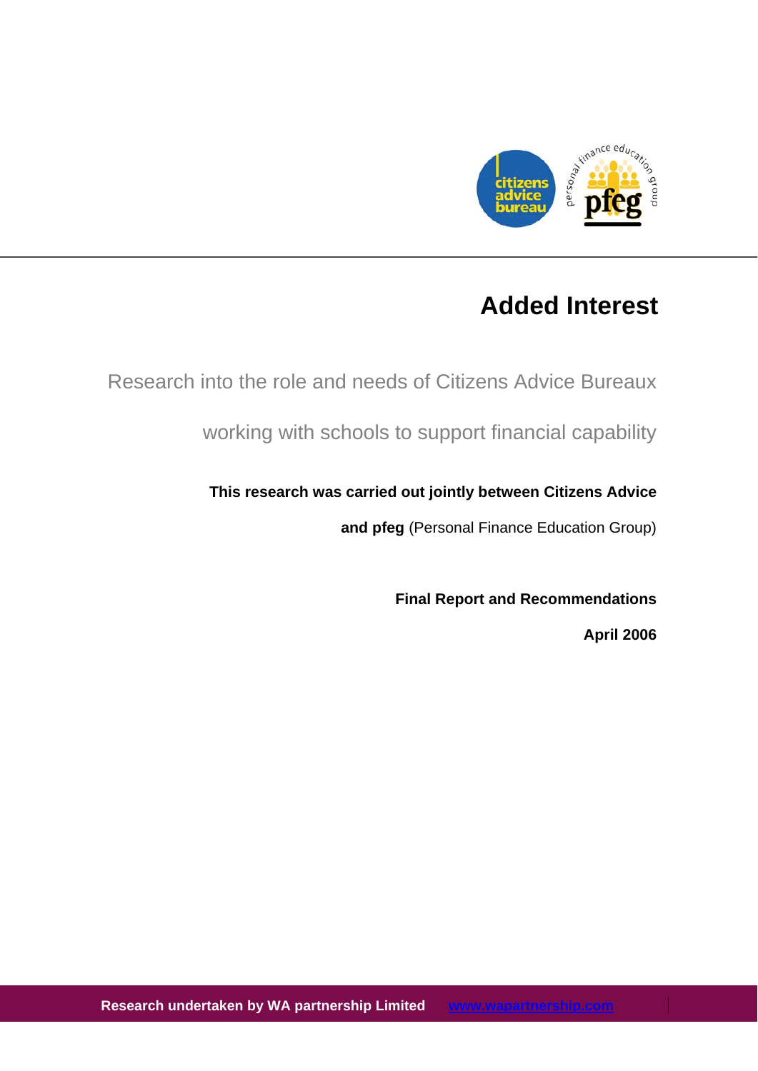# Added Interest

Research into the role and needs of Citizens Advice Bureaux working with schools to support financial capability

**This research was carried out jointly between Citizens Advice and pfeg** (Personal Finance Education Group)

**Final Report and Recommendations**

**April 2006**

**Research undertaken by WA partnership Limited** www.wapartnership.com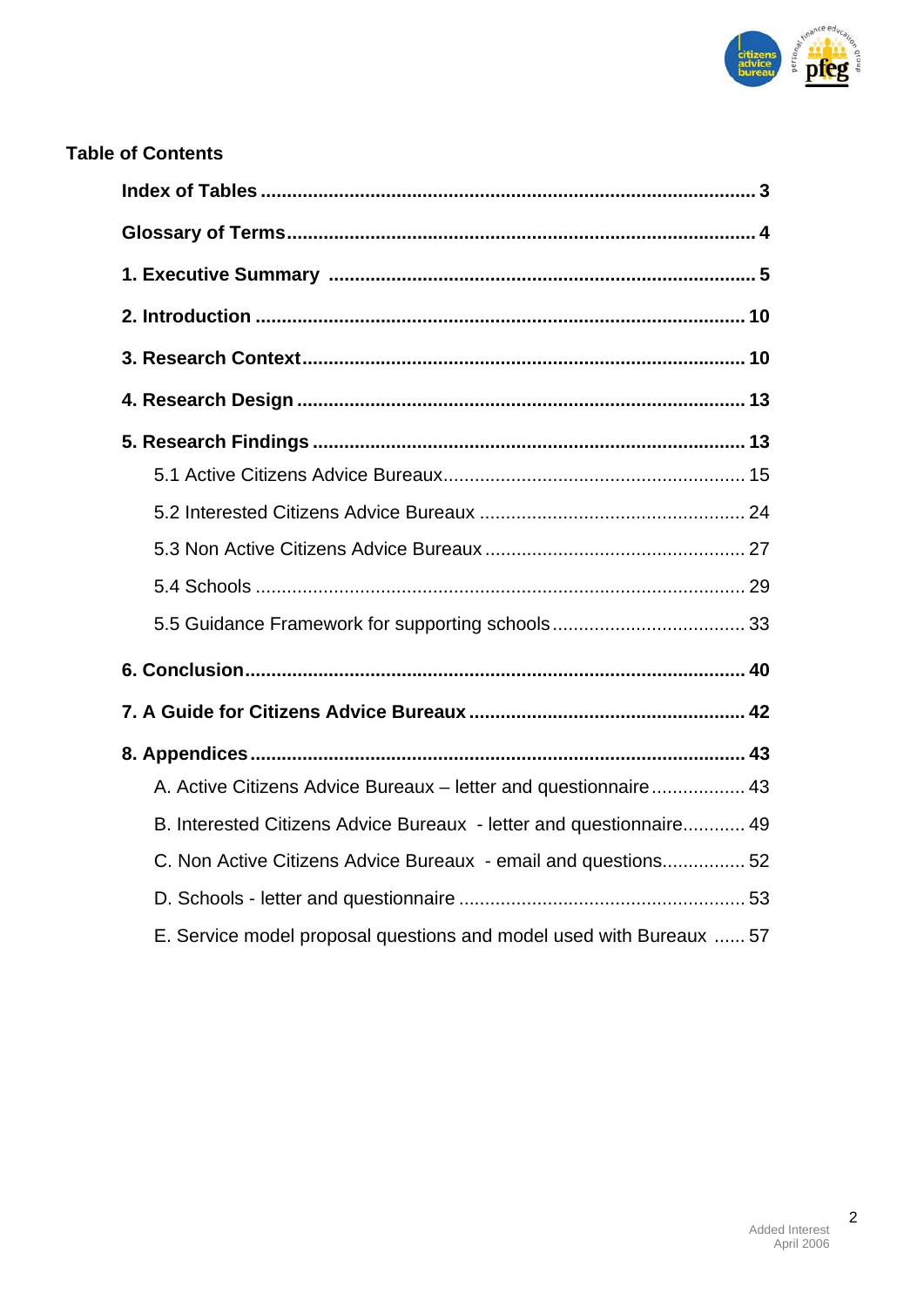## Table of Contents

**Index of Tables** ........................................................................................ **3**

**Glossary of Terms** ..................................................................................... **4**

**1. Executive Summary** ................................................................................. **5**

**2. Introduction** ........................................................................................... **10**

**3. Research Context** ................................................................................... **10**

**4. Research Design** ..................................................................................... **13**

**5. Research Findings** .................................................................................. **13**

- 5.1 Active Citizens Advice Bureaux ............................................................ 15
- 5.2 Interested Citizens Advice Bureaux ...................................................... 24
- 5.3 Non Active Citizens Advice Bureaux ..................................................... 27
- 5.4 Schools ............................................................................................... 29
- 5.5 Guidance Framework for supporting schools ......................................... 33

**6. Conclusion** ............................................................................................. **40**

**7. A Guide for Citizens Advice Bureaux** ...................................................... **42**

**8. Appendices** ............................................................................................. **43**

- A. Active Citizens Advice Bureaux – letter and questionnaire ...................... 43
- B. Interested Citizens Advice Bureaux - letter and questionnaire ................. 49
- C. Non Active Citizens Advice Bureaux - email and questions ..................... 52
- D. Schools - letter and questionnaire ........................................................ 53
- E. Service model proposal questions and model used with Bureaux ........... 57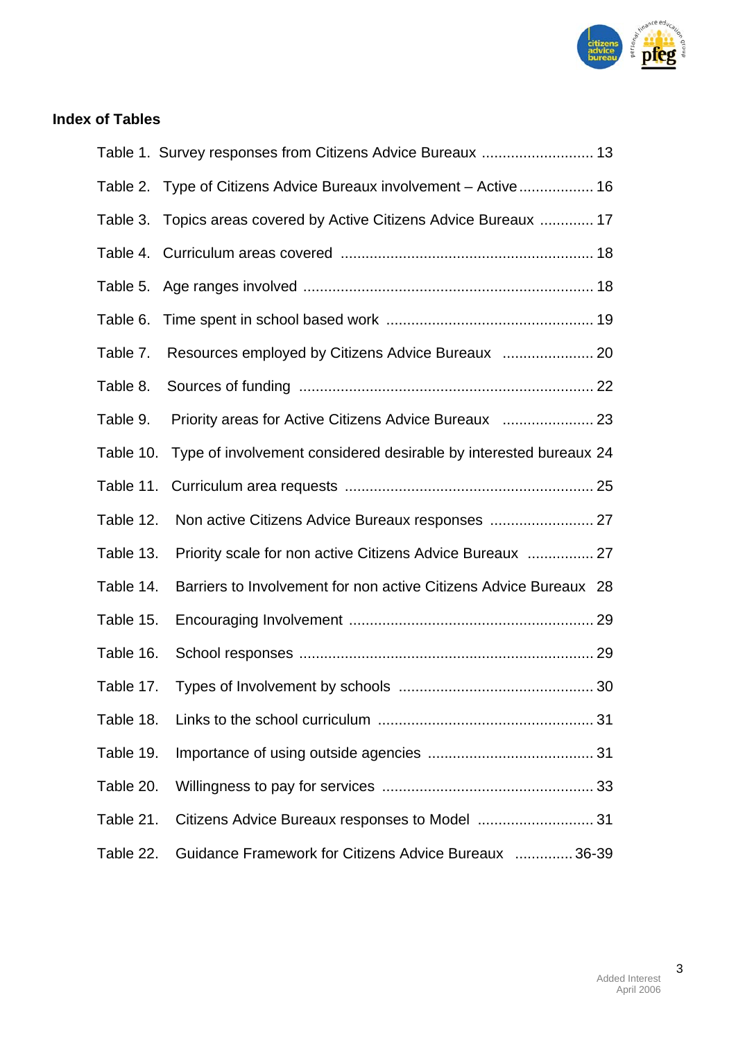## Index of Tables

Table 1. Survey responses from Citizens Advice Bureaux ........................... 13

Table 2. Type of Citizens Advice Bureaux involvement – Active.................. 16

Table 3. Topics areas covered by Active Citizens Advice Bureaux ............. 17

Table 4. Curriculum areas covered ............................................................ 18

Table 5. Age ranges involved ..................................................................... 18

Table 6. Time spent in school based work ................................................. 19

Table 7. Resources employed by Citizens Advice Bureaux ...................... 20

Table 8. Sources of funding ...................................................................... 22

Table 9. Priority areas for Active Citizens Advice Bureaux ...................... 23

Table 10. Type of involvement considered desirable by interested bureaux 24

Table 11. Curriculum area requests ........................................................... 25

Table 12. Non active Citizens Advice Bureaux responses ......................... 27

Table 13. Priority scale for non active Citizens Advice Bureaux ................ 27

Table 14. Barriers to Involvement for non active Citizens Advice Bureaux 28

Table 15. Encouraging Involvement .......................................................... 29

Table 16. School responses ...................................................................... 29

Table 17. Types of Involvement by schools .............................................. 30

Table 18. Links to the school curriculum ................................................... 31

Table 19. Importance of using outside agencies ....................................... 31

Table 20. Willingness to pay for services .................................................. 33

Table 21. Citizens Advice Bureaux responses to Model ............................ 31

Table 22. Guidance Framework for Citizens Advice Bureaux ............. 36-39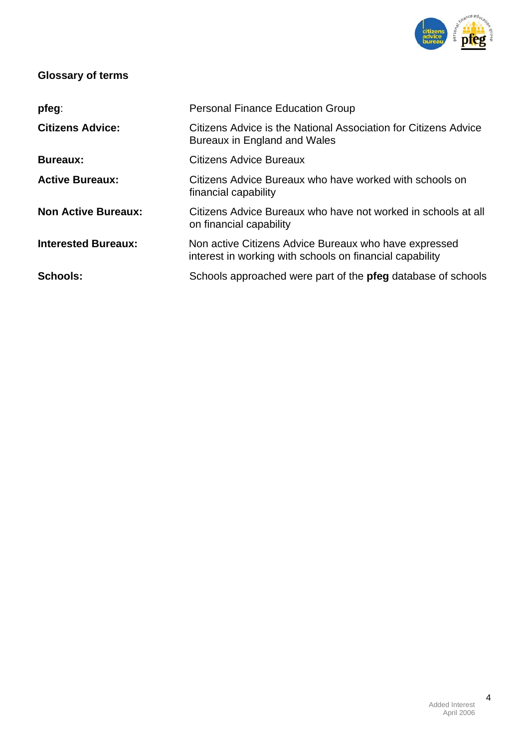## Glossary of terms

| | |
|---|---|
| **pfeg**: | Personal Finance Education Group |
| **Citizens Advice:** | Citizens Advice is the National Association for Citizens Advice Bureaux in England and Wales |
| **Bureaux:** | Citizens Advice Bureaux |
| **Active Bureaux:** | Citizens Advice Bureaux who have worked with schools on financial capability |
| **Non Active Bureaux:** | Citizens Advice Bureaux who have not worked in schools at all on financial capability |
| **Interested Bureaux:** | Non active Citizens Advice Bureaux who have expressed interest in working with schools on financial capability |
| **Schools:** | Schools approached were part of the **pfeg** database of schools |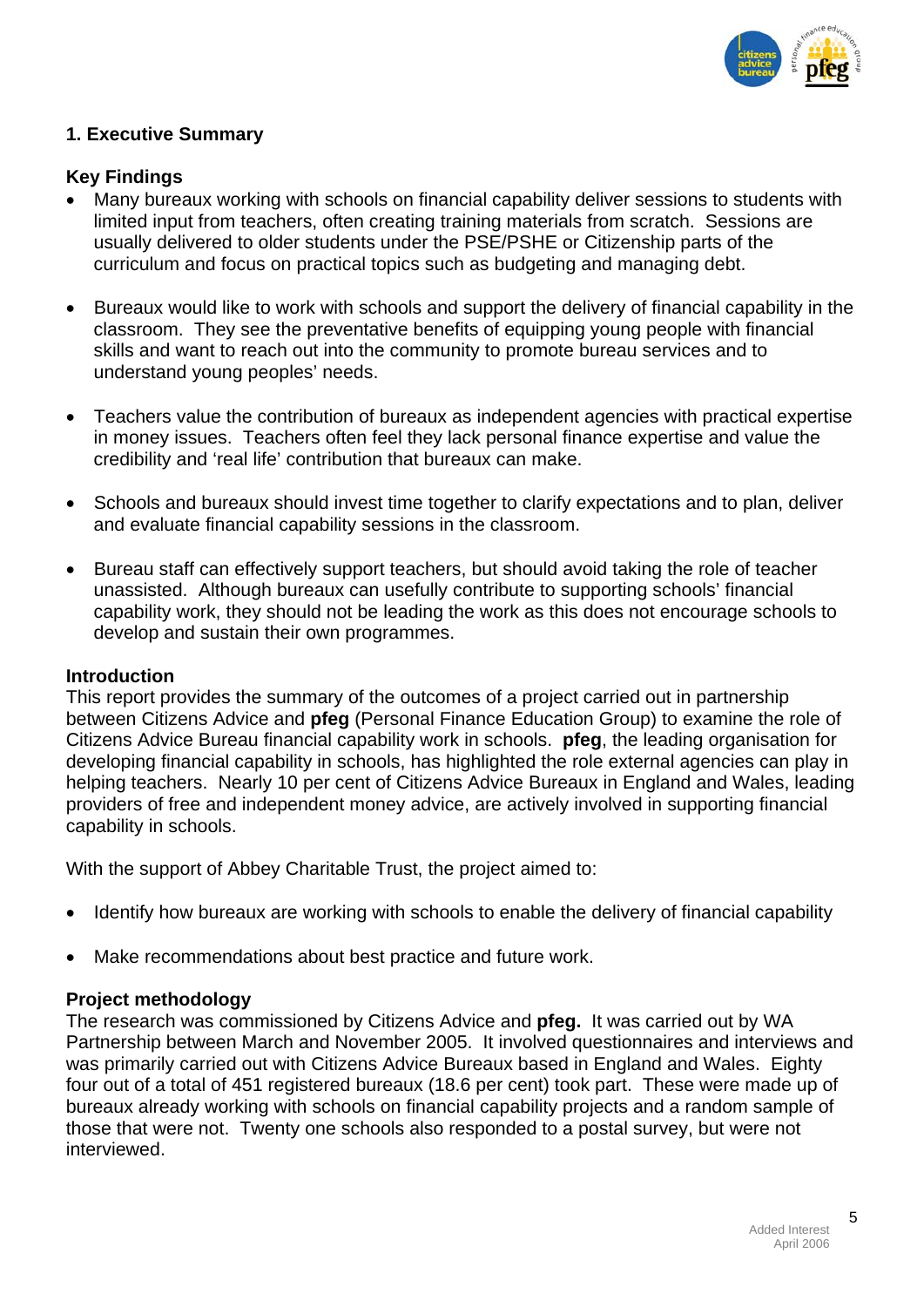## 1. Executive Summary

### Key Findings

- Many bureaux working with schools on financial capability deliver sessions to students with limited input from teachers, often creating training materials from scratch. Sessions are usually delivered to older students under the PSE/PSHE or Citizenship parts of the curriculum and focus on practical topics such as budgeting and managing debt.

- Bureaux would like to work with schools and support the delivery of financial capability in the classroom. They see the preventative benefits of equipping young people with financial skills and want to reach out into the community to promote bureau services and to understand young peoples' needs.

- Teachers value the contribution of bureaux as independent agencies with practical expertise in money issues. Teachers often feel they lack personal finance expertise and value the credibility and 'real life' contribution that bureaux can make.

- Schools and bureaux should invest time together to clarify expectations and to plan, deliver and evaluate financial capability sessions in the classroom.

- Bureau staff can effectively support teachers, but should avoid taking the role of teacher unassisted. Although bureaux can usefully contribute to supporting schools' financial capability work, they should not be leading the work as this does not encourage schools to develop and sustain their own programmes.

### Introduction

This report provides the summary of the outcomes of a project carried out in partnership between Citizens Advice and **pfeg** (Personal Finance Education Group) to examine the role of Citizens Advice Bureau financial capability work in schools. **pfeg**, the leading organisation for developing financial capability in schools, has highlighted the role external agencies can play in helping teachers. Nearly 10 per cent of Citizens Advice Bureaux in England and Wales, leading providers of free and independent money advice, are actively involved in supporting financial capability in schools.

With the support of Abbey Charitable Trust, the project aimed to:

- Identify how bureaux are working with schools to enable the delivery of financial capability

- Make recommendations about best practice and future work.

### Project methodology

The research was commissioned by Citizens Advice and **pfeg.** It was carried out by WA Partnership between March and November 2005. It involved questionnaires and interviews and was primarily carried out with Citizens Advice Bureaux based in England and Wales. Eighty four out of a total of 451 registered bureaux (18.6 per cent) took part. These were made up of bureaux already working with schools on financial capability projects and a random sample of those that were not. Twenty one schools also responded to a postal survey, but were not interviewed.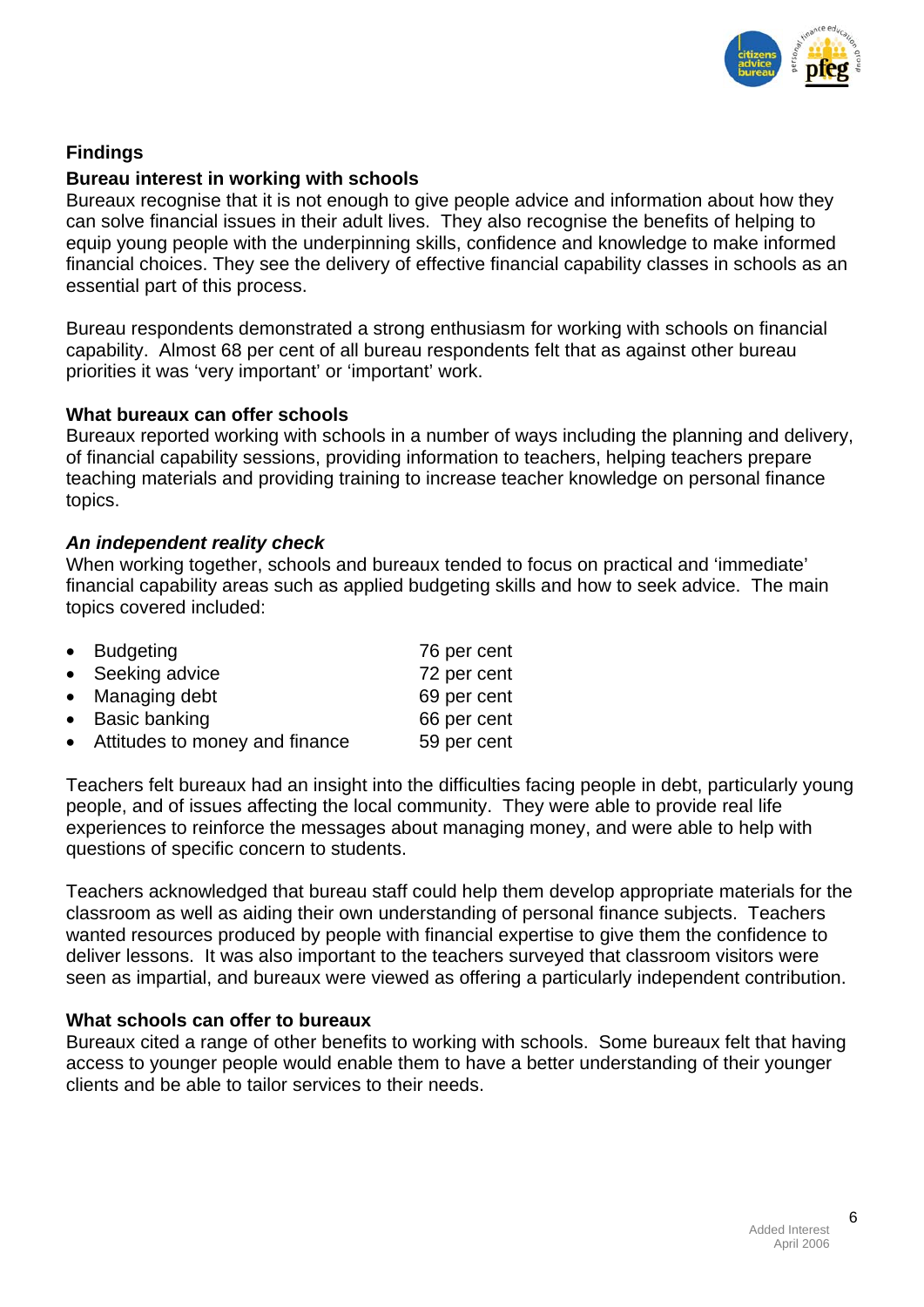## Findings

### Bureau interest in working with schools

Bureaux recognise that it is not enough to give people advice and information about how they can solve financial issues in their adult lives. They also recognise the benefits of helping to equip young people with the underpinning skills, confidence and knowledge to make informed financial choices. They see the delivery of effective financial capability classes in schools as an essential part of this process.

Bureau respondents demonstrated a strong enthusiasm for working with schools on financial capability. Almost 68 per cent of all bureau respondents felt that as against other bureau priorities it was 'very important' or 'important' work.

### What bureaux can offer schools

Bureaux reported working with schools in a number of ways including the planning and delivery, of financial capability sessions, providing information to teachers, helping teachers prepare teaching materials and providing training to increase teacher knowledge on personal finance topics.

#### *An independent reality check*

When working together, schools and bureaux tended to focus on practical and 'immediate' financial capability areas such as applied budgeting skills and how to seek advice. The main topics covered included:

- Budgeting 76 per cent
- Seeking advice 72 per cent
- Managing debt 69 per cent
- Basic banking 66 per cent
- Attitudes to money and finance 59 per cent

Teachers felt bureaux had an insight into the difficulties facing people in debt, particularly young people, and of issues affecting the local community. They were able to provide real life experiences to reinforce the messages about managing money, and were able to help with questions of specific concern to students.

Teachers acknowledged that bureau staff could help them develop appropriate materials for the classroom as well as aiding their own understanding of personal finance subjects. Teachers wanted resources produced by people with financial expertise to give them the confidence to deliver lessons. It was also important to the teachers surveyed that classroom visitors were seen as impartial, and bureaux were viewed as offering a particularly independent contribution.

### What schools can offer to bureaux

Bureaux cited a range of other benefits to working with schools. Some bureaux felt that having access to younger people would enable them to have a better understanding of their younger clients and be able to tailor services to their needs.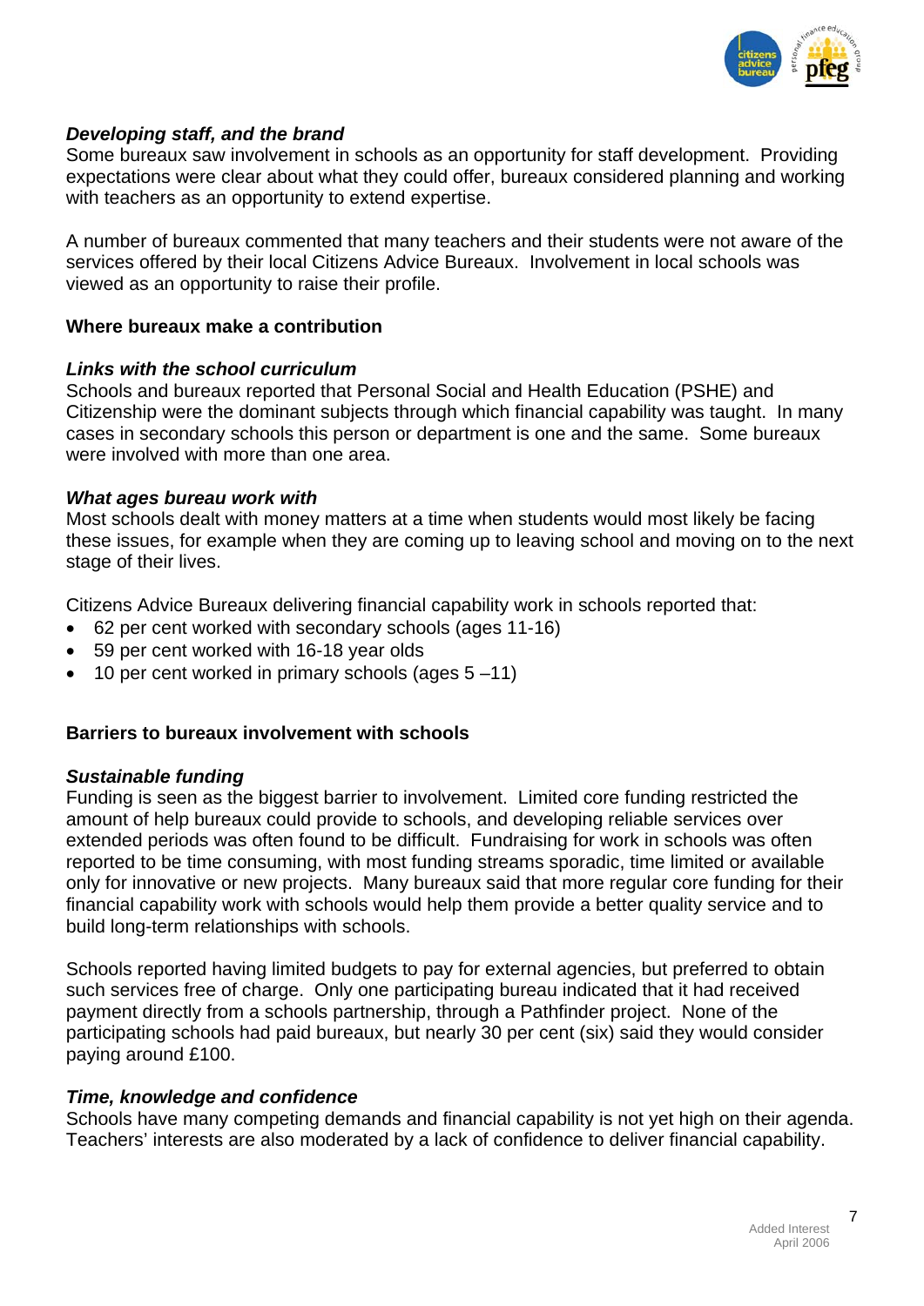***Developing staff, and the brand***
Some bureaux saw involvement in schools as an opportunity for staff development. Providing expectations were clear about what they could offer, bureaux considered planning and working with teachers as an opportunity to extend expertise.

A number of bureaux commented that many teachers and their students were not aware of the services offered by their local Citizens Advice Bureaux. Involvement in local schools was viewed as an opportunity to raise their profile.

**Where bureaux make a contribution**

***Links with the school curriculum***
Schools and bureaux reported that Personal Social and Health Education (PSHE) and Citizenship were the dominant subjects through which financial capability was taught. In many cases in secondary schools this person or department is one and the same. Some bureaux were involved with more than one area.

***What ages bureau work with***
Most schools dealt with money matters at a time when students would most likely be facing these issues, for example when they are coming up to leaving school and moving on to the next stage of their lives.

Citizens Advice Bureaux delivering financial capability work in schools reported that:

- 62 per cent worked with secondary schools (ages 11-16)
- 59 per cent worked with 16-18 year olds
- 10 per cent worked in primary schools (ages 5 –11)

**Barriers to bureaux involvement with schools**

***Sustainable funding***
Funding is seen as the biggest barrier to involvement. Limited core funding restricted the amount of help bureaux could provide to schools, and developing reliable services over extended periods was often found to be difficult. Fundraising for work in schools was often reported to be time consuming, with most funding streams sporadic, time limited or available only for innovative or new projects. Many bureaux said that more regular core funding for their financial capability work with schools would help them provide a better quality service and to build long-term relationships with schools.

Schools reported having limited budgets to pay for external agencies, but preferred to obtain such services free of charge. Only one participating bureau indicated that it had received payment directly from a schools partnership, through a Pathfinder project. None of the participating schools had paid bureaux, but nearly 30 per cent (six) said they would consider paying around £100.

***Time, knowledge and confidence***
Schools have many competing demands and financial capability is not yet high on their agenda. Teachers' interests are also moderated by a lack of confidence to deliver financial capability.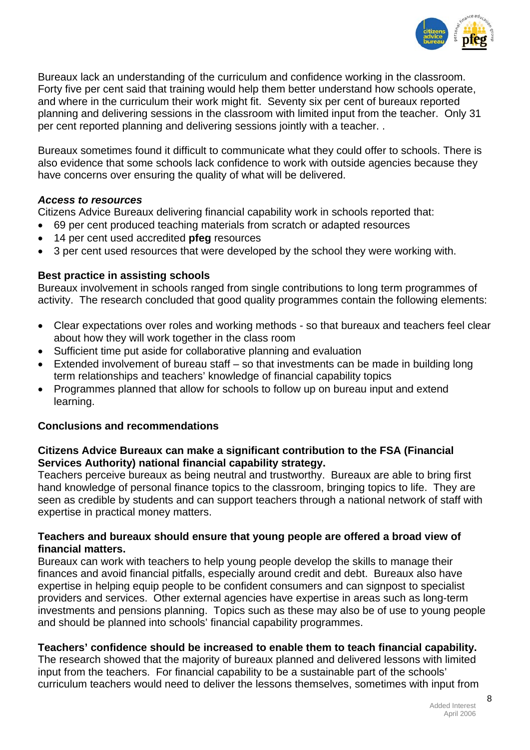Bureaux lack an understanding of the curriculum and confidence working in the classroom. Forty five per cent said that training would help them better understand how schools operate, and where in the curriculum their work might fit. Seventy six per cent of bureaux reported planning and delivering sessions in the classroom with limited input from the teacher. Only 31 per cent reported planning and delivering sessions jointly with a teacher. .

Bureaux sometimes found it difficult to communicate what they could offer to schools. There is also evidence that some schools lack confidence to work with outside agencies because they have concerns over ensuring the quality of what will be delivered.

***Access to resources***

Citizens Advice Bureaux delivering financial capability work in schools reported that:

- 69 per cent produced teaching materials from scratch or adapted resources
- 14 per cent used accredited **pfeg** resources
- 3 per cent used resources that were developed by the school they were working with.

**Best practice in assisting schools**

Bureaux involvement in schools ranged from single contributions to long term programmes of activity. The research concluded that good quality programmes contain the following elements:

- Clear expectations over roles and working methods - so that bureaux and teachers feel clear about how they will work together in the class room
- Sufficient time put aside for collaborative planning and evaluation
- Extended involvement of bureau staff – so that investments can be made in building long term relationships and teachers' knowledge of financial capability topics
- Programmes planned that allow for schools to follow up on bureau input and extend learning.

**Conclusions and recommendations**

**Citizens Advice Bureaux can make a significant contribution to the FSA (Financial Services Authority) national financial capability strategy.**

Teachers perceive bureaux as being neutral and trustworthy. Bureaux are able to bring first hand knowledge of personal finance topics to the classroom, bringing topics to life. They are seen as credible by students and can support teachers through a national network of staff with expertise in practical money matters.

**Teachers and bureaux should ensure that young people are offered a broad view of financial matters.**

Bureaux can work with teachers to help young people develop the skills to manage their finances and avoid financial pitfalls, especially around credit and debt. Bureaux also have expertise in helping equip people to be confident consumers and can signpost to specialist providers and services. Other external agencies have expertise in areas such as long-term investments and pensions planning. Topics such as these may also be of use to young people and should be planned into schools' financial capability programmes.

**Teachers' confidence should be increased to enable them to teach financial capability.**

The research showed that the majority of bureaux planned and delivered lessons with limited input from the teachers. For financial capability to be a sustainable part of the schools' curriculum teachers would need to deliver the lessons themselves, sometimes with input from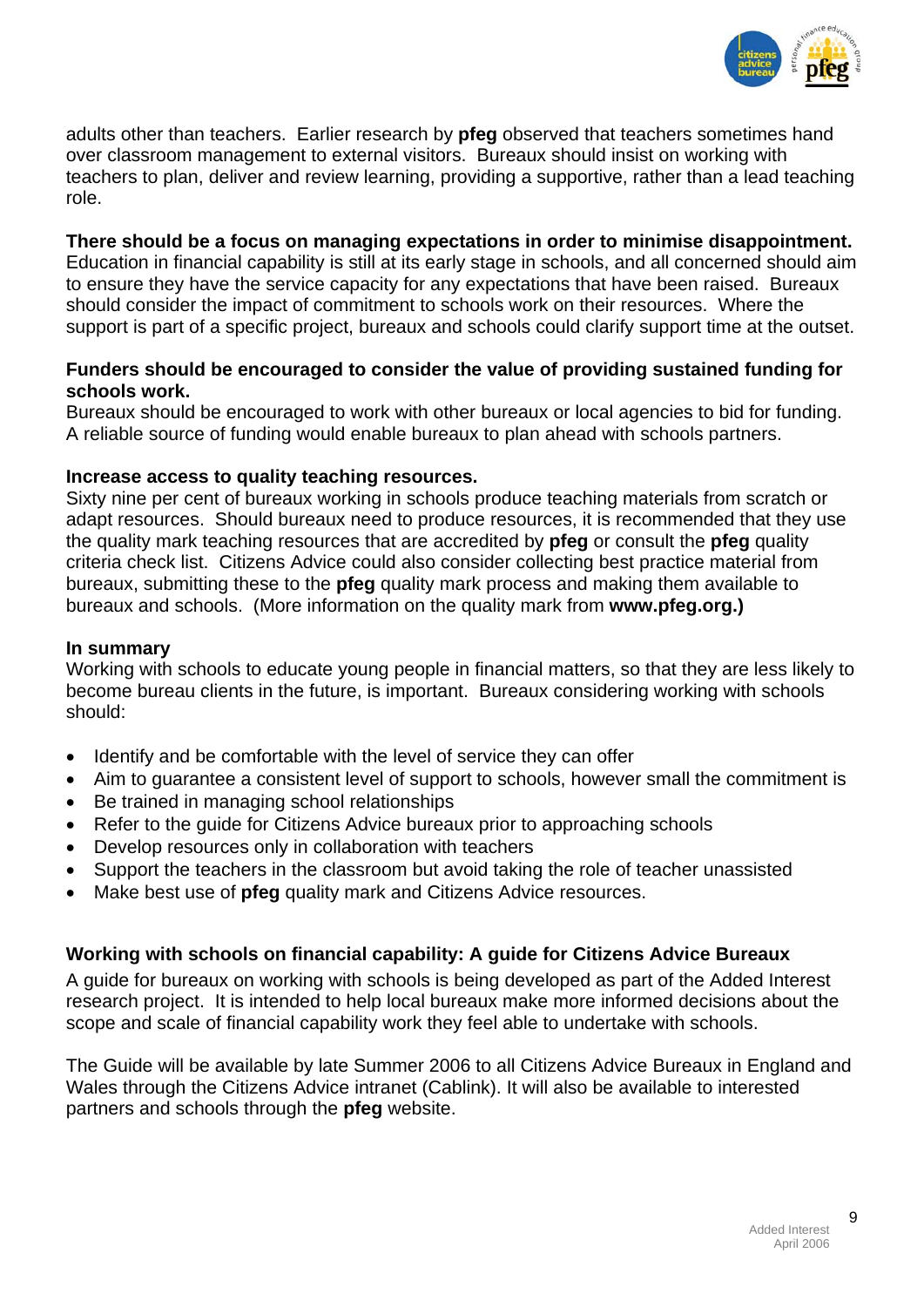adults other than teachers. Earlier research by **pfeg** observed that teachers sometimes hand over classroom management to external visitors. Bureaux should insist on working with teachers to plan, deliver and review learning, providing a supportive, rather than a lead teaching role.

**There should be a focus on managing expectations in order to minimise disappointment.**
Education in financial capability is still at its early stage in schools, and all concerned should aim to ensure they have the service capacity for any expectations that have been raised. Bureaux should consider the impact of commitment to schools work on their resources. Where the support is part of a specific project, bureaux and schools could clarify support time at the outset.

**Funders should be encouraged to consider the value of providing sustained funding for schools work.**
Bureaux should be encouraged to work with other bureaux or local agencies to bid for funding. A reliable source of funding would enable bureaux to plan ahead with schools partners.

**Increase access to quality teaching resources.**
Sixty nine per cent of bureaux working in schools produce teaching materials from scratch or adapt resources. Should bureaux need to produce resources, it is recommended that they use the quality mark teaching resources that are accredited by **pfeg** or consult the **pfeg** quality criteria check list. Citizens Advice could also consider collecting best practice material from bureaux, submitting these to the **pfeg** quality mark process and making them available to bureaux and schools. (More information on the quality mark from **www.pfeg.org.)**

**In summary**
Working with schools to educate young people in financial matters, so that they are less likely to become bureau clients in the future, is important. Bureaux considering working with schools should:

- Identify and be comfortable with the level of service they can offer
- Aim to guarantee a consistent level of support to schools, however small the commitment is
- Be trained in managing school relationships
- Refer to the guide for Citizens Advice bureaux prior to approaching schools
- Develop resources only in collaboration with teachers
- Support the teachers in the classroom but avoid taking the role of teacher unassisted
- Make best use of **pfeg** quality mark and Citizens Advice resources.

**Working with schools on financial capability: A guide for Citizens Advice Bureaux**

A guide for bureaux on working with schools is being developed as part of the Added Interest research project. It is intended to help local bureaux make more informed decisions about the scope and scale of financial capability work they feel able to undertake with schools.

The Guide will be available by late Summer 2006 to all Citizens Advice Bureaux in England and Wales through the Citizens Advice intranet (Cablink). It will also be available to interested partners and schools through the **pfeg** website.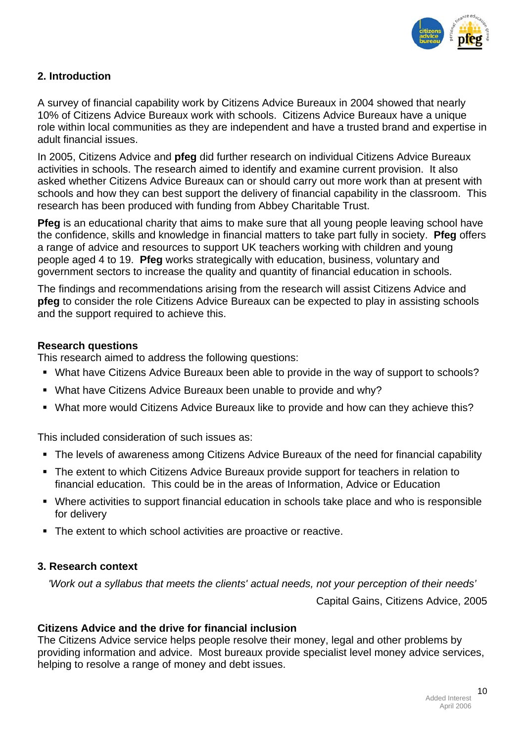## 2. Introduction

A survey of financial capability work by Citizens Advice Bureaux in 2004 showed that nearly 10% of Citizens Advice Bureaux work with schools. Citizens Advice Bureaux have a unique role within local communities as they are independent and have a trusted brand and expertise in adult financial issues.

In 2005, Citizens Advice and **pfeg** did further research on individual Citizens Advice Bureaux activities in schools. The research aimed to identify and examine current provision. It also asked whether Citizens Advice Bureaux can or should carry out more work than at present with schools and how they can best support the delivery of financial capability in the classroom. This research has been produced with funding from Abbey Charitable Trust.

**Pfeg** is an educational charity that aims to make sure that all young people leaving school have the confidence, skills and knowledge in financial matters to take part fully in society. **Pfeg** offers a range of advice and resources to support UK teachers working with children and young people aged 4 to 19. **Pfeg** works strategically with education, business, voluntary and government sectors to increase the quality and quantity of financial education in schools.

The findings and recommendations arising from the research will assist Citizens Advice and **pfeg** to consider the role Citizens Advice Bureaux can be expected to play in assisting schools and the support required to achieve this.

### Research questions

This research aimed to address the following questions:

- What have Citizens Advice Bureaux been able to provide in the way of support to schools?
- What have Citizens Advice Bureaux been unable to provide and why?
- What more would Citizens Advice Bureaux like to provide and how can they achieve this?

This included consideration of such issues as:

- The levels of awareness among Citizens Advice Bureaux of the need for financial capability
- The extent to which Citizens Advice Bureaux provide support for teachers in relation to financial education. This could be in the areas of Information, Advice or Education
- Where activities to support financial education in schools take place and who is responsible for delivery
- The extent to which school activities are proactive or reactive.

## 3. Research context

*'Work out a syllabus that meets the clients' actual needs, not your perception of their needs'*

Capital Gains, Citizens Advice, 2005

### Citizens Advice and the drive for financial inclusion

The Citizens Advice service helps people resolve their money, legal and other problems by providing information and advice. Most bureaux provide specialist level money advice services, helping to resolve a range of money and debt issues.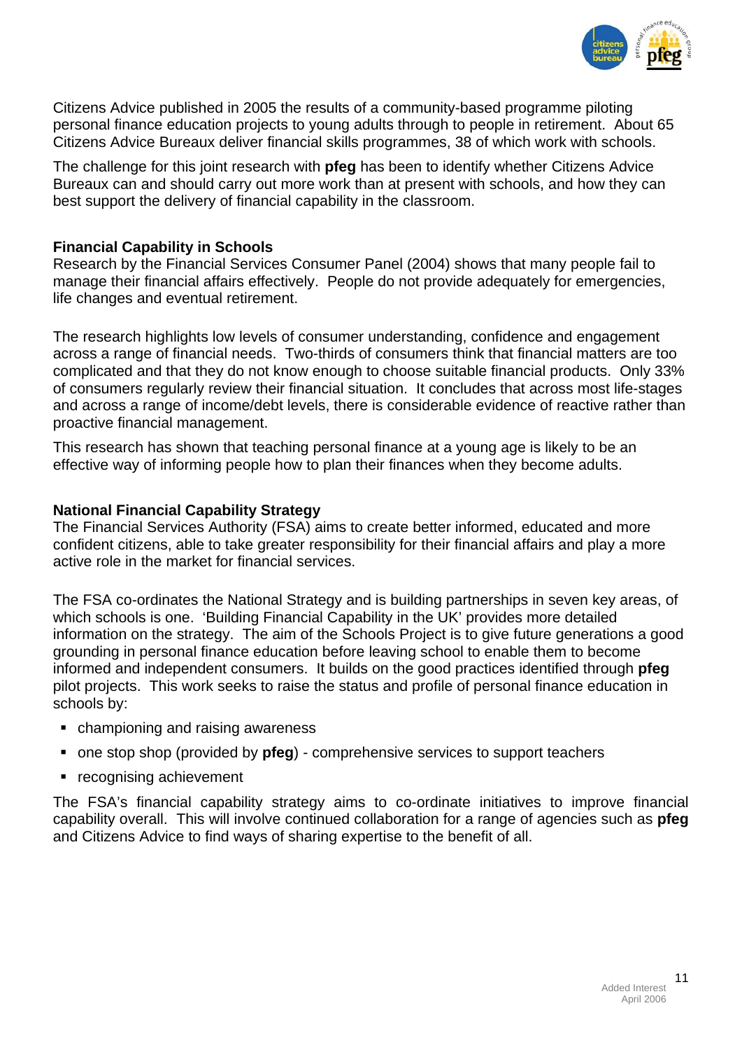Citizens Advice published in 2005 the results of a community-based programme piloting personal finance education projects to young adults through to people in retirement. About 65 Citizens Advice Bureaux deliver financial skills programmes, 38 of which work with schools.

The challenge for this joint research with **pfeg** has been to identify whether Citizens Advice Bureaux can and should carry out more work than at present with schools, and how they can best support the delivery of financial capability in the classroom.

**Financial Capability in Schools**

Research by the Financial Services Consumer Panel (2004) shows that many people fail to manage their financial affairs effectively. People do not provide adequately for emergencies, life changes and eventual retirement.

The research highlights low levels of consumer understanding, confidence and engagement across a range of financial needs. Two-thirds of consumers think that financial matters are too complicated and that they do not know enough to choose suitable financial products. Only 33% of consumers regularly review their financial situation. It concludes that across most life-stages and across a range of income/debt levels, there is considerable evidence of reactive rather than proactive financial management.

This research has shown that teaching personal finance at a young age is likely to be an effective way of informing people how to plan their finances when they become adults.

**National Financial Capability Strategy**

The Financial Services Authority (FSA) aims to create better informed, educated and more confident citizens, able to take greater responsibility for their financial affairs and play a more active role in the market for financial services.

The FSA co-ordinates the National Strategy and is building partnerships in seven key areas, of which schools is one. 'Building Financial Capability in the UK' provides more detailed information on the strategy. The aim of the Schools Project is to give future generations a good grounding in personal finance education before leaving school to enable them to become informed and independent consumers. It builds on the good practices identified through **pfeg** pilot projects. This work seeks to raise the status and profile of personal finance education in schools by:

- championing and raising awareness
- one stop shop (provided by **pfeg**) - comprehensive services to support teachers
- recognising achievement

The FSA's financial capability strategy aims to co-ordinate initiatives to improve financial capability overall. This will involve continued collaboration for a range of agencies such as **pfeg** and Citizens Advice to find ways of sharing expertise to the benefit of all.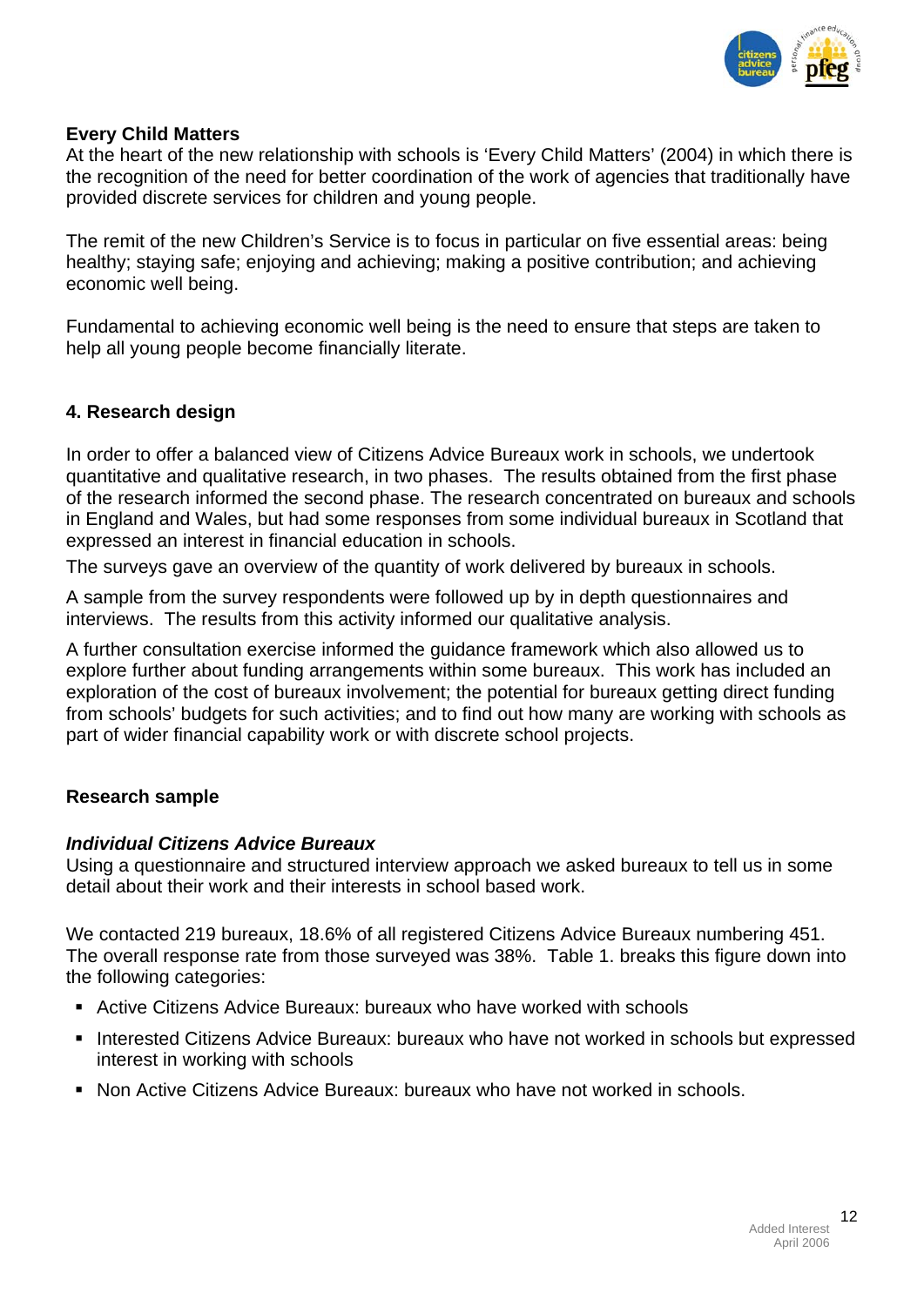**Every Child Matters**

At the heart of the new relationship with schools is 'Every Child Matters' (2004) in which there is the recognition of the need for better coordination of the work of agencies that traditionally have provided discrete services for children and young people.

The remit of the new Children's Service is to focus in particular on five essential areas: being healthy; staying safe; enjoying and achieving; making a positive contribution; and achieving economic well being.

Fundamental to achieving economic well being is the need to ensure that steps are taken to help all young people become financially literate.

## 4. Research design

In order to offer a balanced view of Citizens Advice Bureaux work in schools, we undertook quantitative and qualitative research, in two phases. The results obtained from the first phase of the research informed the second phase. The research concentrated on bureaux and schools in England and Wales, but had some responses from some individual bureaux in Scotland that expressed an interest in financial education in schools.

The surveys gave an overview of the quantity of work delivered by bureaux in schools.

A sample from the survey respondents were followed up by in depth questionnaires and interviews. The results from this activity informed our qualitative analysis.

A further consultation exercise informed the guidance framework which also allowed us to explore further about funding arrangements within some bureaux. This work has included an exploration of the cost of bureaux involvement; the potential for bureaux getting direct funding from schools' budgets for such activities; and to find out how many are working with schools as part of wider financial capability work or with discrete school projects.

### Research sample

***Individual Citizens Advice Bureaux***

Using a questionnaire and structured interview approach we asked bureaux to tell us in some detail about their work and their interests in school based work.

We contacted 219 bureaux, 18.6% of all registered Citizens Advice Bureaux numbering 451. The overall response rate from those surveyed was 38%. Table 1. breaks this figure down into the following categories:

- Active Citizens Advice Bureaux: bureaux who have worked with schools
- Interested Citizens Advice Bureaux: bureaux who have not worked in schools but expressed interest in working with schools
- Non Active Citizens Advice Bureaux: bureaux who have not worked in schools.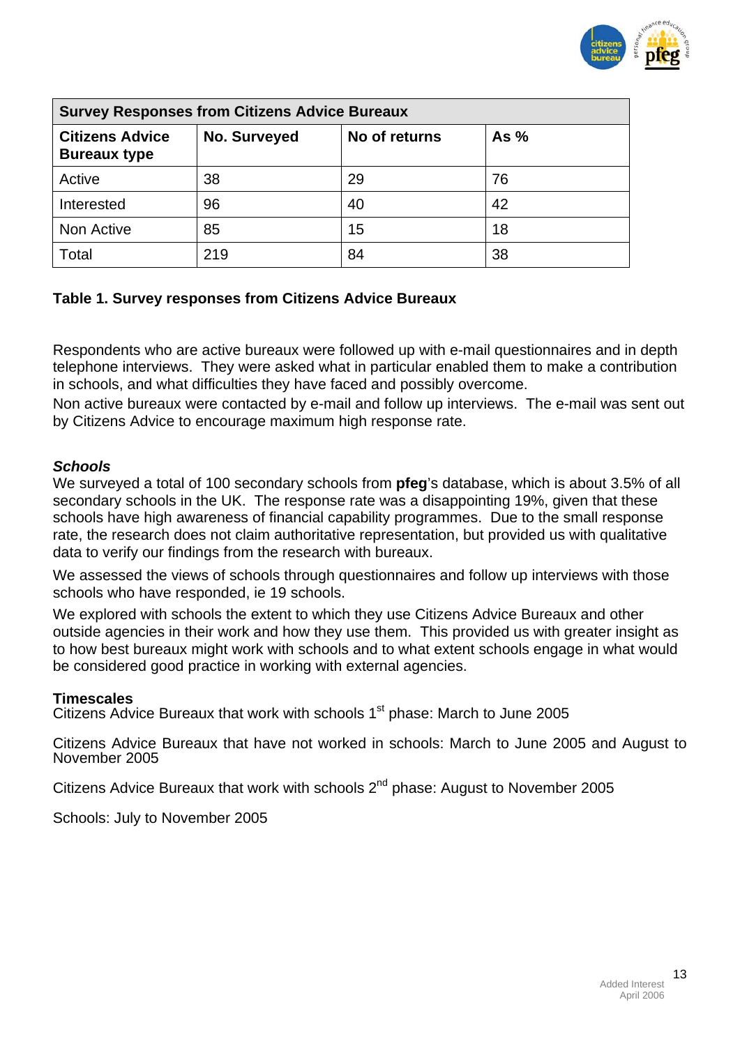| Survey Responses from Citizens Advice Bureaux | | | |
|---|---|---|---|
| **Citizens Advice Bureaux type** | **No. Surveyed** | **No of returns** | **As %** |
| Active | 38 | 29 | 76 |
| Interested | 96 | 40 | 42 |
| Non Active | 85 | 15 | 18 |
| Total | 219 | 84 | 38 |

**Table 1. Survey responses from Citizens Advice Bureaux**

Respondents who are active bureaux were followed up with e-mail questionnaires and in depth telephone interviews. They were asked what in particular enabled them to make a contribution in schools, and what difficulties they have faced and possibly overcome.

Non active bureaux were contacted by e-mail and follow up interviews. The e-mail was sent out by Citizens Advice to encourage maximum high response rate.

### *Schools*

We surveyed a total of 100 secondary schools from **pfeg**'s database, which is about 3.5% of all secondary schools in the UK. The response rate was a disappointing 19%, given that these schools have high awareness of financial capability programmes. Due to the small response rate, the research does not claim authoritative representation, but provided us with qualitative data to verify our findings from the research with bureaux.

We assessed the views of schools through questionnaires and follow up interviews with those schools who have responded, ie 19 schools.

We explored with schools the extent to which they use Citizens Advice Bureaux and other outside agencies in their work and how they use them. This provided us with greater insight as to how best bureaux might work with schools and to what extent schools engage in what would be considered good practice in working with external agencies.

### Timescales

Citizens Advice Bureaux that work with schools 1st phase: March to June 2005

Citizens Advice Bureaux that have not worked in schools: March to June 2005 and August to November 2005

Citizens Advice Bureaux that work with schools 2nd phase: August to November 2005

Schools: July to November 2005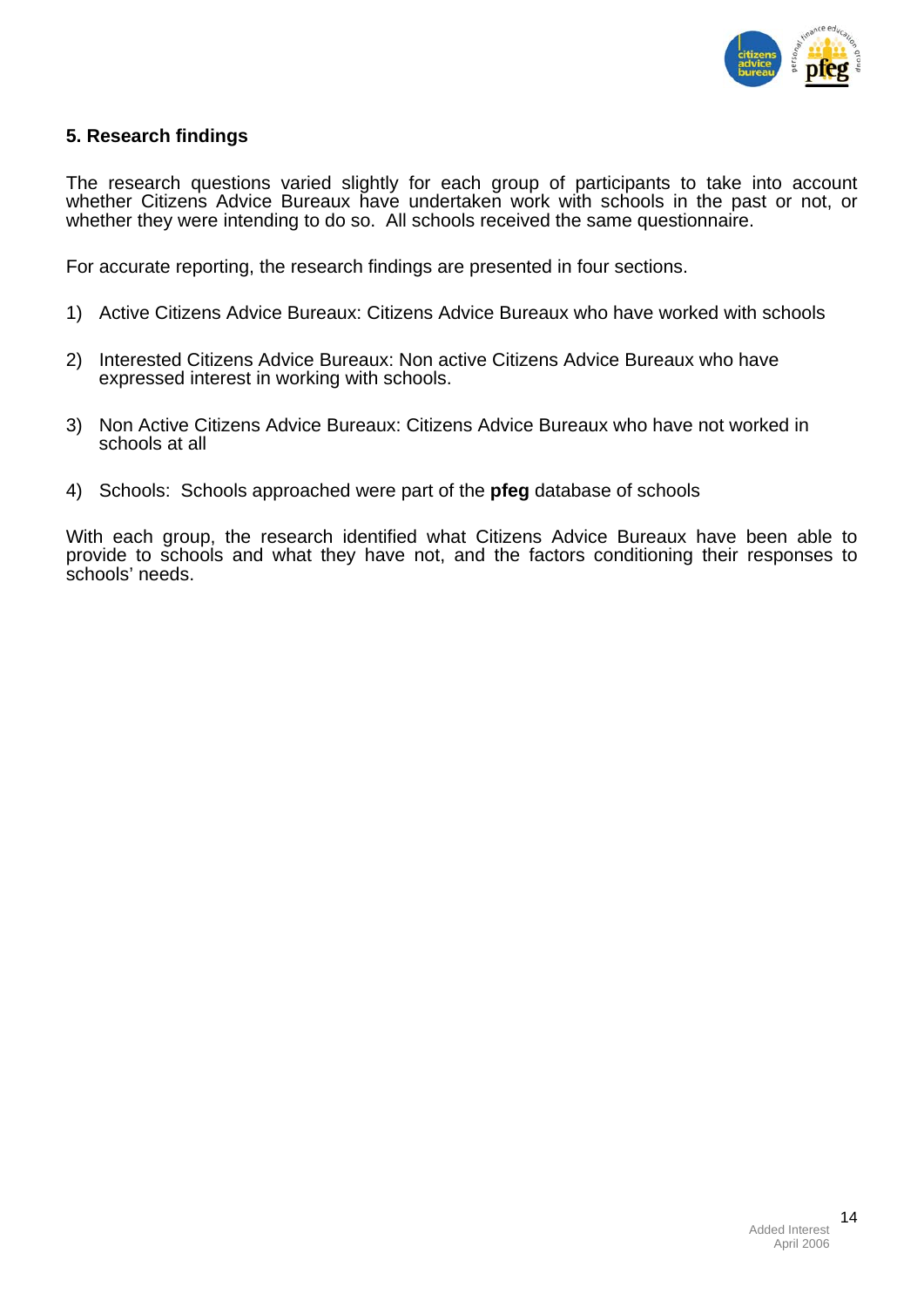## 5. Research findings

The research questions varied slightly for each group of participants to take into account whether Citizens Advice Bureaux have undertaken work with schools in the past or not, or whether they were intending to do so. All schools received the same questionnaire.

For accurate reporting, the research findings are presented in four sections.

1) Active Citizens Advice Bureaux: Citizens Advice Bureaux who have worked with schools

2) Interested Citizens Advice Bureaux: Non active Citizens Advice Bureaux who have expressed interest in working with schools.

3) Non Active Citizens Advice Bureaux: Citizens Advice Bureaux who have not worked in schools at all

4) Schools: Schools approached were part of the **pfeg** database of schools

With each group, the research identified what Citizens Advice Bureaux have been able to provide to schools and what they have not, and the factors conditioning their responses to schools' needs.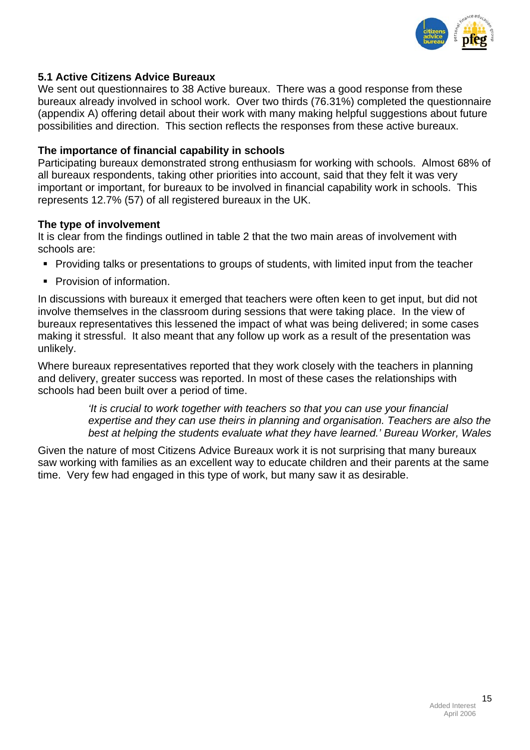### 5.1 Active Citizens Advice Bureaux

We sent out questionnaires to 38 Active bureaux. There was a good response from these bureaux already involved in school work. Over two thirds (76.31%) completed the questionnaire (appendix A) offering detail about their work with many making helpful suggestions about future possibilities and direction. This section reflects the responses from these active bureaux.

**The importance of financial capability in schools**

Participating bureaux demonstrated strong enthusiasm for working with schools. Almost 68% of all bureaux respondents, taking other priorities into account, said that they felt it was very important or important, for bureaux to be involved in financial capability work in schools. This represents 12.7% (57) of all registered bureaux in the UK.

**The type of involvement**

It is clear from the findings outlined in table 2 that the two main areas of involvement with schools are:

- Providing talks or presentations to groups of students, with limited input from the teacher
- Provision of information.

In discussions with bureaux it emerged that teachers were often keen to get input, but did not involve themselves in the classroom during sessions that were taking place. In the view of bureaux representatives this lessened the impact of what was being delivered; in some cases making it stressful. It also meant that any follow up work as a result of the presentation was unlikely.

Where bureaux representatives reported that they work closely with the teachers in planning and delivery, greater success was reported. In most of these cases the relationships with schools had been built over a period of time.

> *'It is crucial to work together with teachers so that you can use your financial expertise and they can use theirs in planning and organisation. Teachers are also the best at helping the students evaluate what they have learned.' Bureau Worker, Wales*

Given the nature of most Citizens Advice Bureaux work it is not surprising that many bureaux saw working with families as an excellent way to educate children and their parents at the same time. Very few had engaged in this type of work, but many saw it as desirable.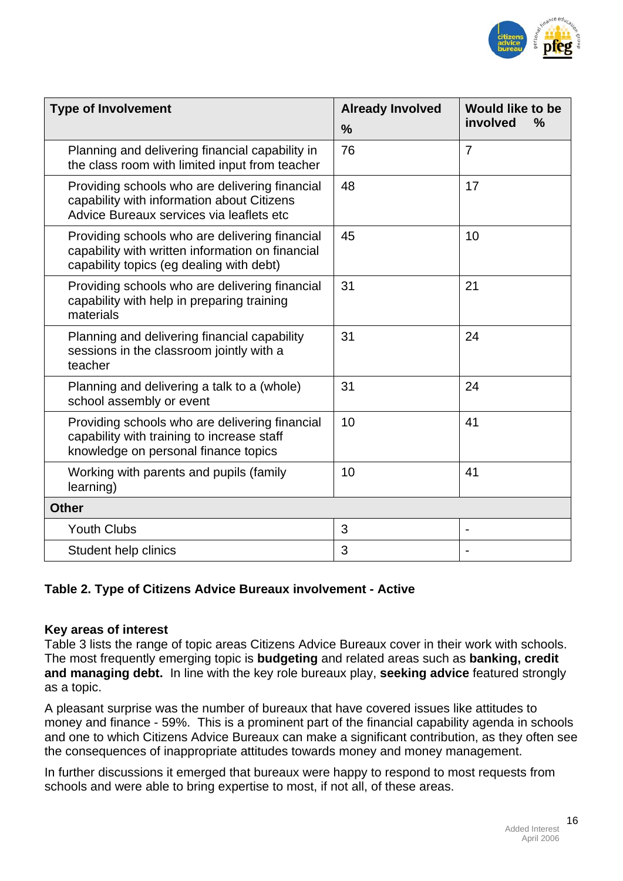| Type of Involvement | Already Involved % | Would like to be involved % |
|---|---|---|
| Planning and delivering financial capability in the class room with limited input from teacher | 76 | 7 |
| Providing schools who are delivering financial capability with information about Citizens Advice Bureaux services via leaflets etc | 48 | 17 |
| Providing schools who are delivering financial capability with written information on financial capability topics (eg dealing with debt) | 45 | 10 |
| Providing schools who are delivering financial capability with help in preparing training materials | 31 | 21 |
| Planning and delivering financial capability sessions in the classroom jointly with a teacher | 31 | 24 |
| Planning and delivering a talk to a (whole) school assembly or event | 31 | 24 |
| Providing schools who are delivering financial capability with training to increase staff knowledge on personal finance topics | 10 | 41 |
| Working with parents and pupils (family learning) | 10 | 41 |
| **Other** | | |
| Youth Clubs | 3 | - |
| Student help clinics | 3 | - |

**Table 2. Type of Citizens Advice Bureaux involvement - Active**

**Key areas of interest**

Table 3 lists the range of topic areas Citizens Advice Bureaux cover in their work with schools. The most frequently emerging topic is **budgeting** and related areas such as **banking, credit and managing debt.** In line with the key role bureaux play, **seeking advice** featured strongly as a topic.

A pleasant surprise was the number of bureaux that have covered issues like attitudes to money and finance - 59%. This is a prominent part of the financial capability agenda in schools and one to which Citizens Advice Bureaux can make a significant contribution, as they often see the consequences of inappropriate attitudes towards money and money management.

In further discussions it emerged that bureaux were happy to respond to most requests from schools and were able to bring expertise to most, if not all, of these areas.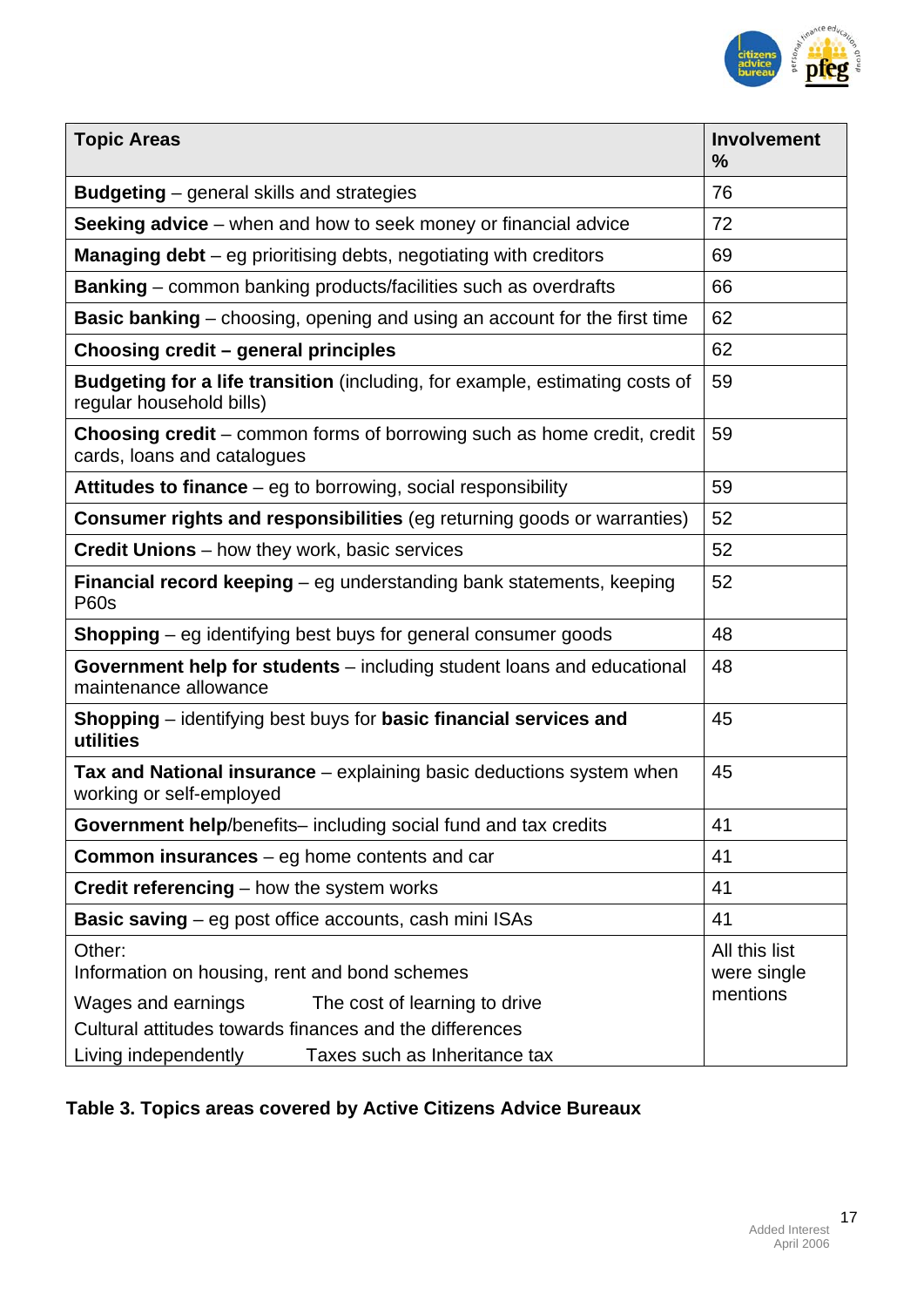| Topic Areas | Involvement % |
|---|---|
| **Budgeting** – general skills and strategies | 76 |
| **Seeking advice** – when and how to seek money or financial advice | 72 |
| **Managing debt** – eg prioritising debts, negotiating with creditors | 69 |
| **Banking** – common banking products/facilities such as overdrafts | 66 |
| **Basic banking** – choosing, opening and using an account for the first time | 62 |
| **Choosing credit – general principles** | 62 |
| **Budgeting for a life transition** (including, for example, estimating costs of regular household bills) | 59 |
| **Choosing credit** – common forms of borrowing such as home credit, credit cards, loans and catalogues | 59 |
| **Attitudes to finance** – eg to borrowing, social responsibility | 59 |
| **Consumer rights and responsibilities** (eg returning goods or warranties) | 52 |
| **Credit Unions** – how they work, basic services | 52 |
| **Financial record keeping** – eg understanding bank statements, keeping P60s | 52 |
| **Shopping** – eg identifying best buys for general consumer goods | 48 |
| **Government help for students** – including student loans and educational maintenance allowance | 48 |
| **Shopping** – identifying best buys for **basic financial services and utilities** | 45 |
| **Tax and National insurance** – explaining basic deductions system when working or self-employed | 45 |
| **Government help**/benefits– including social fund and tax credits | 41 |
| **Common insurances** – eg home contents and car | 41 |
| **Credit referencing** – how the system works | 41 |
| **Basic saving** – eg post office accounts, cash mini ISAs | 41 |
| Other:<br>Information on housing, rent and bond schemes<br>Wages and earnings The cost of learning to drive<br>Cultural attitudes towards finances and the differences<br>Living independently Taxes such as Inheritance tax | All this list were single mentions |

**Table 3. Topics areas covered by Active Citizens Advice Bureaux**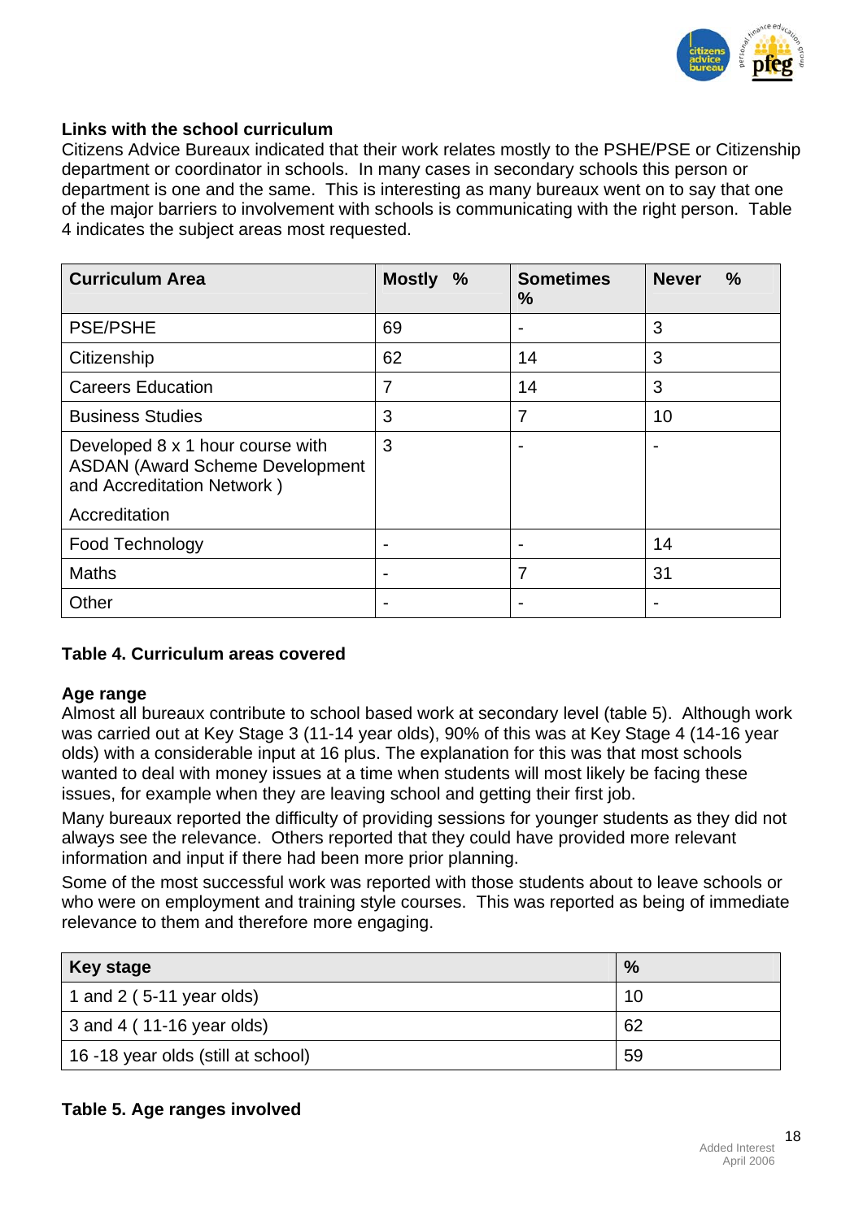## Links with the school curriculum

Citizens Advice Bureaux indicated that their work relates mostly to the PSHE/PSE or Citizenship department or coordinator in schools. In many cases in secondary schools this person or department is one and the same. This is interesting as many bureaux went on to say that one of the major barriers to involvement with schools is communicating with the right person. Table 4 indicates the subject areas most requested.

| Curriculum Area | Mostly % | Sometimes % | Never % |
|---|---|---|---|
| PSE/PSHE | 69 | - | 3 |
| Citizenship | 62 | 14 | 3 |
| Careers Education | 7 | 14 | 3 |
| Business Studies | 3 | 7 | 10 |
| Developed 8 x 1 hour course with ASDAN (Award Scheme Development and Accreditation Network ) Accreditation | 3 | - | - |
| Food Technology | - | - | 14 |
| Maths | - | 7 | 31 |
| Other | - | - | - |

**Table 4. Curriculum areas covered**

## Age range

Almost all bureaux contribute to school based work at secondary level (table 5). Although work was carried out at Key Stage 3 (11-14 year olds), 90% of this was at Key Stage 4 (14-16 year olds) with a considerable input at 16 plus. The explanation for this was that most schools wanted to deal with money issues at a time when students will most likely be facing these issues, for example when they are leaving school and getting their first job.

Many bureaux reported the difficulty of providing sessions for younger students as they did not always see the relevance. Others reported that they could have provided more relevant information and input if there had been more prior planning.

Some of the most successful work was reported with those students about to leave schools or who were on employment and training style courses. This was reported as being of immediate relevance to them and therefore more engaging.

| Key stage | % |
|---|---|
| 1 and 2 ( 5-11 year olds) | 10 |
| 3 and 4 ( 11-16 year olds) | 62 |
| 16 -18 year olds (still at school) | 59 |

**Table 5. Age ranges involved**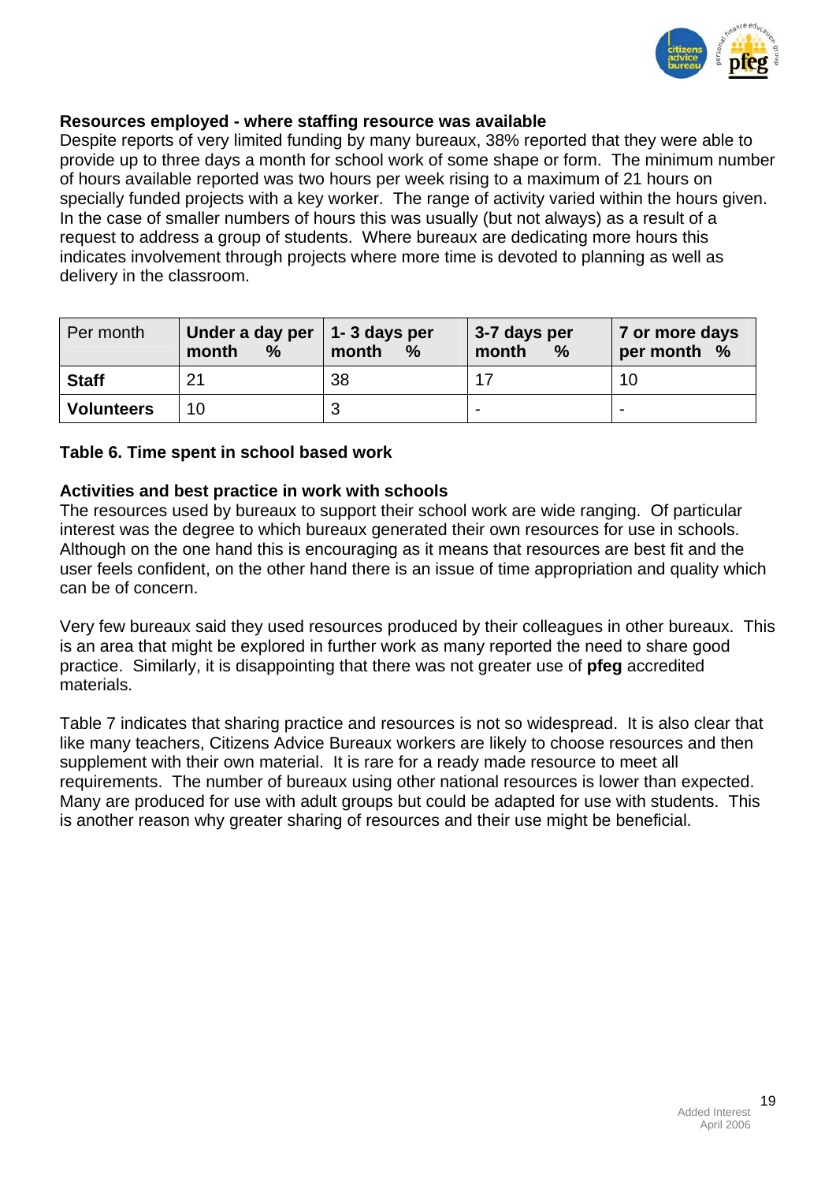### Resources employed - where staffing resource was available

Despite reports of very limited funding by many bureaux, 38% reported that they were able to provide up to three days a month for school work of some shape or form. The minimum number of hours available reported was two hours per week rising to a maximum of 21 hours on specially funded projects with a key worker. The range of activity varied within the hours given. In the case of smaller numbers of hours this was usually (but not always) as a result of a request to address a group of students. Where bureaux are dedicating more hours this indicates involvement through projects where more time is devoted to planning as well as delivery in the classroom.

| Per month | **Under a day per month %** | **1- 3 days per month %** | **3-7 days per month %** | **7 or more days per month %** |
|---|---|---|---|---|
| **Staff** | 21 | 38 | 17 | 10 |
| **Volunteers** | 10 | 3 | - | - |

**Table 6. Time spent in school based work**

### Activities and best practice in work with schools

The resources used by bureaux to support their school work are wide ranging. Of particular interest was the degree to which bureaux generated their own resources for use in schools. Although on the one hand this is encouraging as it means that resources are best fit and the user feels confident, on the other hand there is an issue of time appropriation and quality which can be of concern.

Very few bureaux said they used resources produced by their colleagues in other bureaux. This is an area that might be explored in further work as many reported the need to share good practice. Similarly, it is disappointing that there was not greater use of **pfeg** accredited materials.

Table 7 indicates that sharing practice and resources is not so widespread. It is also clear that like many teachers, Citizens Advice Bureaux workers are likely to choose resources and then supplement with their own material. It is rare for a ready made resource to meet all requirements. The number of bureaux using other national resources is lower than expected. Many are produced for use with adult groups but could be adapted for use with students. This is another reason why greater sharing of resources and their use might be beneficial.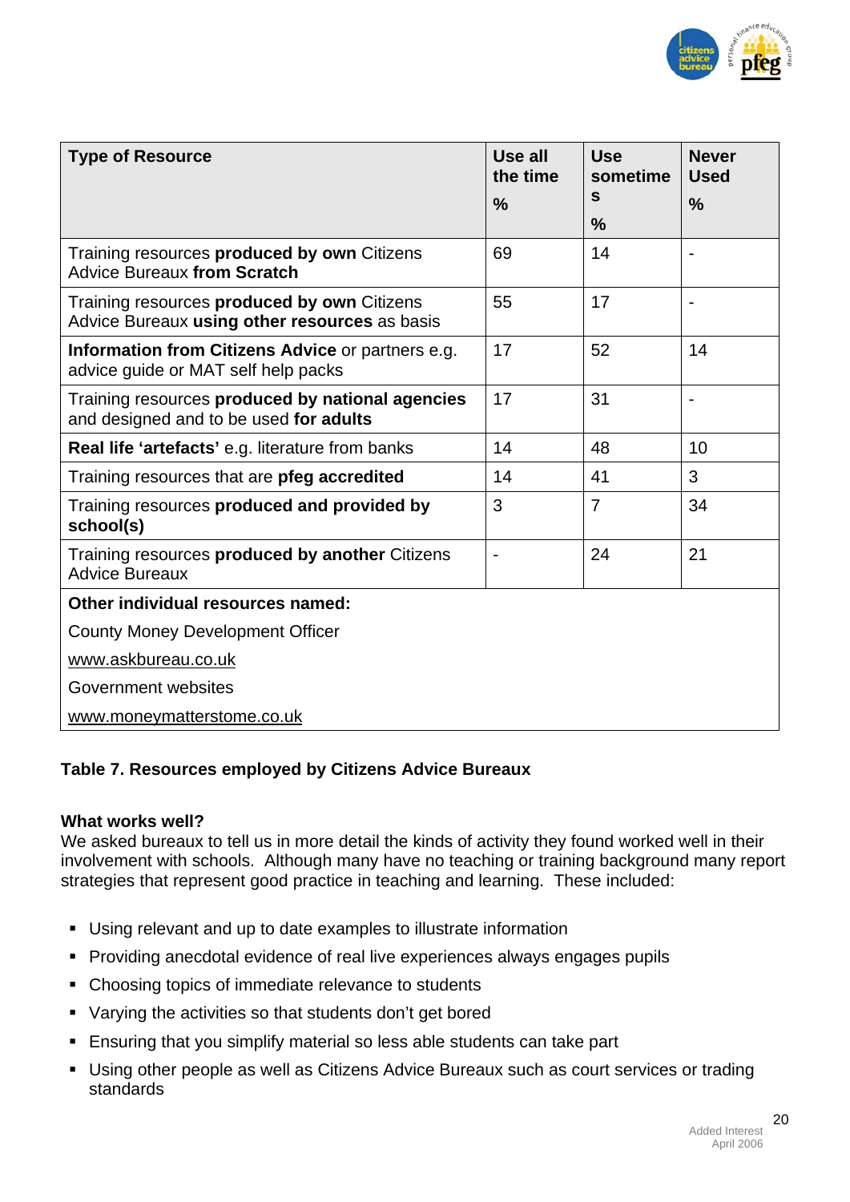| Type of Resource | Use all the time % | Use sometimes % | Never Used % |
|---|---|---|---|
| Training resources **produced by own** Citizens Advice Bureaux **from Scratch** | 69 | 14 | - |
| Training resources **produced by own** Citizens Advice Bureaux **using other resources** as basis | 55 | 17 | - |
| **Information from Citizens Advice** or partners e.g. advice guide or MAT self help packs | 17 | 52 | 14 |
| Training resources **produced by national agencies** and designed and to be used **for adults** | 17 | 31 | - |
| **Real life 'artefacts'** e.g. literature from banks | 14 | 48 | 10 |
| Training resources that are **pfeg accredited** | 14 | 41 | 3 |
| Training resources **produced and provided by school(s)** | 3 | 7 | 34 |
| Training resources **produced by another** Citizens Advice Bureaux | - | 24 | 21 |
| **Other individual resources named:**<br>County Money Development Officer<br>www.askbureau.co.uk<br>Government websites<br>www.moneymatterstome.co.uk | | | |

**Table 7. Resources employed by Citizens Advice Bureaux**

**What works well?**

We asked bureaux to tell us in more detail the kinds of activity they found worked well in their involvement with schools. Although many have no teaching or training background many report strategies that represent good practice in teaching and learning. These included:

- Using relevant and up to date examples to illustrate information
- Providing anecdotal evidence of real live experiences always engages pupils
- Choosing topics of immediate relevance to students
- Varying the activities so that students don't get bored
- Ensuring that you simplify material so less able students can take part
- Using other people as well as Citizens Advice Bureaux such as court services or trading standards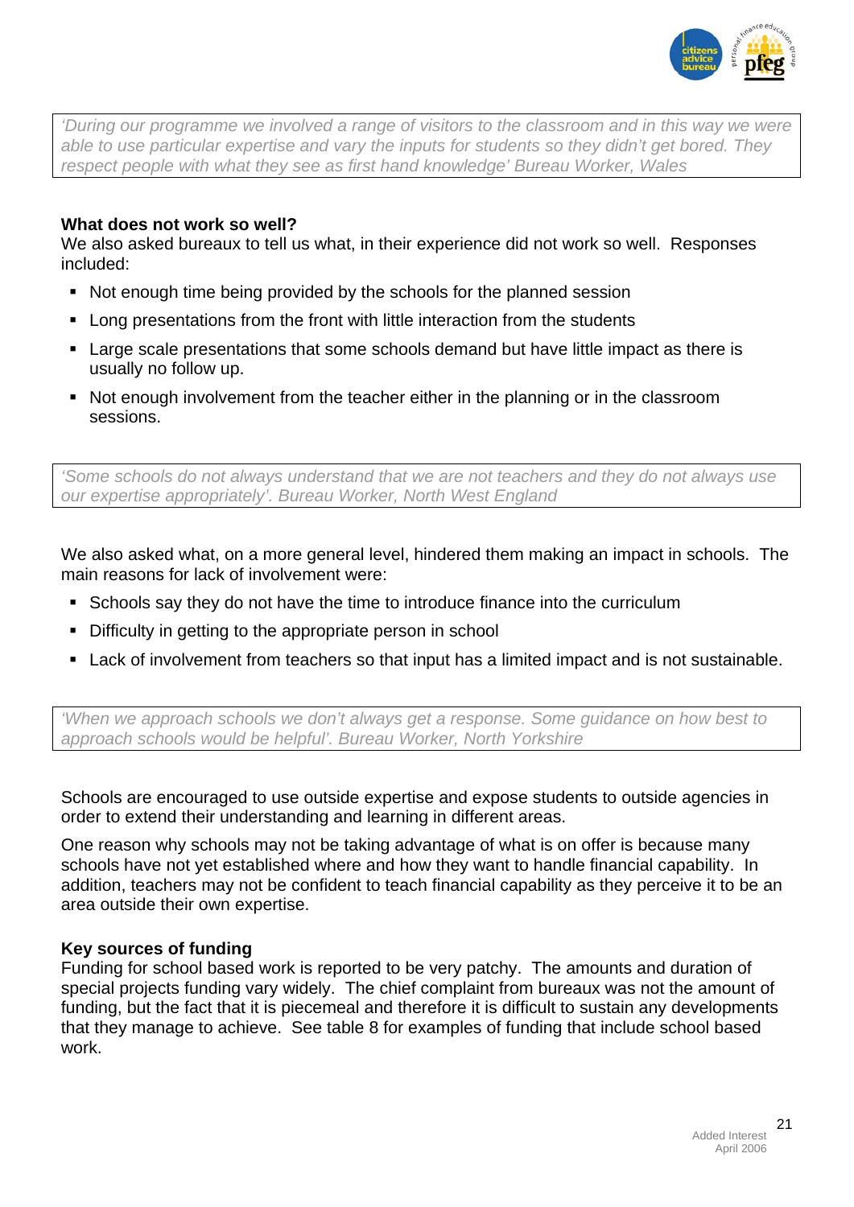*'During our programme we involved a range of visitors to the classroom and in this way we were able to use particular expertise and vary the inputs for students so they didn't get bored. They respect people with what they see as first hand knowledge' Bureau Worker, Wales*

**What does not work so well?**
We also asked bureaux to tell us what, in their experience did not work so well. Responses included:

- Not enough time being provided by the schools for the planned session
- Long presentations from the front with little interaction from the students
- Large scale presentations that some schools demand but have little impact as there is usually no follow up.
- Not enough involvement from the teacher either in the planning or in the classroom sessions.

*'Some schools do not always understand that we are not teachers and they do not always use our expertise appropriately'. Bureau Worker, North West England*

We also asked what, on a more general level, hindered them making an impact in schools. The main reasons for lack of involvement were:

- Schools say they do not have the time to introduce finance into the curriculum
- Difficulty in getting to the appropriate person in school
- Lack of involvement from teachers so that input has a limited impact and is not sustainable.

*'When we approach schools we don't always get a response. Some guidance on how best to approach schools would be helpful'. Bureau Worker, North Yorkshire*

Schools are encouraged to use outside expertise and expose students to outside agencies in order to extend their understanding and learning in different areas.

One reason why schools may not be taking advantage of what is on offer is because many schools have not yet established where and how they want to handle financial capability. In addition, teachers may not be confident to teach financial capability as they perceive it to be an area outside their own expertise.

**Key sources of funding**
Funding for school based work is reported to be very patchy. The amounts and duration of special projects funding vary widely. The chief complaint from bureaux was not the amount of funding, but the fact that it is piecemeal and therefore it is difficult to sustain any developments that they manage to achieve. See table 8 for examples of funding that include school based work.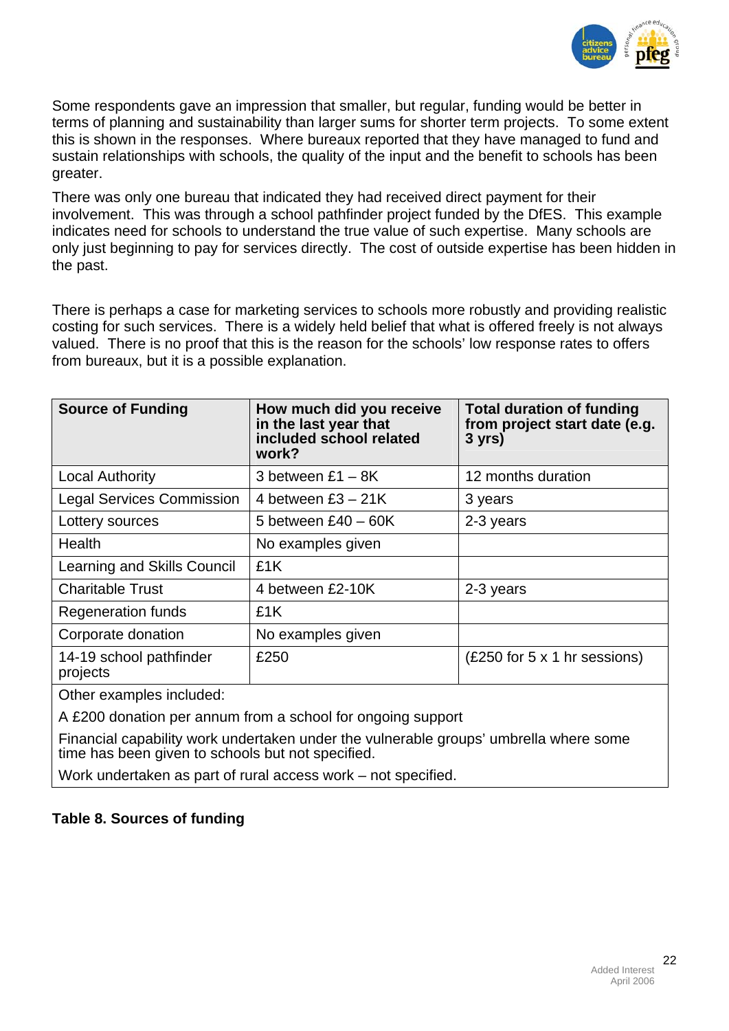Some respondents gave an impression that smaller, but regular, funding would be better in terms of planning and sustainability than larger sums for shorter term projects. To some extent this is shown in the responses. Where bureaux reported that they have managed to fund and sustain relationships with schools, the quality of the input and the benefit to schools has been greater.

There was only one bureau that indicated they had received direct payment for their involvement. This was through a school pathfinder project funded by the DfES. This example indicates need for schools to understand the true value of such expertise. Many schools are only just beginning to pay for services directly. The cost of outside expertise has been hidden in the past.

There is perhaps a case for marketing services to schools more robustly and providing realistic costing for such services. There is a widely held belief that what is offered freely is not always valued. There is no proof that this is the reason for the schools' low response rates to offers from bureaux, but it is a possible explanation.

| **Source of Funding** | **How much did you receive in the last year that included school related work?** | **Total duration of funding from project start date (e.g. 3 yrs)** |
|---|---|---|
| Local Authority | 3 between £1 – 8K | 12 months duration |
| Legal Services Commission | 4 between £3 – 21K | 3 years |
| Lottery sources | 5 between £40 – 60K | 2-3 years |
| Health | No examples given | |
| Learning and Skills Council | £1K | |
| Charitable Trust | 4 between £2-10K | 2-3 years |
| Regeneration funds | £1K | |
| Corporate donation | No examples given | |
| 14-19 school pathfinder projects | £250 | (£250 for 5 x 1 hr sessions) |
| Other examples included: | | |
| A £200 donation per annum from a school for ongoing support | | |
| Financial capability work undertaken under the vulnerable groups' umbrella where some time has been given to schools but not specified. | | |
| Work undertaken as part of rural access work – not specified. | | |

**Table 8. Sources of funding**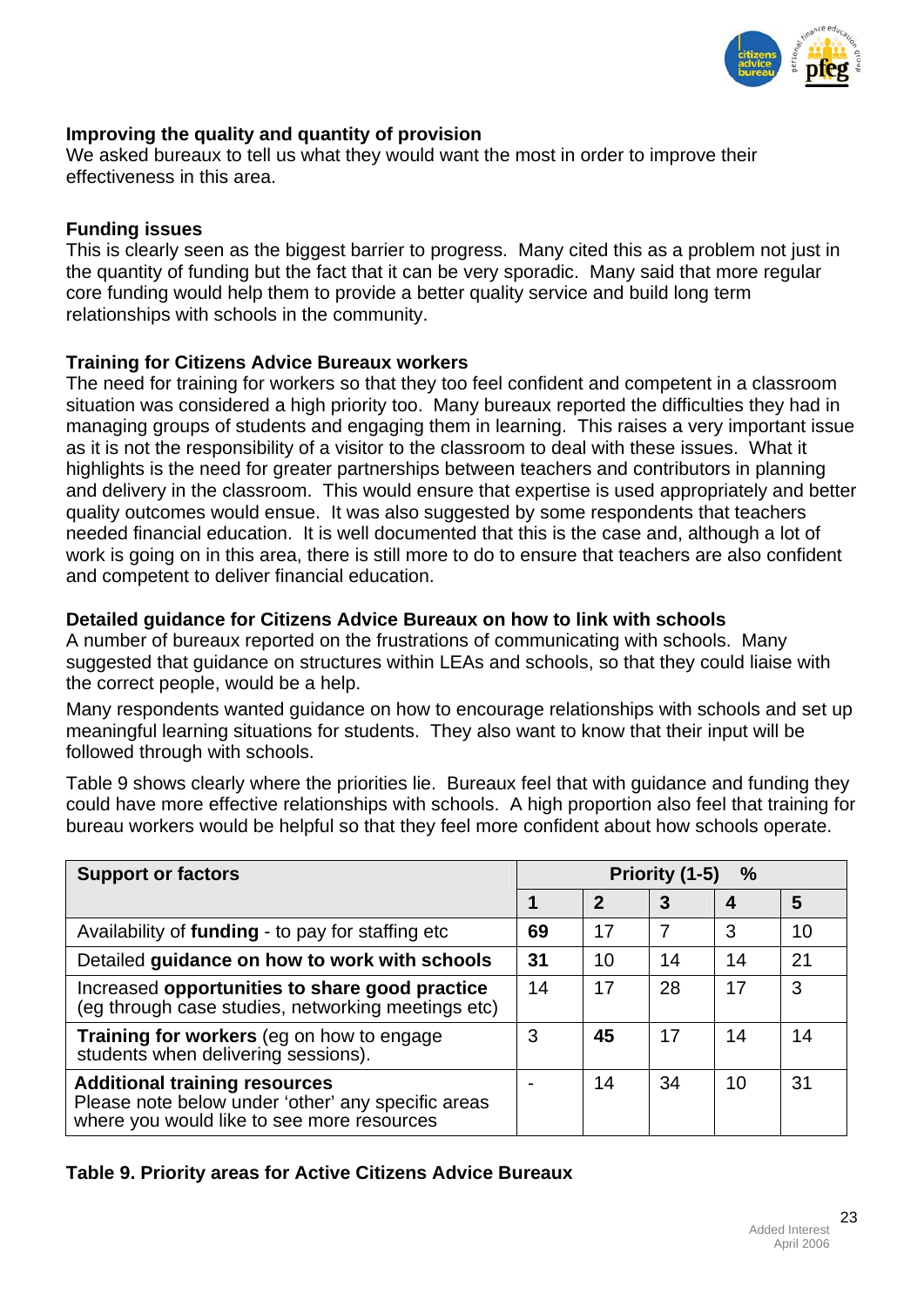### Improving the quality and quantity of provision

We asked bureaux to tell us what they would want the most in order to improve their effectiveness in this area.

### Funding issues

This is clearly seen as the biggest barrier to progress. Many cited this as a problem not just in the quantity of funding but the fact that it can be very sporadic. Many said that more regular core funding would help them to provide a better quality service and build long term relationships with schools in the community.

### Training for Citizens Advice Bureaux workers

The need for training for workers so that they too feel confident and competent in a classroom situation was considered a high priority too. Many bureaux reported the difficulties they had in managing groups of students and engaging them in learning. This raises a very important issue as it is not the responsibility of a visitor to the classroom to deal with these issues. What it highlights is the need for greater partnerships between teachers and contributors in planning and delivery in the classroom. This would ensure that expertise is used appropriately and better quality outcomes would ensue. It was also suggested by some respondents that teachers needed financial education. It is well documented that this is the case and, although a lot of work is going on in this area, there is still more to do to ensure that teachers are also confident and competent to deliver financial education.

### Detailed guidance for Citizens Advice Bureaux on how to link with schools

A number of bureaux reported on the frustrations of communicating with schools. Many suggested that guidance on structures within LEAs and schools, so that they could liaise with the correct people, would be a help.

Many respondents wanted guidance on how to encourage relationships with schools and set up meaningful learning situations for students. They also want to know that their input will be followed through with schools.

Table 9 shows clearly where the priorities lie. Bureaux feel that with guidance and funding they could have more effective relationships with schools. A high proportion also feel that training for bureau workers would be helpful so that they feel more confident about how schools operate.

| Support or factors | Priority (1-5) % | | | | |
|---|---|---|---|---|---|
| | 1 | 2 | 3 | 4 | 5 |
| Availability of **funding** - to pay for staffing etc | **69** | 17 | 7 | 3 | 10 |
| Detailed **guidance on how to work with schools** | **31** | 10 | 14 | 14 | 21 |
| Increased **opportunities to share good practice** (eg through case studies, networking meetings etc) | 14 | 17 | 28 | 17 | 3 |
| **Training for workers** (eg on how to engage students when delivering sessions). | 3 | **45** | 17 | 14 | 14 |
| **Additional training resources** Please note below under 'other' any specific areas where you would like to see more resources | - | 14 | 34 | 10 | 31 |

**Table 9. Priority areas for Active Citizens Advice Bureaux**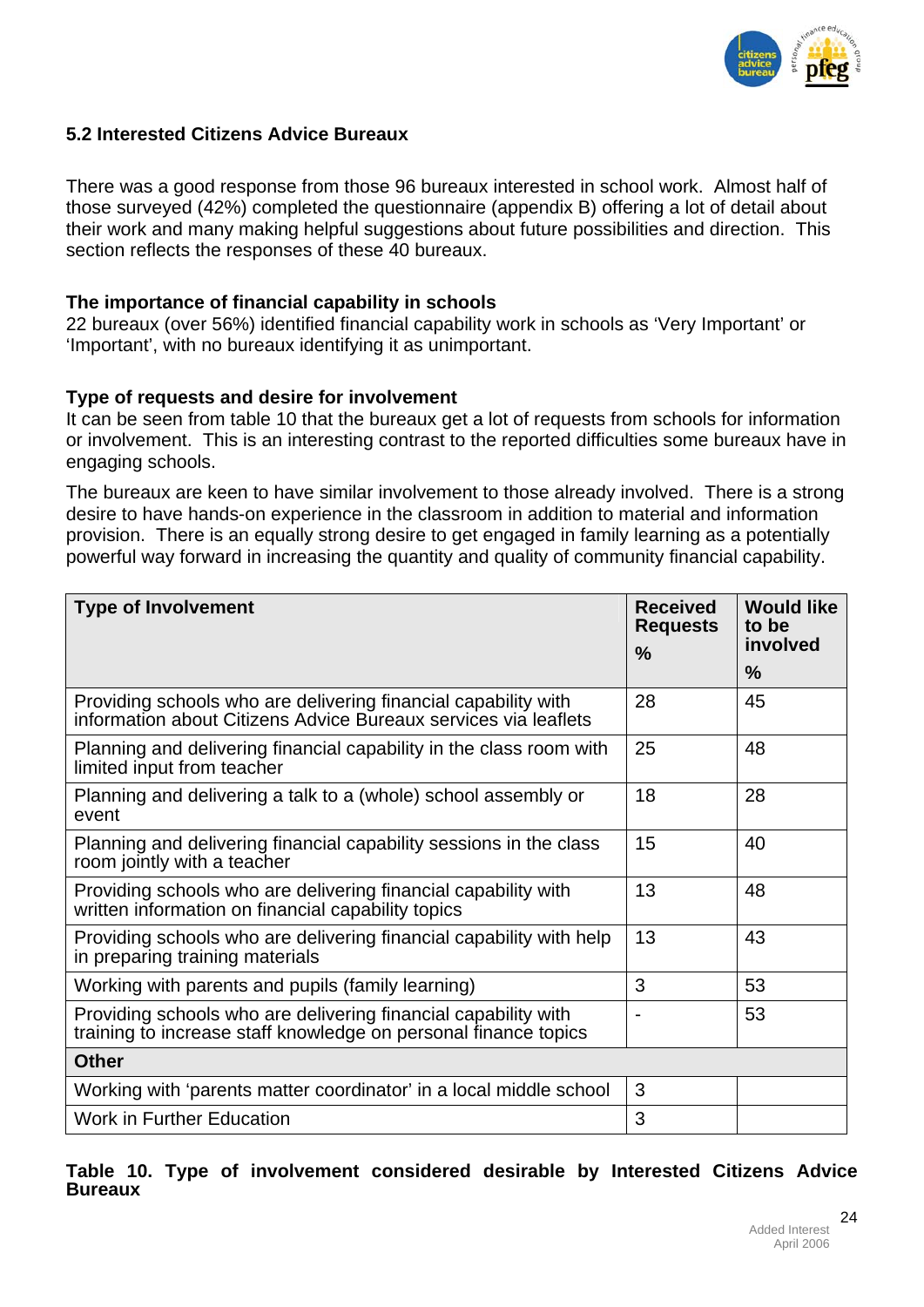### 5.2 Interested Citizens Advice Bureaux

There was a good response from those 96 bureaux interested in school work. Almost half of those surveyed (42%) completed the questionnaire (appendix B) offering a lot of detail about their work and many making helpful suggestions about future possibilities and direction. This section reflects the responses of these 40 bureaux.

**The importance of financial capability in schools**

22 bureaux (over 56%) identified financial capability work in schools as 'Very Important' or 'Important', with no bureaux identifying it as unimportant.

**Type of requests and desire for involvement**

It can be seen from table 10 that the bureaux get a lot of requests from schools for information or involvement. This is an interesting contrast to the reported difficulties some bureaux have in engaging schools.

The bureaux are keen to have similar involvement to those already involved. There is a strong desire to have hands-on experience in the classroom in addition to material and information provision. There is an equally strong desire to get engaged in family learning as a potentially powerful way forward in increasing the quantity and quality of community financial capability.

| Type of Involvement | Received Requests % | Would like to be involved % |
|---|---|---|
| Providing schools who are delivering financial capability with information about Citizens Advice Bureaux services via leaflets | 28 | 45 |
| Planning and delivering financial capability in the class room with limited input from teacher | 25 | 48 |
| Planning and delivering a talk to a (whole) school assembly or event | 18 | 28 |
| Planning and delivering financial capability sessions in the class room jointly with a teacher | 15 | 40 |
| Providing schools who are delivering financial capability with written information on financial capability topics | 13 | 48 |
| Providing schools who are delivering financial capability with help in preparing training materials | 13 | 43 |
| Working with parents and pupils (family learning) | 3 | 53 |
| Providing schools who are delivering financial capability with training to increase staff knowledge on personal finance topics | - | 53 |
| **Other** | | |
| Working with 'parents matter coordinator' in a local middle school | 3 | |
| Work in Further Education | 3 | |

**Table 10. Type of involvement considered desirable by Interested Citizens Advice Bureaux**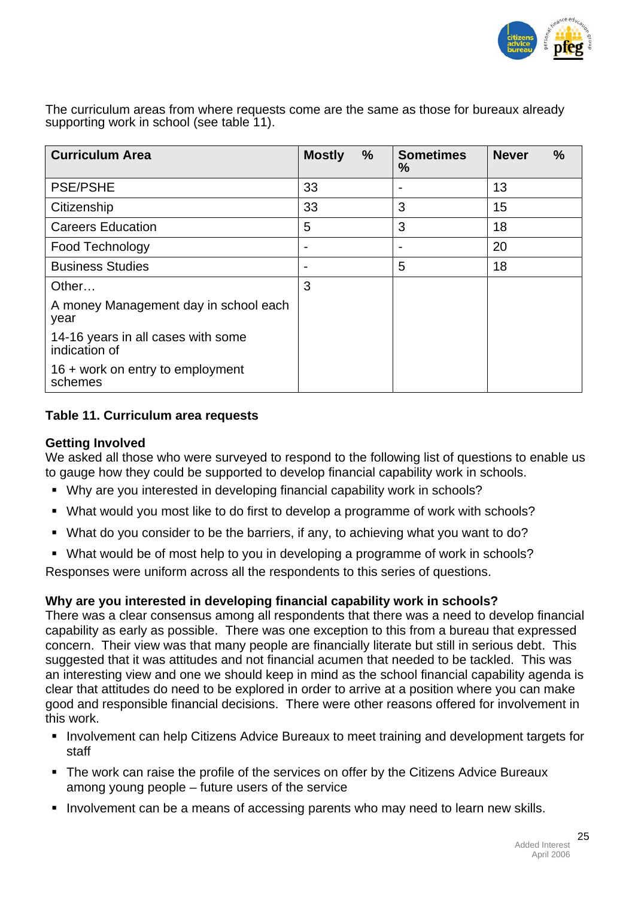The curriculum areas from where requests come are the same as those for bureaux already supporting work in school (see table 11).

| Curriculum Area | Mostly % | Sometimes % | Never % |
|---|---|---|---|
| PSE/PSHE | 33 | - | 13 |
| Citizenship | 33 | 3 | 15 |
| Careers Education | 5 | 3 | 18 |
| Food Technology | - | - | 20 |
| Business Studies | - | 5 | 18 |
| Other… A money Management day in school each year 14-16 years in all cases with some indication of 16 + work on entry to employment schemes | 3 | | |

**Table 11. Curriculum area requests**

**Getting Involved**

We asked all those who were surveyed to respond to the following list of questions to enable us to gauge how they could be supported to develop financial capability work in schools.

- Why are you interested in developing financial capability work in schools?
- What would you most like to do first to develop a programme of work with schools?
- What do you consider to be the barriers, if any, to achieving what you want to do?
- What would be of most help to you in developing a programme of work in schools?

Responses were uniform across all the respondents to this series of questions.

**Why are you interested in developing financial capability work in schools?**

There was a clear consensus among all respondents that there was a need to develop financial capability as early as possible. There was one exception to this from a bureau that expressed concern. Their view was that many people are financially literate but still in serious debt. This suggested that it was attitudes and not financial acumen that needed to be tackled. This was an interesting view and one we should keep in mind as the school financial capability agenda is clear that attitudes do need to be explored in order to arrive at a position where you can make good and responsible financial decisions. There were other reasons offered for involvement in this work.

- Involvement can help Citizens Advice Bureaux to meet training and development targets for staff
- The work can raise the profile of the services on offer by the Citizens Advice Bureaux among young people – future users of the service
- Involvement can be a means of accessing parents who may need to learn new skills.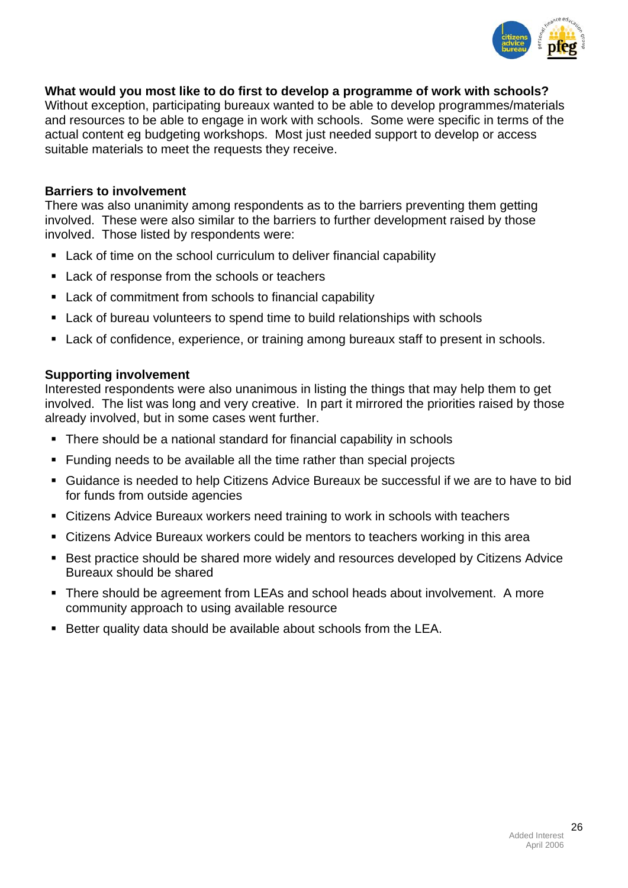**What would you most like to do first to develop a programme of work with schools?**
Without exception, participating bureaux wanted to be able to develop programmes/materials and resources to be able to engage in work with schools. Some were specific in terms of the actual content eg budgeting workshops. Most just needed support to develop or access suitable materials to meet the requests they receive.

**Barriers to involvement**
There was also unanimity among respondents as to the barriers preventing them getting involved. These were also similar to the barriers to further development raised by those involved. Those listed by respondents were:

- Lack of time on the school curriculum to deliver financial capability
- Lack of response from the schools or teachers
- Lack of commitment from schools to financial capability
- Lack of bureau volunteers to spend time to build relationships with schools
- Lack of confidence, experience, or training among bureaux staff to present in schools.

**Supporting involvement**
Interested respondents were also unanimous in listing the things that may help them to get involved. The list was long and very creative. In part it mirrored the priorities raised by those already involved, but in some cases went further.

- There should be a national standard for financial capability in schools
- Funding needs to be available all the time rather than special projects
- Guidance is needed to help Citizens Advice Bureaux be successful if we are to have to bid for funds from outside agencies
- Citizens Advice Bureaux workers need training to work in schools with teachers
- Citizens Advice Bureaux workers could be mentors to teachers working in this area
- Best practice should be shared more widely and resources developed by Citizens Advice Bureaux should be shared
- There should be agreement from LEAs and school heads about involvement. A more community approach to using available resource
- Better quality data should be available about schools from the LEA.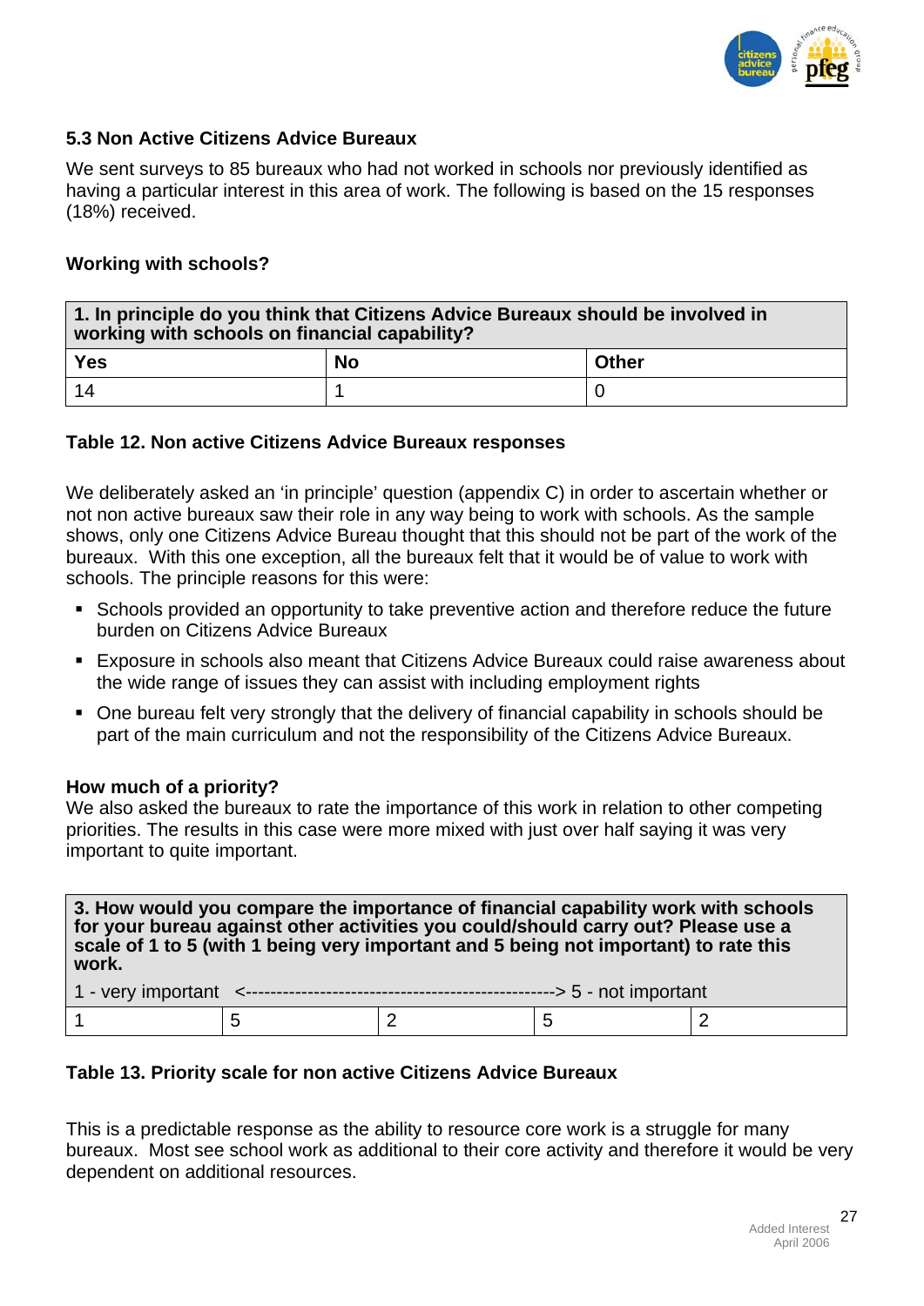### 5.3 Non Active Citizens Advice Bureaux

We sent surveys to 85 bureaux who had not worked in schools nor previously identified as having a particular interest in this area of work. The following is based on the 15 responses (18%) received.

**Working with schools?**

| 1. In principle do you think that Citizens Advice Bureaux should be involved in working with schools on financial capability? | | |
|---|---|---|
| **Yes** | **No** | **Other** |
| 14 | 1 | 0 |

**Table 12. Non active Citizens Advice Bureaux responses**

We deliberately asked an 'in principle' question (appendix C) in order to ascertain whether or not non active bureaux saw their role in any way being to work with schools. As the sample shows, only one Citizens Advice Bureau thought that this should not be part of the work of the bureaux. With this one exception, all the bureaux felt that it would be of value to work with schools. The principle reasons for this were:

- Schools provided an opportunity to take preventive action and therefore reduce the future burden on Citizens Advice Bureaux
- Exposure in schools also meant that Citizens Advice Bureaux could raise awareness about the wide range of issues they can assist with including employment rights
- One bureau felt very strongly that the delivery of financial capability in schools should be part of the main curriculum and not the responsibility of the Citizens Advice Bureaux.

**How much of a priority?**

We also asked the bureaux to rate the importance of this work in relation to other competing priorities. The results in this case were more mixed with just over half saying it was very important to quite important.

| 3. How would you compare the importance of financial capability work with schools for your bureau against other activities you could/should carry out? Please use a scale of 1 to 5 (with 1 being very important and 5 being not important) to rate this work. | | | | |
|---|---|---|---|---|
| 1 - very important <--------------------------------------------------> 5 - not important | | | | |
| 1 | 5 | 2 | 5 | 2 |

**Table 13. Priority scale for non active Citizens Advice Bureaux**

This is a predictable response as the ability to resource core work is a struggle for many bureaux. Most see school work as additional to their core activity and therefore it would be very dependent on additional resources.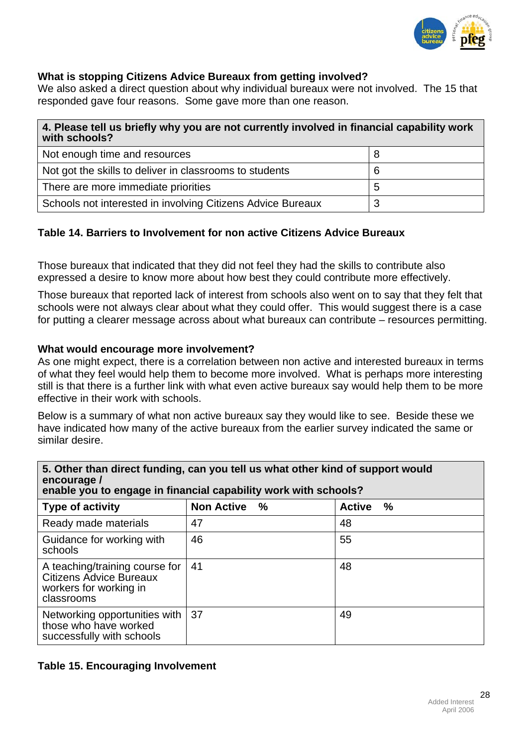### What is stopping Citizens Advice Bureaux from getting involved?

We also asked a direct question about why individual bureaux were not involved. The 15 that responded gave four reasons. Some gave more than one reason.

| 4. Please tell us briefly why you are not currently involved in financial capability work with schools? | |
|---|---|
| Not enough time and resources | 8 |
| Not got the skills to deliver in classrooms to students | 6 |
| There are more immediate priorities | 5 |
| Schools not interested in involving Citizens Advice Bureaux | 3 |

**Table 14. Barriers to Involvement for non active Citizens Advice Bureaux**

Those bureaux that indicated that they did not feel they had the skills to contribute also expressed a desire to know more about how best they could contribute more effectively.

Those bureaux that reported lack of interest from schools also went on to say that they felt that schools were not always clear about what they could offer. This would suggest there is a case for putting a clearer message across about what bureaux can contribute – resources permitting.

### What would encourage more involvement?

As one might expect, there is a correlation between non active and interested bureaux in terms of what they feel would help them to become more involved. What is perhaps more interesting still is that there is a further link with what even active bureaux say would help them to be more effective in their work with schools.

Below is a summary of what non active bureaux say they would like to see. Beside these we have indicated how many of the active bureaux from the earlier survey indicated the same or similar desire.

| 5. Other than direct funding, can you tell us what other kind of support would encourage / enable you to engage in financial capability work with schools? | | |
|---|---|---|
| **Type of activity** | **Non Active %** | **Active %** |
| Ready made materials | 47 | 48 |
| Guidance for working with schools | 46 | 55 |
| A teaching/training course for Citizens Advice Bureaux workers for working in classrooms | 41 | 48 |
| Networking opportunities with those who have worked successfully with schools | 37 | 49 |

**Table 15. Encouraging Involvement**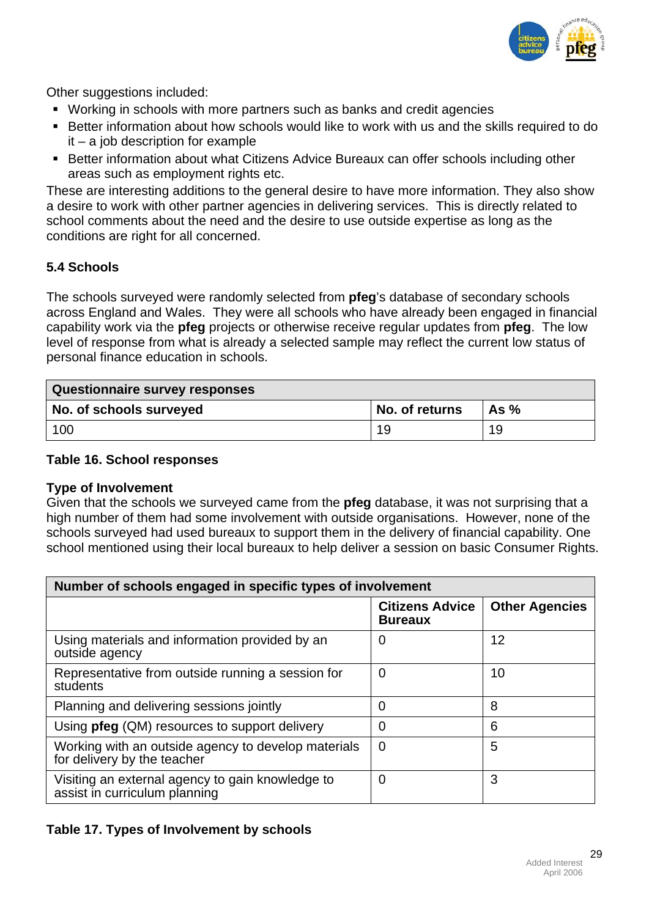Other suggestions included:

- Working in schools with more partners such as banks and credit agencies
- Better information about how schools would like to work with us and the skills required to do it – a job description for example
- Better information about what Citizens Advice Bureaux can offer schools including other areas such as employment rights etc.

These are interesting additions to the general desire to have more information. They also show a desire to work with other partner agencies in delivering services. This is directly related to school comments about the need and the desire to use outside expertise as long as the conditions are right for all concerned.

### 5.4 Schools

The schools surveyed were randomly selected from **pfeg**'s database of secondary schools across England and Wales. They were all schools who have already been engaged in financial capability work via the **pfeg** projects or otherwise receive regular updates from **pfeg**. The low level of response from what is already a selected sample may reflect the current low status of personal finance education in schools.

| Questionnaire survey responses | | |
|---|---|---|
| **No. of schools surveyed** | **No. of returns** | **As %** |
| 100 | 19 | 19 |

**Table 16. School responses**

**Type of Involvement**

Given that the schools we surveyed came from the **pfeg** database, it was not surprising that a high number of them had some involvement with outside organisations. However, none of the schools surveyed had used bureaux to support them in the delivery of financial capability. One school mentioned using their local bureaux to help deliver a session on basic Consumer Rights.

| Number of schools engaged in specific types of involvement | | |
|---|---|---|
| | **Citizens Advice Bureaux** | **Other Agencies** |
| Using materials and information provided by an outside agency | 0 | 12 |
| Representative from outside running a session for students | 0 | 10 |
| Planning and delivering sessions jointly | 0 | 8 |
| Using **pfeg** (QM) resources to support delivery | 0 | 6 |
| Working with an outside agency to develop materials for delivery by the teacher | 0 | 5 |
| Visiting an external agency to gain knowledge to assist in curriculum planning | 0 | 3 |

**Table 17. Types of Involvement by schools**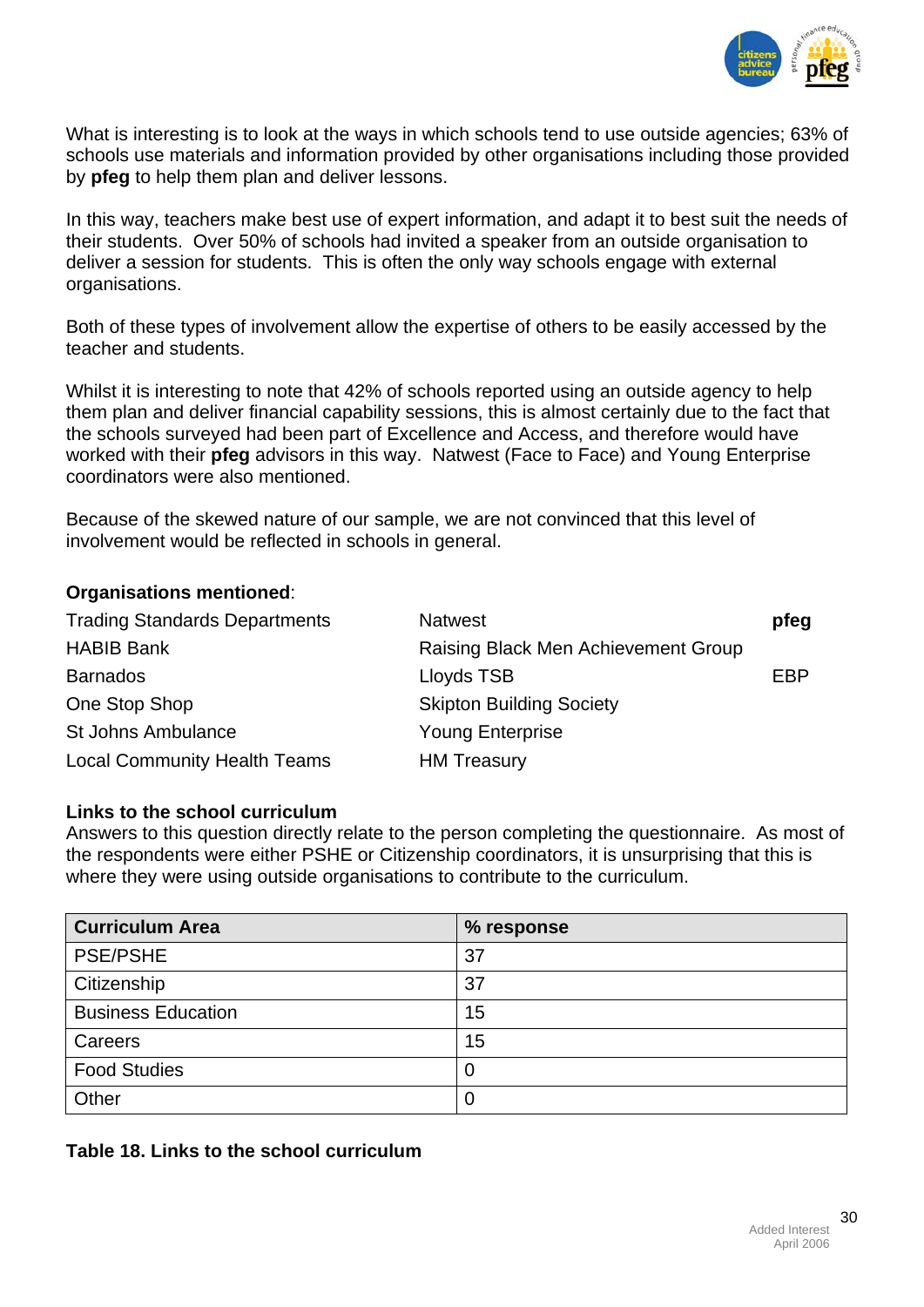What is interesting is to look at the ways in which schools tend to use outside agencies; 63% of schools use materials and information provided by other organisations including those provided by **pfeg** to help them plan and deliver lessons.

In this way, teachers make best use of expert information, and adapt it to best suit the needs of their students. Over 50% of schools had invited a speaker from an outside organisation to deliver a session for students. This is often the only way schools engage with external organisations.

Both of these types of involvement allow the expertise of others to be easily accessed by the teacher and students.

Whilst it is interesting to note that 42% of schools reported using an outside agency to help them plan and deliver financial capability sessions, this is almost certainly due to the fact that the schools surveyed had been part of Excellence and Access, and therefore would have worked with their **pfeg** advisors in this way. Natwest (Face to Face) and Young Enterprise coordinators were also mentioned.

Because of the skewed nature of our sample, we are not convinced that this level of involvement would be reflected in schools in general.

**Organisations mentioned**:

- Trading Standards Departments
- HABIB Bank
- Barnados
- One Stop Shop
- St Johns Ambulance
- Local Community Health Teams
- Natwest
- Raising Black Men Achievement Group
- Lloyds TSB
- Skipton Building Society
- Young Enterprise
- HM Treasury
- **pfeg**
- EBP

**Links to the school curriculum**

Answers to this question directly relate to the person completing the questionnaire. As most of the respondents were either PSHE or Citizenship coordinators, it is unsurprising that this is where they were using outside organisations to contribute to the curriculum.

| Curriculum Area | % response |
|---|---|
| PSE/PSHE | 37 |
| Citizenship | 37 |
| Business Education | 15 |
| Careers | 15 |
| Food Studies | 0 |
| Other | 0 |

**Table 18. Links to the school curriculum**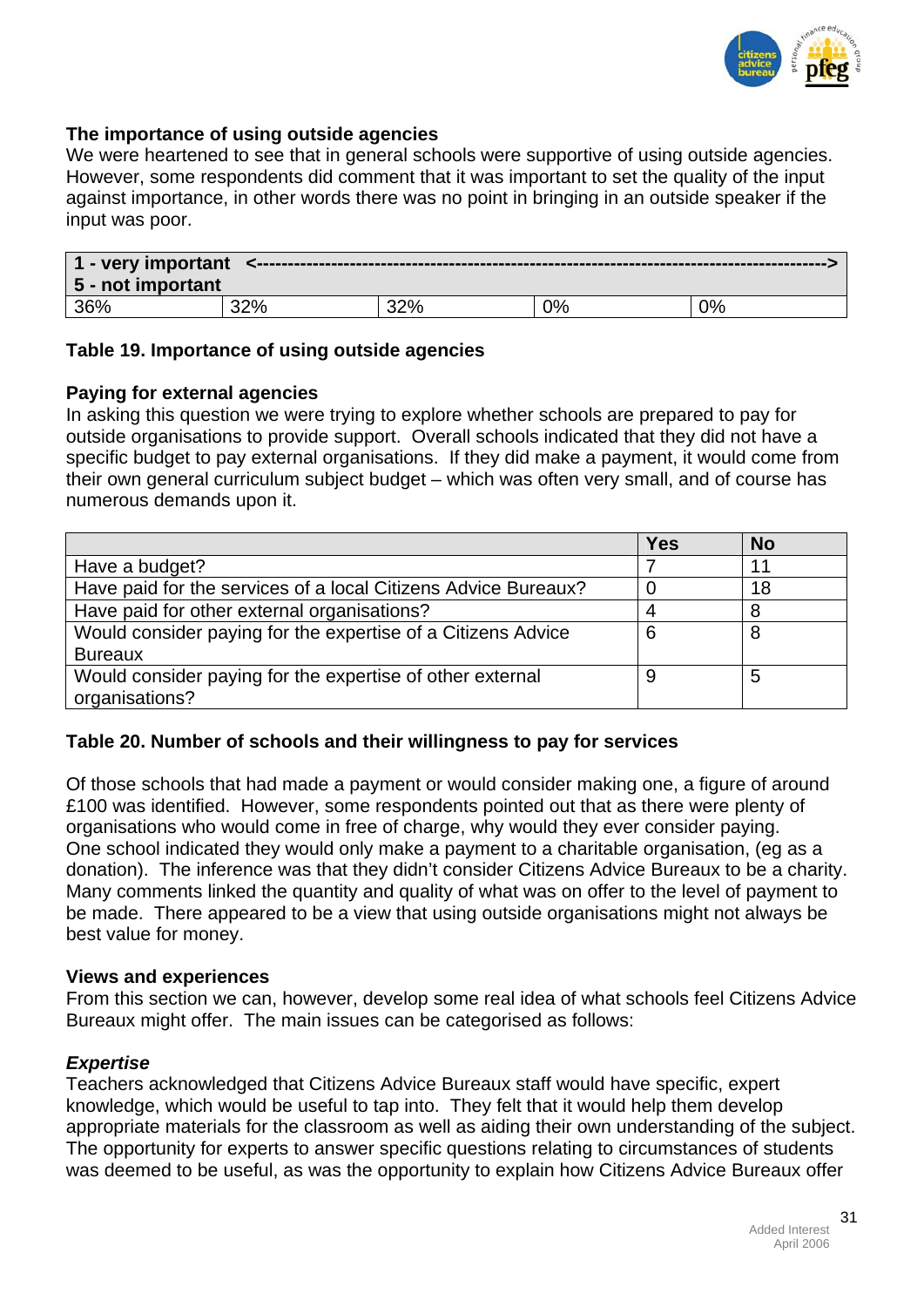### The importance of using outside agencies

We were heartened to see that in general schools were supportive of using outside agencies. However, some respondents did comment that it was important to set the quality of the input against importance, in other words there was no point in bringing in an outside speaker if the input was poor.

| 1 - very important <----------------------------------------------------------------------------------------> 5 - not important | | | | |
|---|---|---|---|---|
| 36% | 32% | 32% | 0% | 0% |

**Table 19. Importance of using outside agencies**

### Paying for external agencies

In asking this question we were trying to explore whether schools are prepared to pay for outside organisations to provide support. Overall schools indicated that they did not have a specific budget to pay external organisations. If they did make a payment, it would come from their own general curriculum subject budget – which was often very small, and of course has numerous demands upon it.

| | Yes | No |
|---|---|---|
| Have a budget? | 7 | 11 |
| Have paid for the services of a local Citizens Advice Bureaux? | 0 | 18 |
| Have paid for other external organisations? | 4 | 8 |
| Would consider paying for the expertise of a Citizens Advice Bureaux | 6 | 8 |
| Would consider paying for the expertise of other external organisations? | 9 | 5 |

**Table 20. Number of schools and their willingness to pay for services**

Of those schools that had made a payment or would consider making one, a figure of around £100 was identified. However, some respondents pointed out that as there were plenty of organisations who would come in free of charge, why would they ever consider paying. One school indicated they would only make a payment to a charitable organisation, (eg as a donation). The inference was that they didn't consider Citizens Advice Bureaux to be a charity. Many comments linked the quantity and quality of what was on offer to the level of payment to be made. There appeared to be a view that using outside organisations might not always be best value for money.

### Views and experiences

From this section we can, however, develop some real idea of what schools feel Citizens Advice Bureaux might offer. The main issues can be categorised as follows:

***Expertise***

Teachers acknowledged that Citizens Advice Bureaux staff would have specific, expert knowledge, which would be useful to tap into. They felt that it would help them develop appropriate materials for the classroom as well as aiding their own understanding of the subject. The opportunity for experts to answer specific questions relating to circumstances of students was deemed to be useful, as was the opportunity to explain how Citizens Advice Bureaux offer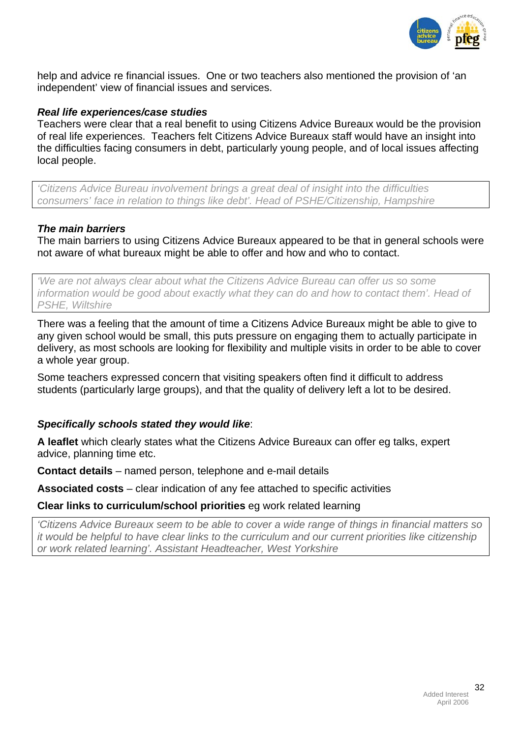help and advice re financial issues. One or two teachers also mentioned the provision of 'an independent' view of financial issues and services.

***Real life experiences/case studies***

Teachers were clear that a real benefit to using Citizens Advice Bureaux would be the provision of real life experiences. Teachers felt Citizens Advice Bureaux staff would have an insight into the difficulties facing consumers in debt, particularly young people, and of local issues affecting local people.

> *'Citizens Advice Bureau involvement brings a great deal of insight into the difficulties consumers' face in relation to things like debt'. Head of PSHE/Citizenship, Hampshire*

***The main barriers***

The main barriers to using Citizens Advice Bureaux appeared to be that in general schools were not aware of what bureaux might be able to offer and how and who to contact.

> *'We are not always clear about what the Citizens Advice Bureau can offer us so some information would be good about exactly what they can do and how to contact them'. Head of PSHE, Wiltshire*

There was a feeling that the amount of time a Citizens Advice Bureaux might be able to give to any given school would be small, this puts pressure on engaging them to actually participate in delivery, as most schools are looking for flexibility and multiple visits in order to be able to cover a whole year group.

Some teachers expressed concern that visiting speakers often find it difficult to address students (particularly large groups), and that the quality of delivery left a lot to be desired.

***Specifically schools stated they would like***:

**A leaflet** which clearly states what the Citizens Advice Bureaux can offer eg talks, expert advice, planning time etc.

**Contact details** – named person, telephone and e-mail details

**Associated costs** – clear indication of any fee attached to specific activities

**Clear links to curriculum/school priorities** eg work related learning

> *'Citizens Advice Bureaux seem to be able to cover a wide range of things in financial matters so it would be helpful to have clear links to the curriculum and our current priorities like citizenship or work related learning'. Assistant Headteacher, West Yorkshire*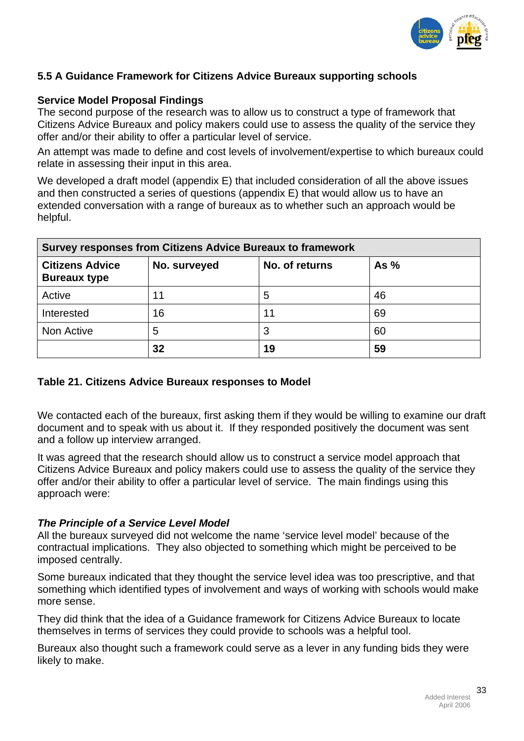### 5.5 A Guidance Framework for Citizens Advice Bureaux supporting schools

**Service Model Proposal Findings**

The second purpose of the research was to allow us to construct a type of framework that Citizens Advice Bureaux and policy makers could use to assess the quality of the service they offer and/or their ability to offer a particular level of service.

An attempt was made to define and cost levels of involvement/expertise to which bureaux could relate in assessing their input in this area.

We developed a draft model (appendix E) that included consideration of all the above issues and then constructed a series of questions (appendix E) that would allow us to have an extended conversation with a range of bureaux as to whether such an approach would be helpful.

| Survey responses from Citizens Advice Bureaux to framework | | | |
|---|---|---|---|
| **Citizens Advice Bureaux type** | **No. surveyed** | **No. of returns** | **As %** |
| Active | 11 | 5 | 46 |
| Interested | 16 | 11 | 69 |
| Non Active | 5 | 3 | 60 |
| | **32** | **19** | **59** |

**Table 21. Citizens Advice Bureaux responses to Model**

We contacted each of the bureaux, first asking them if they would be willing to examine our draft document and to speak with us about it. If they responded positively the document was sent and a follow up interview arranged.

It was agreed that the research should allow us to construct a service model approach that Citizens Advice Bureaux and policy makers could use to assess the quality of the service they offer and/or their ability to offer a particular level of service. The main findings using this approach were:

***The Principle of a Service Level Model***

All the bureaux surveyed did not welcome the name 'service level model' because of the contractual implications. They also objected to something which might be perceived to be imposed centrally.

Some bureaux indicated that they thought the service level idea was too prescriptive, and that something which identified types of involvement and ways of working with schools would make more sense.

They did think that the idea of a Guidance framework for Citizens Advice Bureaux to locate themselves in terms of services they could provide to schools was a helpful tool.

Bureaux also thought such a framework could serve as a lever in any funding bids they were likely to make.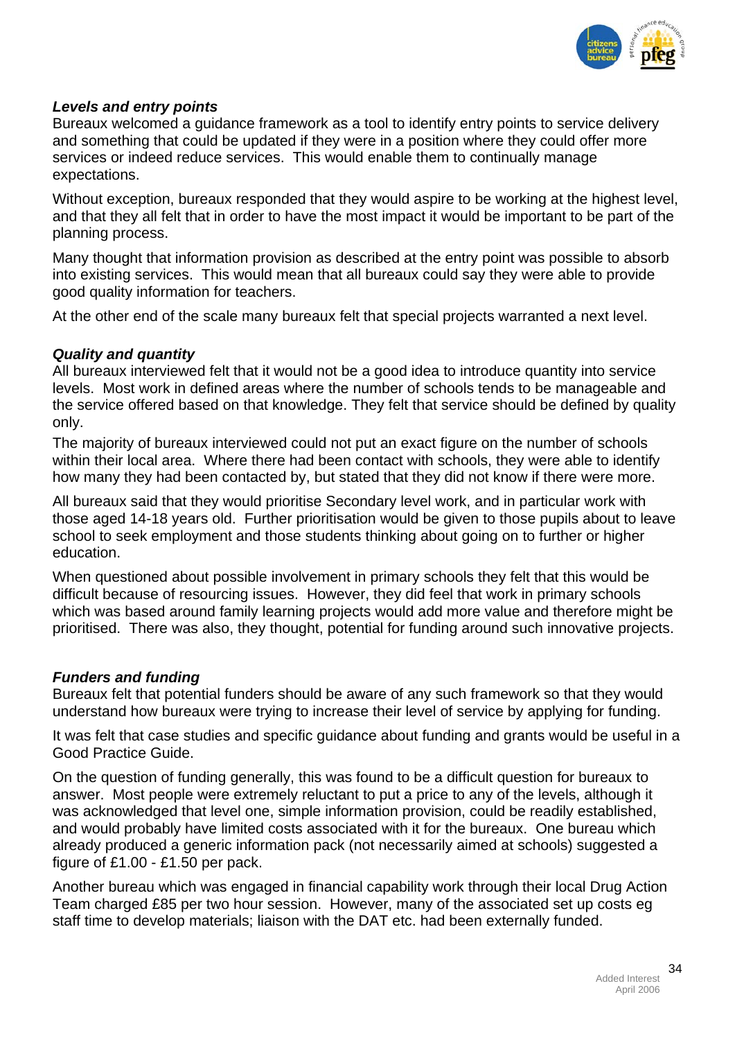### *Levels and entry points*

Bureaux welcomed a guidance framework as a tool to identify entry points to service delivery and something that could be updated if they were in a position where they could offer more services or indeed reduce services. This would enable them to continually manage expectations.

Without exception, bureaux responded that they would aspire to be working at the highest level, and that they all felt that in order to have the most impact it would be important to be part of the planning process.

Many thought that information provision as described at the entry point was possible to absorb into existing services. This would mean that all bureaux could say they were able to provide good quality information for teachers.

At the other end of the scale many bureaux felt that special projects warranted a next level.

### *Quality and quantity*

All bureaux interviewed felt that it would not be a good idea to introduce quantity into service levels. Most work in defined areas where the number of schools tends to be manageable and the service offered based on that knowledge. They felt that service should be defined by quality only.

The majority of bureaux interviewed could not put an exact figure on the number of schools within their local area. Where there had been contact with schools, they were able to identify how many they had been contacted by, but stated that they did not know if there were more.

All bureaux said that they would prioritise Secondary level work, and in particular work with those aged 14-18 years old. Further prioritisation would be given to those pupils about to leave school to seek employment and those students thinking about going on to further or higher education.

When questioned about possible involvement in primary schools they felt that this would be difficult because of resourcing issues. However, they did feel that work in primary schools which was based around family learning projects would add more value and therefore might be prioritised. There was also, they thought, potential for funding around such innovative projects.

### *Funders and funding*

Bureaux felt that potential funders should be aware of any such framework so that they would understand how bureaux were trying to increase their level of service by applying for funding.

It was felt that case studies and specific guidance about funding and grants would be useful in a Good Practice Guide.

On the question of funding generally, this was found to be a difficult question for bureaux to answer. Most people were extremely reluctant to put a price to any of the levels, although it was acknowledged that level one, simple information provision, could be readily established, and would probably have limited costs associated with it for the bureaux. One bureau which already produced a generic information pack (not necessarily aimed at schools) suggested a figure of £1.00 - £1.50 per pack.

Another bureau which was engaged in financial capability work through their local Drug Action Team charged £85 per two hour session. However, many of the associated set up costs eg staff time to develop materials; liaison with the DAT etc. had been externally funded.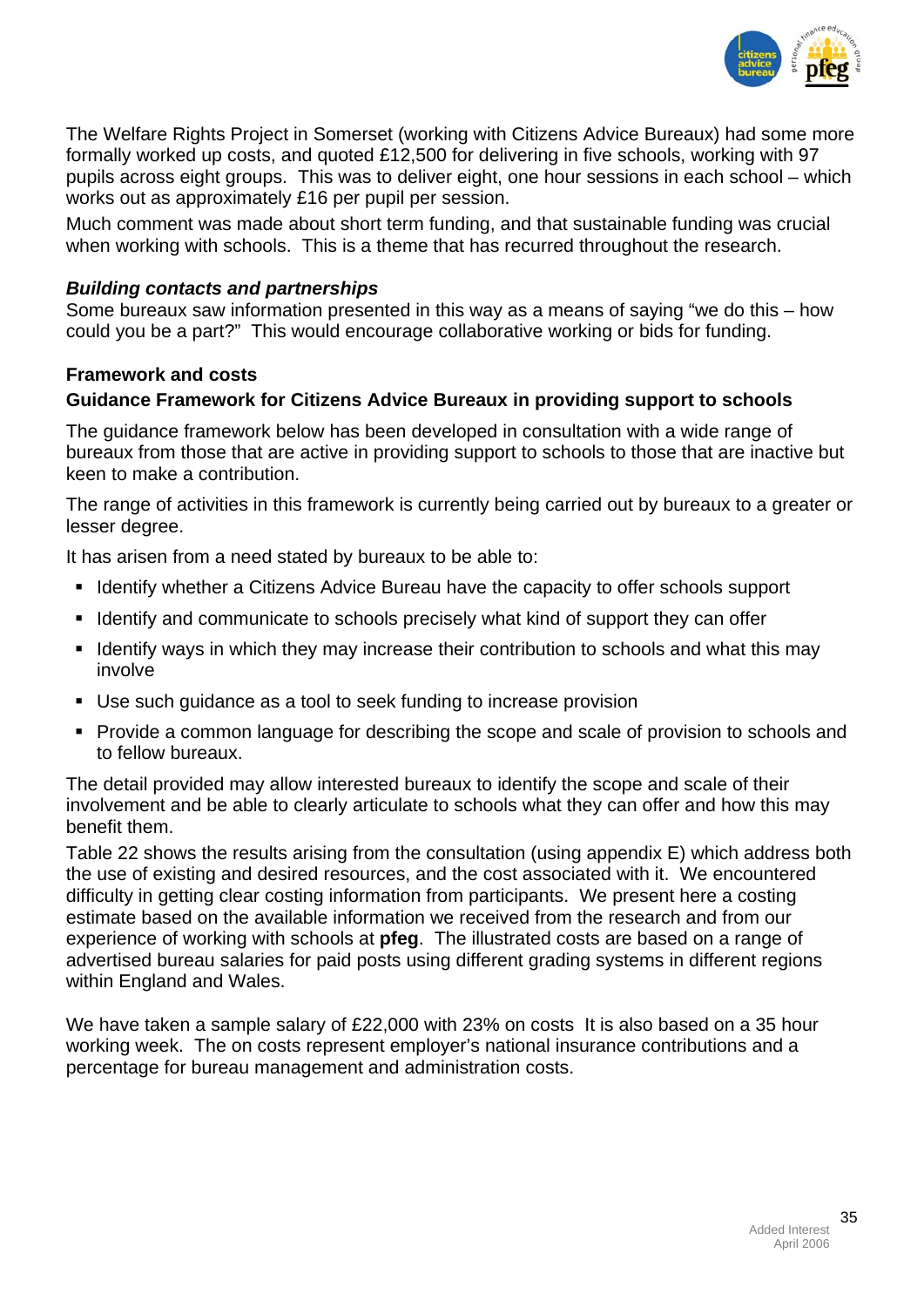The Welfare Rights Project in Somerset (working with Citizens Advice Bureaux) had some more formally worked up costs, and quoted £12,500 for delivering in five schools, working with 97 pupils across eight groups. This was to deliver eight, one hour sessions in each school – which works out as approximately £16 per pupil per session.

Much comment was made about short term funding, and that sustainable funding was crucial when working with schools. This is a theme that has recurred throughout the research.

***Building contacts and partnerships***

Some bureaux saw information presented in this way as a means of saying "we do this – how could you be a part?" This would encourage collaborative working or bids for funding.

**Framework and costs**

**Guidance Framework for Citizens Advice Bureaux in providing support to schools**

The guidance framework below has been developed in consultation with a wide range of bureaux from those that are active in providing support to schools to those that are inactive but keen to make a contribution.

The range of activities in this framework is currently being carried out by bureaux to a greater or lesser degree.

It has arisen from a need stated by bureaux to be able to:

- Identify whether a Citizens Advice Bureau have the capacity to offer schools support
- Identify and communicate to schools precisely what kind of support they can offer
- Identify ways in which they may increase their contribution to schools and what this may involve
- Use such guidance as a tool to seek funding to increase provision
- Provide a common language for describing the scope and scale of provision to schools and to fellow bureaux.

The detail provided may allow interested bureaux to identify the scope and scale of their involvement and be able to clearly articulate to schools what they can offer and how this may benefit them.

Table 22 shows the results arising from the consultation (using appendix E) which address both the use of existing and desired resources, and the cost associated with it. We encountered difficulty in getting clear costing information from participants. We present here a costing estimate based on the available information we received from the research and from our experience of working with schools at **pfeg**. The illustrated costs are based on a range of advertised bureau salaries for paid posts using different grading systems in different regions within England and Wales.

We have taken a sample salary of £22,000 with 23% on costs It is also based on a 35 hour working week. The on costs represent employer's national insurance contributions and a percentage for bureau management and administration costs.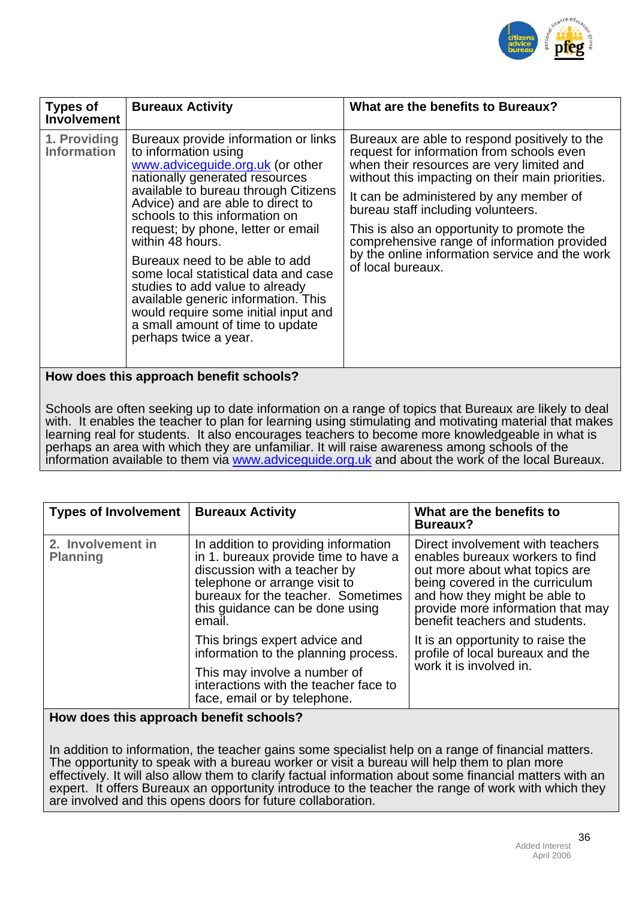| Types of Involvement | Bureaux Activity | What are the benefits to Bureaux? |
|---|---|---|
| **1. Providing Information** | Bureaux provide information or links to information using www.adviceguide.org.uk (or other nationally generated resources available to bureau through Citizens Advice) and are able to direct to schools to this information on request; by phone, letter or email within 48 hours.<br><br>Bureaux need to be able to add some local statistical data and case studies to add value to already available generic information. This would require some initial input and a small amount of time to update perhaps twice a year. | Bureaux are able to respond positively to the request for information from schools even when their resources are very limited and without this impacting on their main priorities.<br><br>It can be administered by any member of bureau staff including volunteers.<br><br>This is also an opportunity to promote the comprehensive range of information provided by the online information service and the work of local bureaux. |

**How does this approach benefit schools?**

Schools are often seeking up to date information on a range of topics that Bureaux are likely to deal with. It enables the teacher to plan for learning using stimulating and motivating material that makes learning real for students. It also encourages teachers to become more knowledgeable in what is perhaps an area with which they are unfamiliar. It will raise awareness among schools of the information available to them via www.adviceguide.org.uk and about the work of the local Bureaux.

| Types of Involvement | Bureaux Activity | What are the benefits to Bureaux? |
|---|---|---|
| **2. Involvement in Planning** | In addition to providing information in 1. bureaux provide time to have a discussion with a teacher by telephone or arrange visit to bureaux for the teacher. Sometimes this guidance can be done using email.<br><br>This brings expert advice and information to the planning process.<br><br>This may involve a number of interactions with the teacher face to face, email or by telephone. | Direct involvement with teachers enables bureaux workers to find out more about what topics are being covered in the curriculum and how they might be able to provide more information that may benefit teachers and students.<br><br>It is an opportunity to raise the profile of local bureaux and the work it is involved in. |

**How does this approach benefit schools?**

In addition to information, the teacher gains some specialist help on a range of financial matters. The opportunity to speak with a bureau worker or visit a bureau will help them to plan more effectively. It will also allow them to clarify factual information about some financial matters with an expert. It offers Bureaux an opportunity introduce to the teacher the range of work with which they are involved in and this opens doors for future collaboration.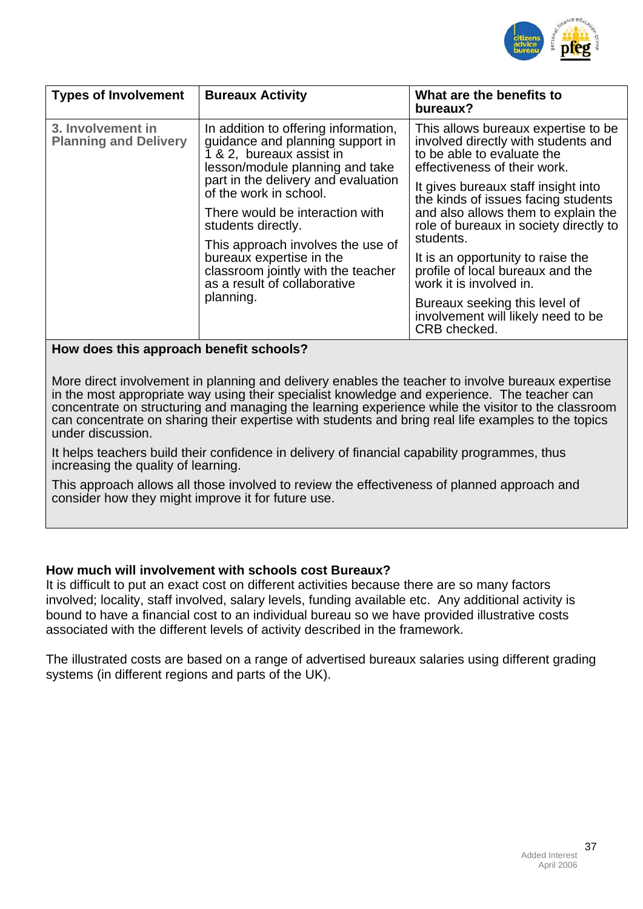| Types of Involvement | Bureaux Activity | What are the benefits to bureaux? |
|---|---|---|
| **3. Involvement in Planning and Delivery** | In addition to offering information, guidance and planning support in 1 & 2, bureaux assist in lesson/module planning and take part in the delivery and evaluation of the work in school.<br><br>There would be interaction with students directly.<br><br>This approach involves the use of bureaux expertise in the classroom jointly with the teacher as a result of collaborative planning. | This allows bureaux expertise to be involved directly with students and to be able to evaluate the effectiveness of their work.<br><br>It gives bureaux staff insight into the kinds of issues facing students and also allows them to explain the role of bureaux in society directly to students.<br><br>It is an opportunity to raise the profile of local bureaux and the work it is involved in.<br><br>Bureaux seeking this level of involvement will likely need to be CRB checked. |

**How does this approach benefit schools?**

More direct involvement in planning and delivery enables the teacher to involve bureaux expertise in the most appropriate way using their specialist knowledge and experience. The teacher can concentrate on structuring and managing the learning experience while the visitor to the classroom can concentrate on sharing their expertise with students and bring real life examples to the topics under discussion.

It helps teachers build their confidence in delivery of financial capability programmes, thus increasing the quality of learning.

This approach allows all those involved to review the effectiveness of planned approach and consider how they might improve it for future use.

**How much will involvement with schools cost Bureaux?**

It is difficult to put an exact cost on different activities because there are so many factors involved; locality, staff involved, salary levels, funding available etc. Any additional activity is bound to have a financial cost to an individual bureau so we have provided illustrative costs associated with the different levels of activity described in the framework.

The illustrated costs are based on a range of advertised bureaux salaries using different grading systems (in different regions and parts of the UK).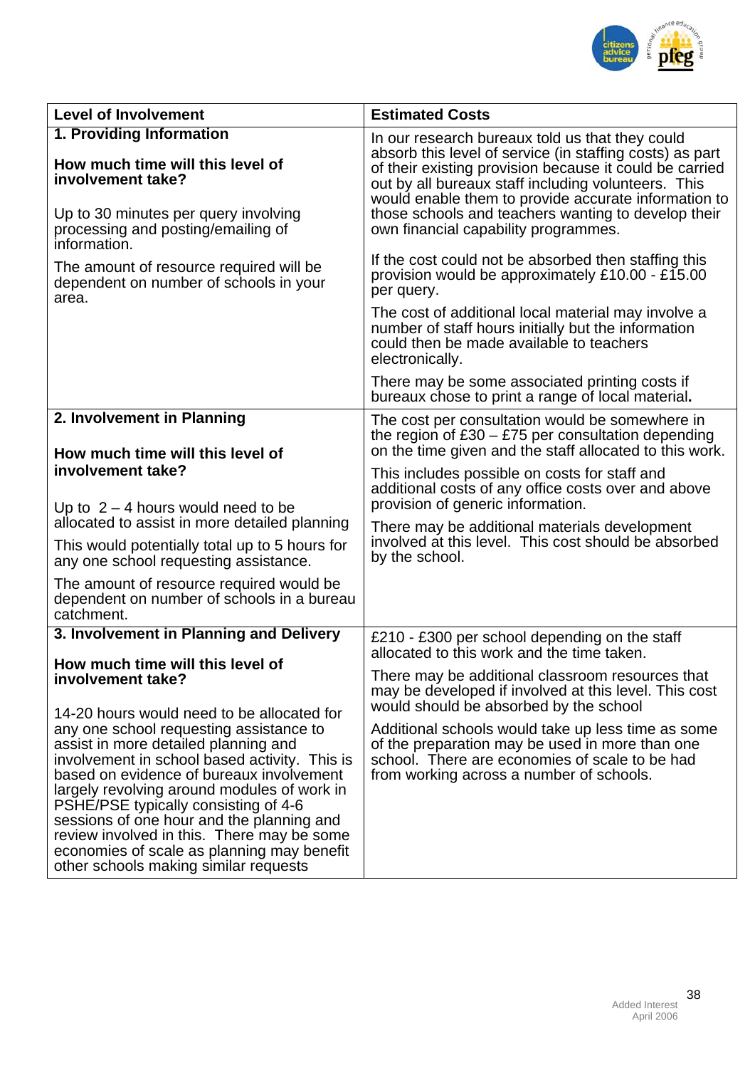| Level of Involvement | Estimated Costs |
| --- | --- |
| **1. Providing Information**<br><br>**How much time will this level of involvement take?**<br><br>Up to 30 minutes per query involving processing and posting/emailing of information.<br><br>The amount of resource required will be dependent on number of schools in your area. | In our research bureaux told us that they could absorb this level of service (in staffing costs) as part of their existing provision because it could be carried out by all bureaux staff including volunteers. This would enable them to provide accurate information to those schools and teachers wanting to develop their own financial capability programmes.<br><br>If the cost could not be absorbed then staffing this provision would be approximately £10.00 - £15.00 per query.<br><br>The cost of additional local material may involve a number of staff hours initially but the information could then be made available to teachers electronically.<br><br>There may be some associated printing costs if bureaux chose to print a range of local material. |
| **2. Involvement in Planning**<br><br>**How much time will this level of involvement take?**<br><br>Up to 2 – 4 hours would need to be allocated to assist in more detailed planning<br><br>This would potentially total up to 5 hours for any one school requesting assistance.<br><br>The amount of resource required would be dependent on number of schools in a bureau catchment. | The cost per consultation would be somewhere in the region of £30 – £75 per consultation depending on the time given and the staff allocated to this work.<br><br>This includes possible on costs for staff and additional costs of any office costs over and above provision of generic information.<br><br>There may be additional materials development involved at this level. This cost should be absorbed by the school. |
| **3. Involvement in Planning and Delivery**<br><br>**How much time will this level of involvement take?**<br><br>14-20 hours would need to be allocated for any one school requesting assistance to assist in more detailed planning and involvement in school based activity. This is based on evidence of bureaux involvement largely revolving around modules of work in PSHE/PSE typically consisting of 4-6 sessions of one hour and the planning and review involved in this. There may be some economies of scale as planning may benefit other schools making similar requests | £210 - £300 per school depending on the staff allocated to this work and the time taken.<br><br>There may be additional classroom resources that may be developed if involved at this level. This cost would should be absorbed by the school<br><br>Additional schools would take up less time as some of the preparation may be used in more than one school. There are economies of scale to be had from working across a number of schools. |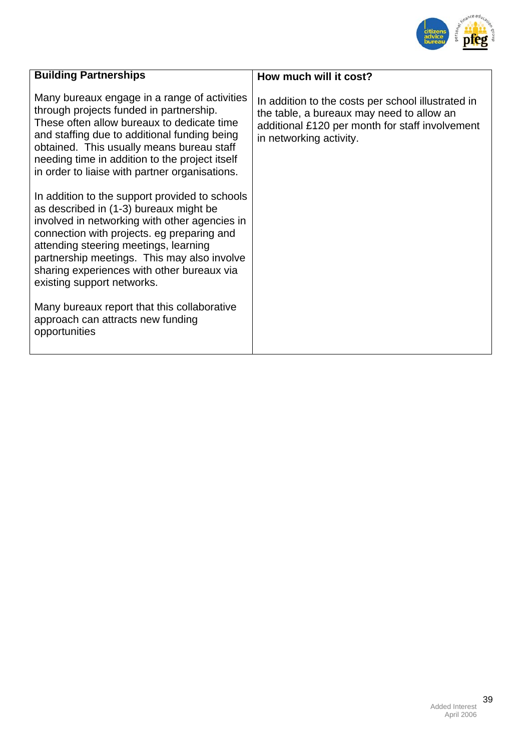| Building Partnerships | How much will it cost? |
|---|---|
| Many bureaux engage in a range of activities through projects funded in partnership. These often allow bureaux to dedicate time and staffing due to additional funding being obtained. This usually means bureau staff needing time in addition to the project itself in order to liaise with partner organisations.<br><br>In addition to the support provided to schools as described in (1-3) bureaux might be involved in networking with other agencies in connection with projects. eg preparing and attending steering meetings, learning partnership meetings. This may also involve sharing experiences with other bureaux via existing support networks.<br><br>Many bureaux report that this collaborative approach can attracts new funding opportunities | In addition to the costs per school illustrated in the table, a bureaux may need to allow an additional £120 per month for staff involvement in networking activity. |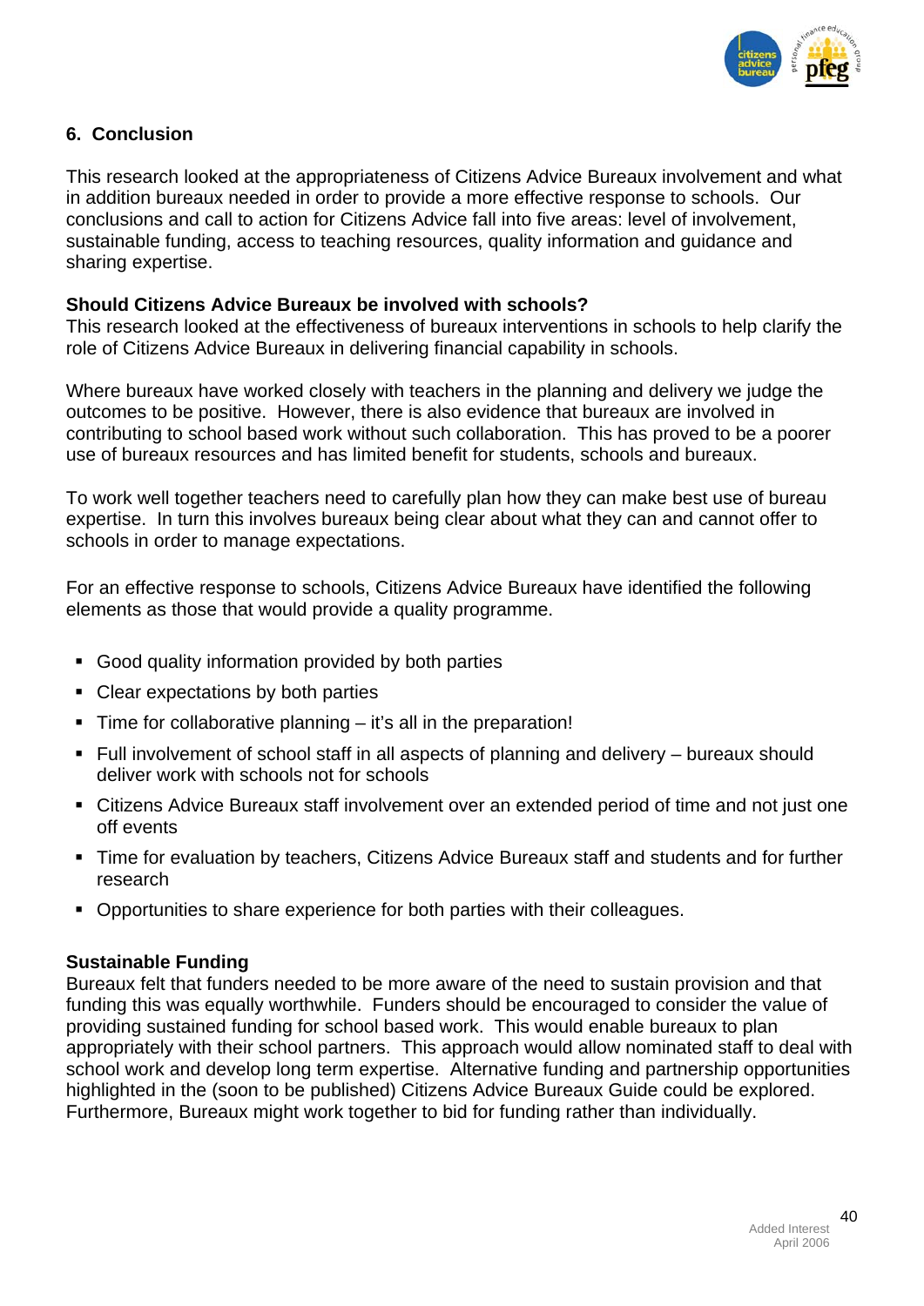## 6. Conclusion

This research looked at the appropriateness of Citizens Advice Bureaux involvement and what in addition bureaux needed in order to provide a more effective response to schools. Our conclusions and call to action for Citizens Advice fall into five areas: level of involvement, sustainable funding, access to teaching resources, quality information and guidance and sharing expertise.

### Should Citizens Advice Bureaux be involved with schools?

This research looked at the effectiveness of bureaux interventions in schools to help clarify the role of Citizens Advice Bureaux in delivering financial capability in schools.

Where bureaux have worked closely with teachers in the planning and delivery we judge the outcomes to be positive. However, there is also evidence that bureaux are involved in contributing to school based work without such collaboration. This has proved to be a poorer use of bureaux resources and has limited benefit for students, schools and bureaux.

To work well together teachers need to carefully plan how they can make best use of bureau expertise. In turn this involves bureaux being clear about what they can and cannot offer to schools in order to manage expectations.

For an effective response to schools, Citizens Advice Bureaux have identified the following elements as those that would provide a quality programme.

- Good quality information provided by both parties
- Clear expectations by both parties
- Time for collaborative planning – it's all in the preparation!
- Full involvement of school staff in all aspects of planning and delivery – bureaux should deliver work with schools not for schools
- Citizens Advice Bureaux staff involvement over an extended period of time and not just one off events
- Time for evaluation by teachers, Citizens Advice Bureaux staff and students and for further research
- Opportunities to share experience for both parties with their colleagues.

### Sustainable Funding

Bureaux felt that funders needed to be more aware of the need to sustain provision and that funding this was equally worthwhile. Funders should be encouraged to consider the value of providing sustained funding for school based work. This would enable bureaux to plan appropriately with their school partners. This approach would allow nominated staff to deal with school work and develop long term expertise. Alternative funding and partnership opportunities highlighted in the (soon to be published) Citizens Advice Bureaux Guide could be explored. Furthermore, Bureaux might work together to bid for funding rather than individually.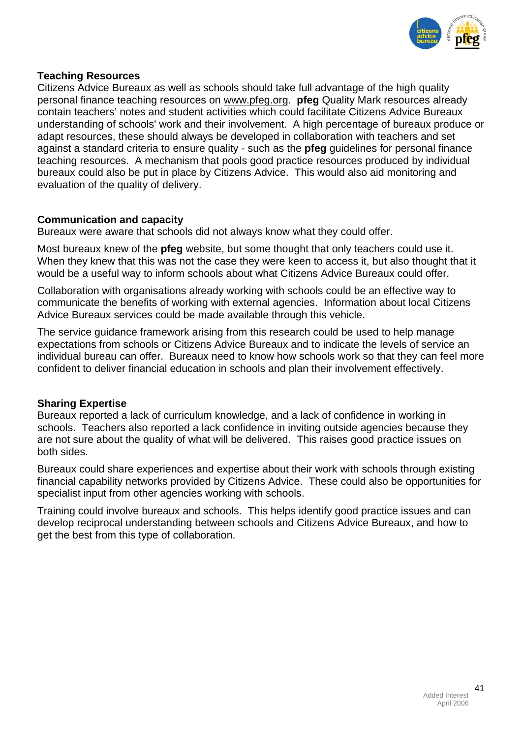### Teaching Resources

Citizens Advice Bureaux as well as schools should take full advantage of the high quality personal finance teaching resources on www.pfeg.org. **pfeg** Quality Mark resources already contain teachers' notes and student activities which could facilitate Citizens Advice Bureaux understanding of schools' work and their involvement. A high percentage of bureaux produce or adapt resources, these should always be developed in collaboration with teachers and set against a standard criteria to ensure quality - such as the **pfeg** guidelines for personal finance teaching resources. A mechanism that pools good practice resources produced by individual bureaux could also be put in place by Citizens Advice. This would also aid monitoring and evaluation of the quality of delivery.

### Communication and capacity

Bureaux were aware that schools did not always know what they could offer.

Most bureaux knew of the **pfeg** website, but some thought that only teachers could use it. When they knew that this was not the case they were keen to access it, but also thought that it would be a useful way to inform schools about what Citizens Advice Bureaux could offer.

Collaboration with organisations already working with schools could be an effective way to communicate the benefits of working with external agencies. Information about local Citizens Advice Bureaux services could be made available through this vehicle.

The service guidance framework arising from this research could be used to help manage expectations from schools or Citizens Advice Bureaux and to indicate the levels of service an individual bureau can offer. Bureaux need to know how schools work so that they can feel more confident to deliver financial education in schools and plan their involvement effectively.

### Sharing Expertise

Bureaux reported a lack of curriculum knowledge, and a lack of confidence in working in schools. Teachers also reported a lack confidence in inviting outside agencies because they are not sure about the quality of what will be delivered. This raises good practice issues on both sides.

Bureaux could share experiences and expertise about their work with schools through existing financial capability networks provided by Citizens Advice. These could also be opportunities for specialist input from other agencies working with schools.

Training could involve bureaux and schools. This helps identify good practice issues and can develop reciprocal understanding between schools and Citizens Advice Bureaux, and how to get the best from this type of collaboration.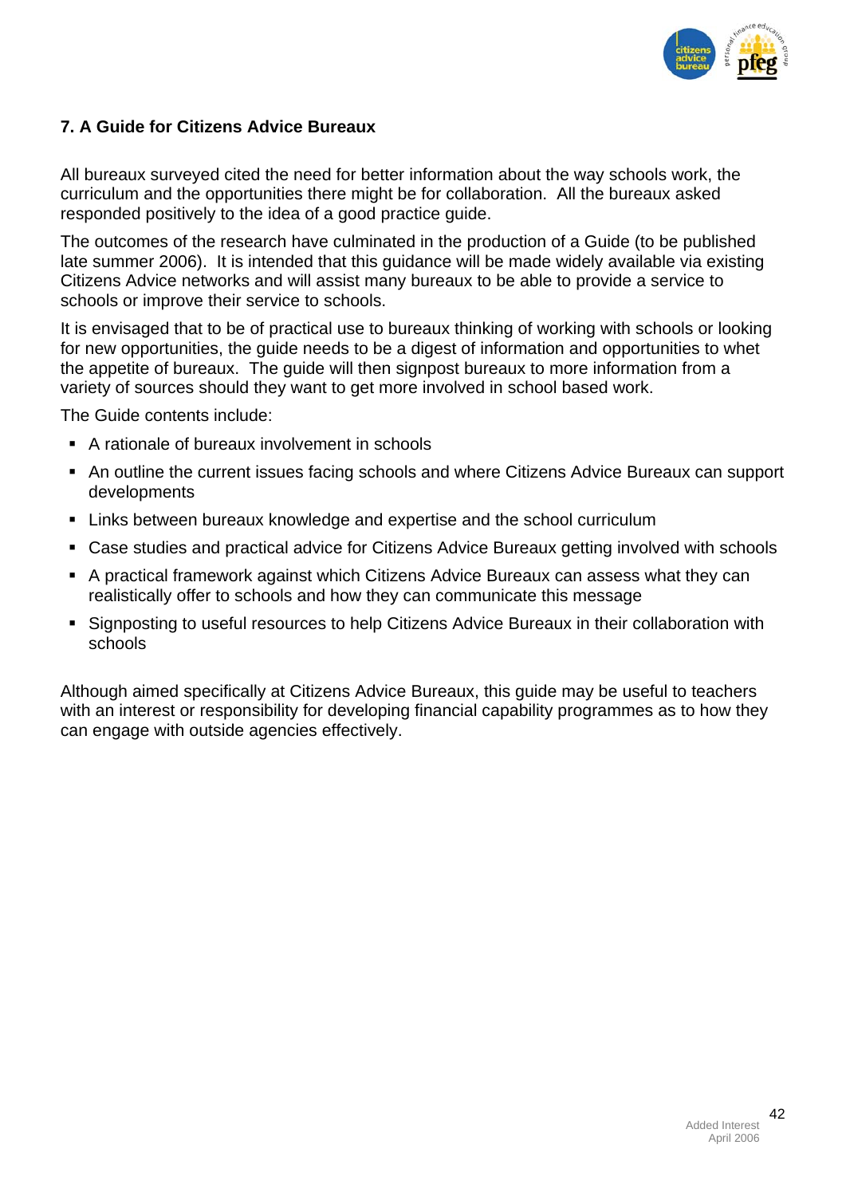## 7. A Guide for Citizens Advice Bureaux

All bureaux surveyed cited the need for better information about the way schools work, the curriculum and the opportunities there might be for collaboration. All the bureaux asked responded positively to the idea of a good practice guide.

The outcomes of the research have culminated in the production of a Guide (to be published late summer 2006). It is intended that this guidance will be made widely available via existing Citizens Advice networks and will assist many bureaux to be able to provide a service to schools or improve their service to schools.

It is envisaged that to be of practical use to bureaux thinking of working with schools or looking for new opportunities, the guide needs to be a digest of information and opportunities to whet the appetite of bureaux. The guide will then signpost bureaux to more information from a variety of sources should they want to get more involved in school based work.

The Guide contents include:

- A rationale of bureaux involvement in schools
- An outline the current issues facing schools and where Citizens Advice Bureaux can support developments
- Links between bureaux knowledge and expertise and the school curriculum
- Case studies and practical advice for Citizens Advice Bureaux getting involved with schools
- A practical framework against which Citizens Advice Bureaux can assess what they can realistically offer to schools and how they can communicate this message
- Signposting to useful resources to help Citizens Advice Bureaux in their collaboration with schools

Although aimed specifically at Citizens Advice Bureaux, this guide may be useful to teachers with an interest or responsibility for developing financial capability programmes as to how they can engage with outside agencies effectively.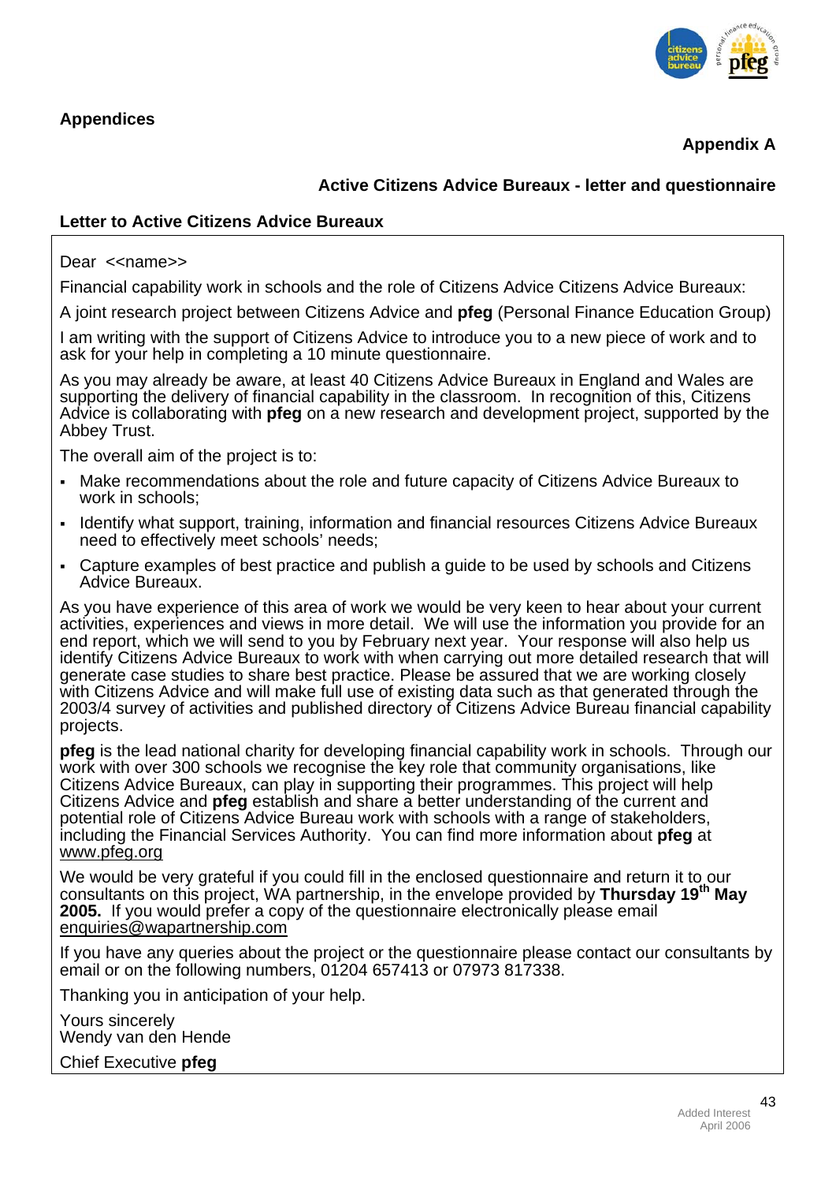## Appendices

### Appendix A

### Active Citizens Advice Bureaux - letter and questionnaire

**Letter to Active Citizens Advice Bureaux**

Dear <<name>>

Financial capability work in schools and the role of Citizens Advice Citizens Advice Bureaux:

A joint research project between Citizens Advice and **pfeg** (Personal Finance Education Group)

I am writing with the support of Citizens Advice to introduce you to a new piece of work and to ask for your help in completing a 10 minute questionnaire.

As you may already be aware, at least 40 Citizens Advice Bureaux in England and Wales are supporting the delivery of financial capability in the classroom. In recognition of this, Citizens Advice is collaborating with **pfeg** on a new research and development project, supported by the Abbey Trust.

The overall aim of the project is to:

- Make recommendations about the role and future capacity of Citizens Advice Bureaux to work in schools;
- Identify what support, training, information and financial resources Citizens Advice Bureaux need to effectively meet schools' needs;
- Capture examples of best practice and publish a guide to be used by schools and Citizens Advice Bureaux.

As you have experience of this area of work we would be very keen to hear about your current activities, experiences and views in more detail. We will use the information you provide for an end report, which we will send to you by February next year. Your response will also help us identify Citizens Advice Bureaux to work with when carrying out more detailed research that will generate case studies to share best practice. Please be assured that we are working closely with Citizens Advice and will make full use of existing data such as that generated through the 2003/4 survey of activities and published directory of Citizens Advice Bureau financial capability projects.

**pfeg** is the lead national charity for developing financial capability work in schools. Through our work with over 300 schools we recognise the key role that community organisations, like Citizens Advice Bureaux, can play in supporting their programmes. This project will help Citizens Advice and **pfeg** establish and share a better understanding of the current and potential role of Citizens Advice Bureau work with schools with a range of stakeholders, including the Financial Services Authority. You can find more information about **pfeg** at www.pfeg.org

We would be very grateful if you could fill in the enclosed questionnaire and return it to our consultants on this project, WA partnership, in the envelope provided by **Thursday 19th May 2005.** If you would prefer a copy of the questionnaire electronically please email enquiries@wapartnership.com

If you have any queries about the project or the questionnaire please contact our consultants by email or on the following numbers, 01204 657413 or 07973 817338.

Thanking you in anticipation of your help.

Yours sincerely
Wendy van den Hende

Chief Executive **pfeg**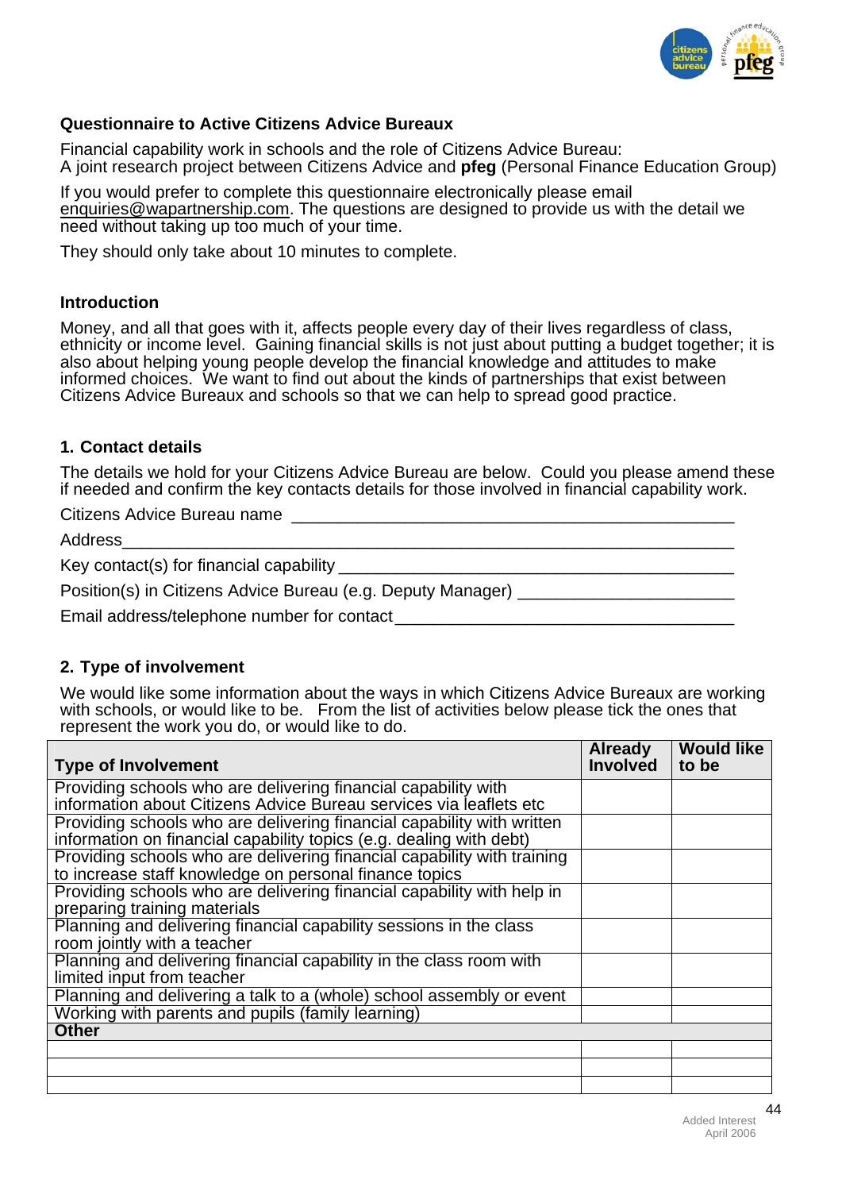### Questionnaire to Active Citizens Advice Bureaux

Financial capability work in schools and the role of Citizens Advice Bureau:
A joint research project between Citizens Advice and **pfeg** (Personal Finance Education Group)

If you would prefer to complete this questionnaire electronically please email enquiries@wapartnership.com. The questions are designed to provide us with the detail we need without taking up too much of your time.

They should only take about 10 minutes to complete.

### Introduction

Money, and all that goes with it, affects people every day of their lives regardless of class, ethnicity or income level. Gaining financial skills is not just about putting a budget together; it is also about helping young people develop the financial knowledge and attitudes to make informed choices. We want to find out about the kinds of partnerships that exist between Citizens Advice Bureaux and schools so that we can help to spread good practice.

### 1. Contact details

The details we hold for your Citizens Advice Bureau are below. Could you please amend these if needed and confirm the key contacts details for those involved in financial capability work.

Citizens Advice Bureau name ____________________________________________

Address____________________________________________________________

Key contact(s) for financial capability ____________________________________

Position(s) in Citizens Advice Bureau (e.g. Deputy Manager) ___________________

Email address/telephone number for contact______________________________

### 2. Type of involvement

We would like some information about the ways in which Citizens Advice Bureaux are working with schools, or would like to be. From the list of activities below please tick the ones that represent the work you do, or would like to do.

| Type of Involvement | Already Involved | Would like to be |
|---|---|---|
| Providing schools who are delivering financial capability with information about Citizens Advice Bureau services via leaflets etc | | |
| Providing schools who are delivering financial capability with written information on financial capability topics (e.g. dealing with debt) | | |
| Providing schools who are delivering financial capability with training to increase staff knowledge on personal finance topics | | |
| Providing schools who are delivering financial capability with help in preparing training materials | | |
| Planning and delivering financial capability sessions in the class room jointly with a teacher | | |
| Planning and delivering financial capability in the class room with limited input from teacher | | |
| Planning and delivering a talk to a (whole) school assembly or event | | |
| Working with parents and pupils (family learning) | | |
| **Other** | | |
| | | |
| | | |
| | | |

Added Interest
April 2006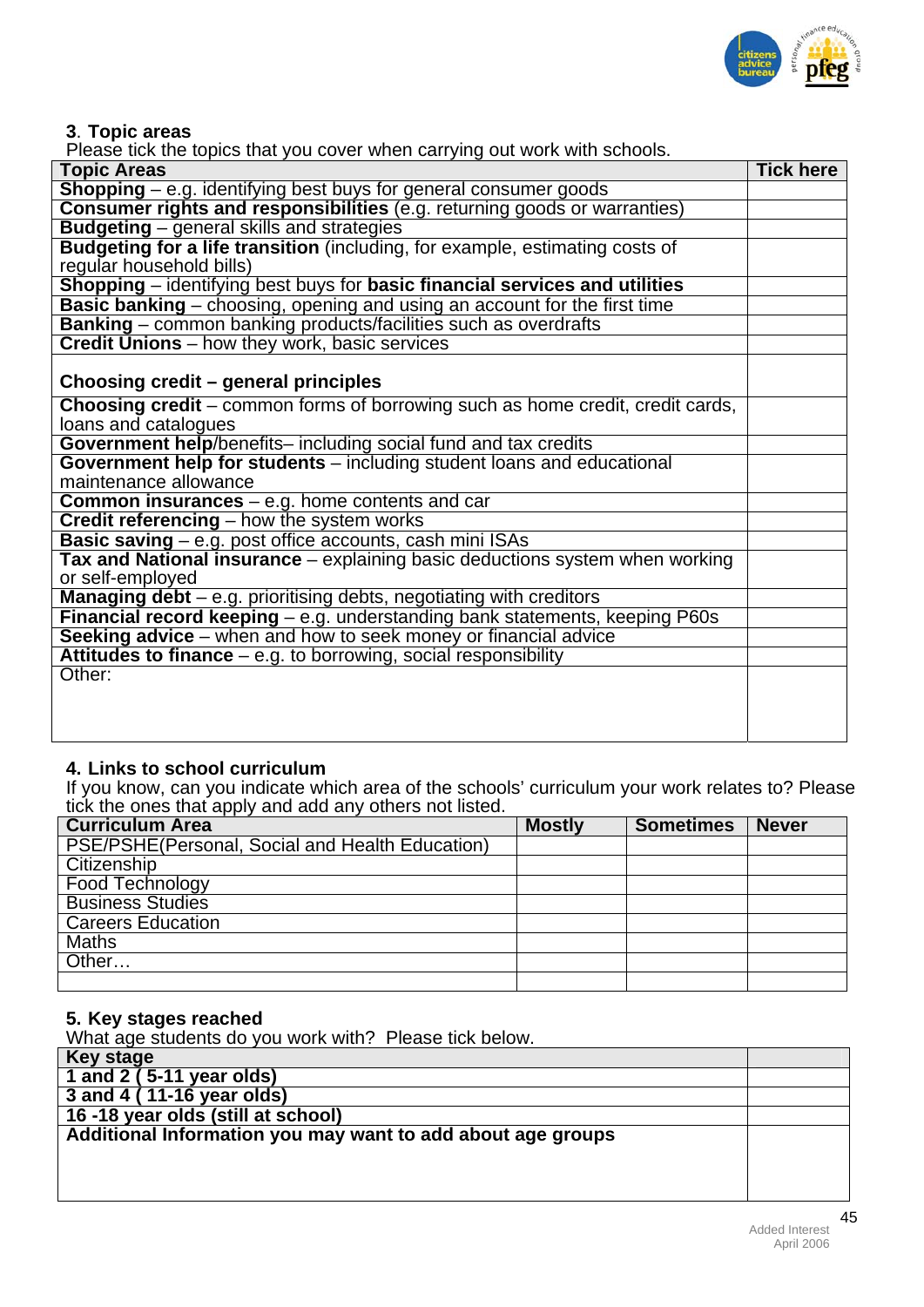### 3. Topic areas

Please tick the topics that you cover when carrying out work with schools.

| Topic Areas | Tick here |
|---|---|
| **Shopping** – e.g. identifying best buys for general consumer goods | |
| **Consumer rights and responsibilities** (e.g. returning goods or warranties) | |
| **Budgeting** – general skills and strategies | |
| **Budgeting for a life transition** (including, for example, estimating costs of regular household bills) | |
| **Shopping** – identifying best buys for **basic financial services and utilities** | |
| **Basic banking** – choosing, opening and using an account for the first time | |
| **Banking** – common banking products/facilities such as overdrafts | |
| **Credit Unions** – how they work, basic services | |
| **Choosing credit – general principles** | |
| **Choosing credit** – common forms of borrowing such as home credit, credit cards, loans and catalogues | |
| **Government help**/benefits– including social fund and tax credits | |
| **Government help for students** – including student loans and educational maintenance allowance | |
| **Common insurances** – e.g. home contents and car | |
| **Credit referencing** – how the system works | |
| **Basic saving** – e.g. post office accounts, cash mini ISAs | |
| **Tax and National insurance** – explaining basic deductions system when working or self-employed | |
| **Managing debt** – e.g. prioritising debts, negotiating with creditors | |
| **Financial record keeping** – e.g. understanding bank statements, keeping P60s | |
| **Seeking advice** – when and how to seek money or financial advice | |
| **Attitudes to finance** – e.g. to borrowing, social responsibility | |
| Other: | |

### 4. Links to school curriculum

If you know, can you indicate which area of the schools' curriculum your work relates to? Please tick the ones that apply and add any others not listed.

| Curriculum Area | Mostly | Sometimes | Never |
|---|---|---|---|
| PSE/PSHE(Personal, Social and Health Education) | | | |
| Citizenship | | | |
| Food Technology | | | |
| Business Studies | | | |
| Careers Education | | | |
| Maths | | | |
| Other… | | | |
| | | | |

### 5. Key stages reached

What age students do you work with? Please tick below.

| Key stage | |
|---|---|
| **1 and 2 ( 5-11 year olds)** | |
| **3 and 4 ( 11-16 year olds)** | |
| **16 -18 year olds (still at school)** | |
| **Additional Information you may want to add about age groups** | |

Added Interest
April 2006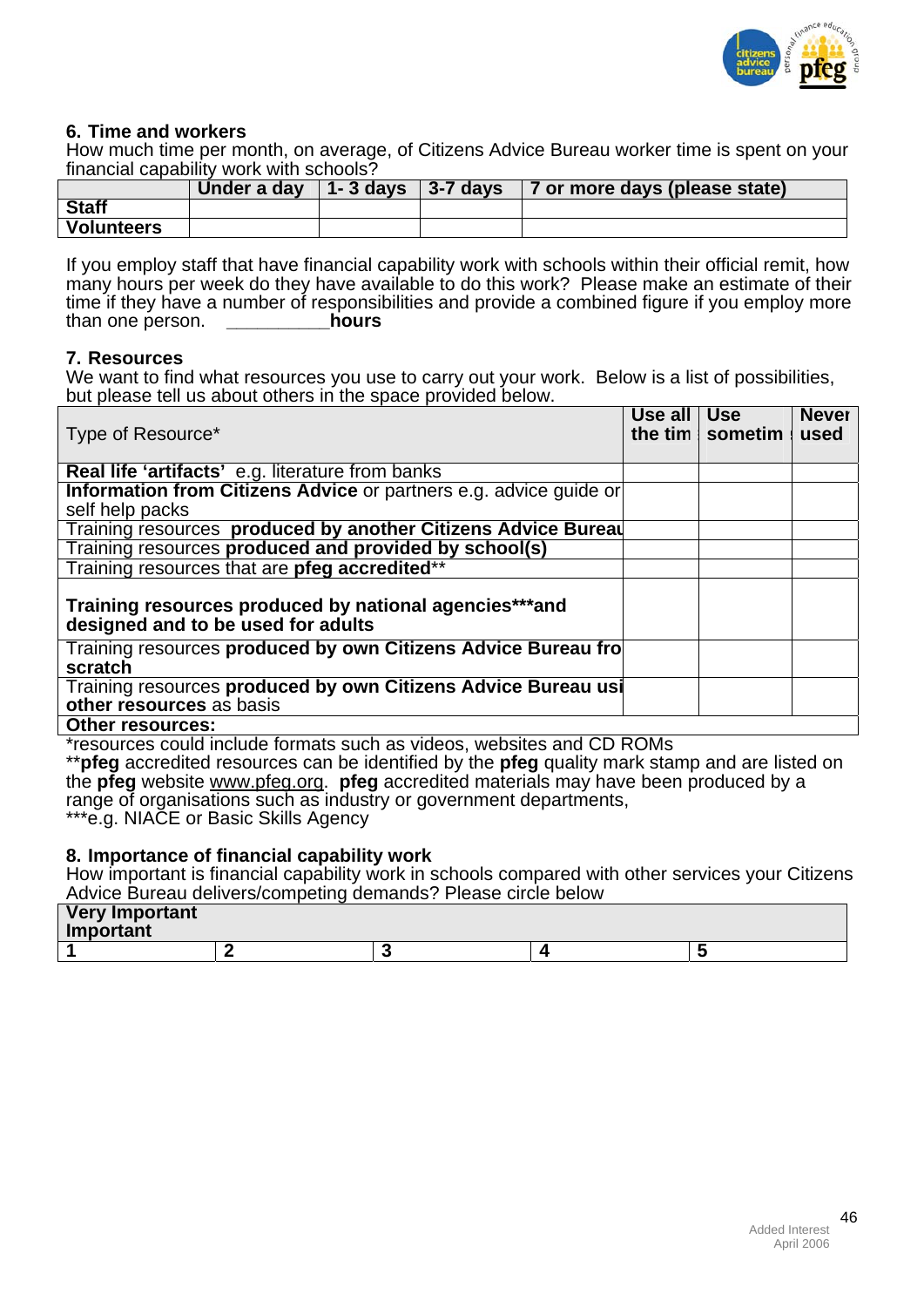### 6. Time and workers

How much time per month, on average, of Citizens Advice Bureau worker time is spent on your financial capability work with schools?

| | Under a day | 1- 3 days | 3-7 days | 7 or more days (please state) |
|---|---|---|---|---|
| **Staff** | | | | |
| **Volunteers** | | | | |

If you employ staff that have financial capability work with schools within their official remit, how many hours per week do they have available to do this work? Please make an estimate of their time if they have a number of responsibilities and provide a combined figure if you employ more than one person. __________**hours**

### 7. Resources

We want to find what resources you use to carry out your work. Below is a list of possibilities, but please tell us about others in the space provided below.

| Type of Resource* | Use all the tim | Use sometim | Never used |
|---|---|---|---|
| **Real life 'artifacts'** e.g. literature from banks | | | |
| **Information from Citizens Advice** or partners e.g. advice guide or self help packs | | | |
| Training resources **produced by another Citizens Advice Bureau** | | | |
| Training resources **produced and provided by school(s)** | | | |
| Training resources that are **pfeg accredited**** | | | |
| **Training resources produced by national agencies***and designed and to be used for adults** | | | |
| Training resources **produced by own Citizens Advice Bureau fro scratch** | | | |
| Training resources **produced by own Citizens Advice Bureau usi other resources** as basis | | | |
| **Other resources:** | | | |

*resources could include formats such as videos, websites and CD ROMs
****pfeg** accredited resources can be identified by the **pfeg** quality mark stamp and are listed on the **pfeg** website www.pfeg.org. **pfeg** accredited materials may have been produced by a range of organisations such as industry or government departments,
***e.g. NIACE or Basic Skills Agency

### 8. Importance of financial capability work

How important is financial capability work in schools compared with other services your Citizens Advice Bureau delivers/competing demands? Please circle below

| **Very Important Important** | | | | |
|---|---|---|---|---|
| **1** | **2** | **3** | **4** | **5** |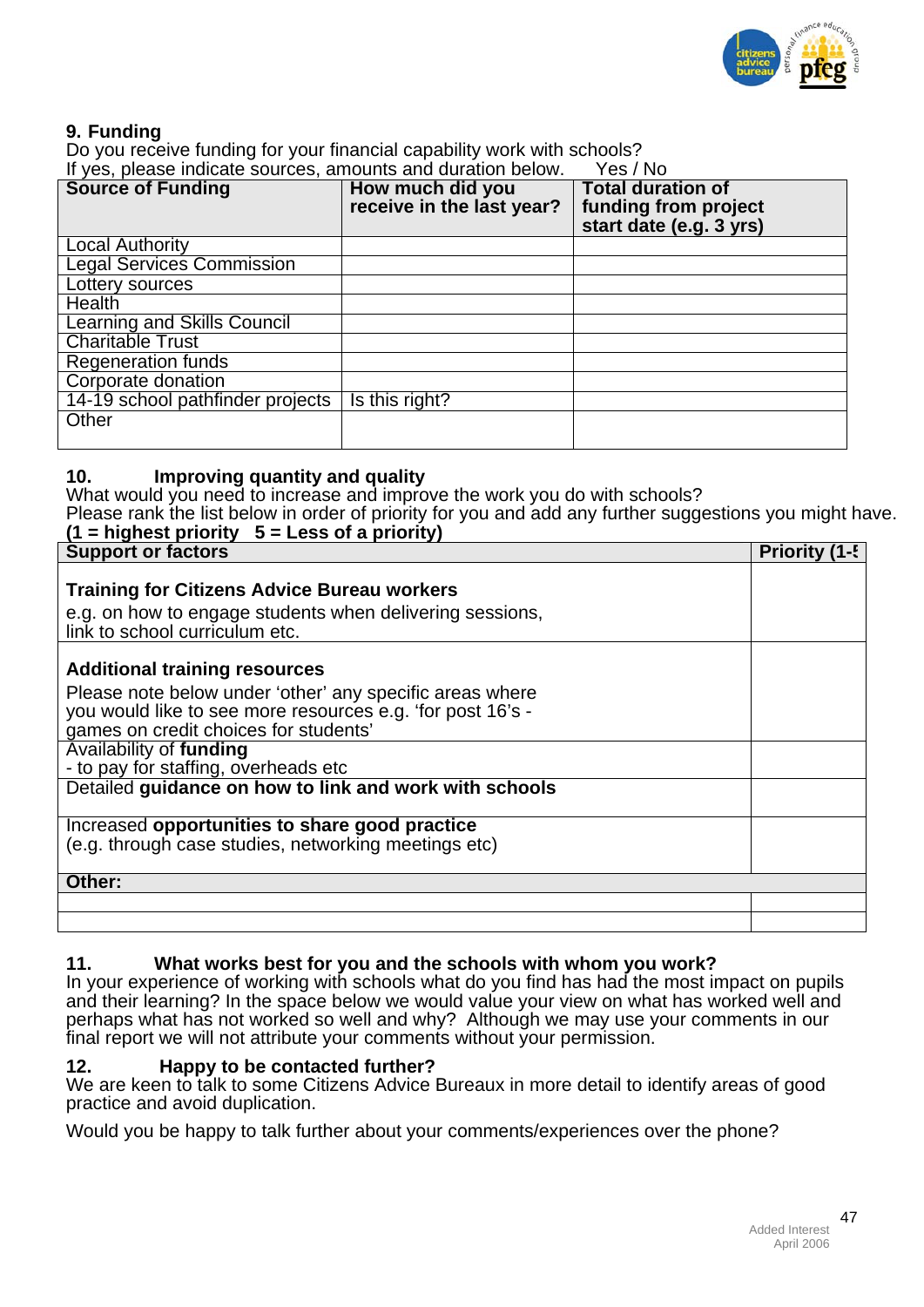## 9. Funding

Do you receive funding for your financial capability work with schools?
If yes, please indicate sources, amounts and duration below. Yes / No

| Source of Funding | How much did you receive in the last year? | Total duration of funding from project start date (e.g. 3 yrs) |
|---|---|---|
| Local Authority | | |
| Legal Services Commission | | |
| Lottery sources | | |
| Health | | |
| Learning and Skills Council | | |
| Charitable Trust | | |
| Regeneration funds | | |
| Corporate donation | | |
| 14-19 school pathfinder projects | Is this right? | |
| Other | | |

## 10. Improving quantity and quality

What would you need to increase and improve the work you do with schools?
Please rank the list below in order of priority for you and add any further suggestions you might have.
**(1 = highest priority 5 = Less of a priority)**

| Support or factors | Priority (1-5) |
|---|---|
| **Training for Citizens Advice Bureau workers** e.g. on how to engage students when delivering sessions, link to school curriculum etc. | |
| **Additional training resources** Please note below under 'other' any specific areas where you would like to see more resources e.g. 'for post 16's - games on credit choices for students' | |
| Availability of **funding** - to pay for staffing, overheads etc | |
| Detailed **guidance on how to link and work with schools** | |
| Increased **opportunities to share good practice** (e.g. through case studies, networking meetings etc) | |
| **Other:** | |
| | |
| | |

## 11. What works best for you and the schools with whom you work?

In your experience of working with schools what do you find has had the most impact on pupils and their learning? In the space below we would value your view on what has worked well and perhaps what has not worked so well and why? Although we may use your comments in our final report we will not attribute your comments without your permission.

## 12. Happy to be contacted further?

We are keen to talk to some Citizens Advice Bureaux in more detail to identify areas of good practice and avoid duplication.

Would you be happy to talk further about your comments/experiences over the phone?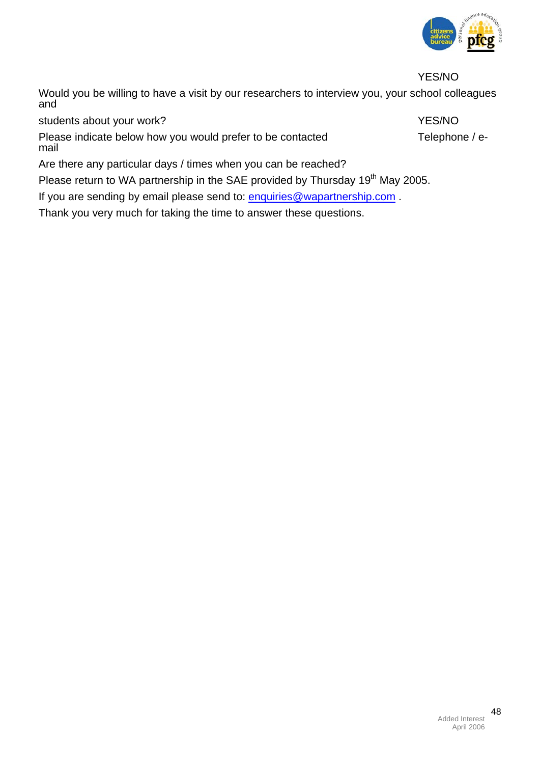YES/NO

Would you be willing to have a visit by our researchers to interview you, your school colleagues and

students about your work? YES/NO

Please indicate below how you would prefer to be contacted Telephone / e-mail

Are there any particular days / times when you can be reached?

Please return to WA partnership in the SAE provided by Thursday 19th May 2005.

If you are sending by email please send to: enquiries@wapartnership.com .

Thank you very much for taking the time to answer these questions.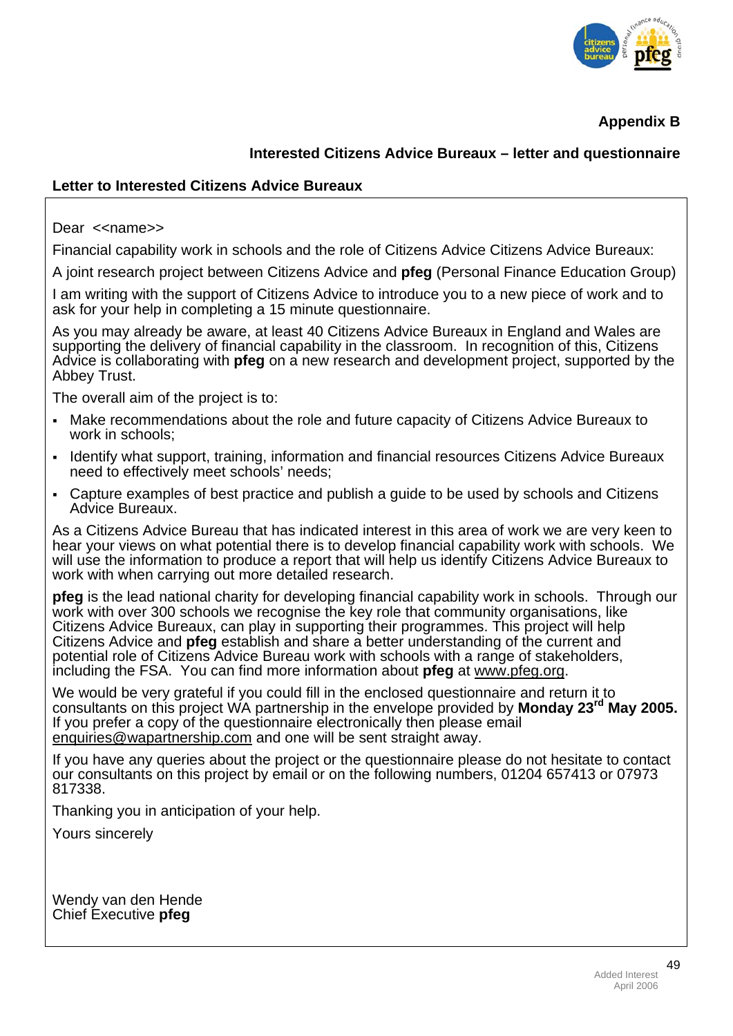**Appendix B**

**Interested Citizens Advice Bureaux – letter and questionnaire**

**Letter to Interested Citizens Advice Bureaux**

Dear <<name>>

Financial capability work in schools and the role of Citizens Advice Citizens Advice Bureaux:

A joint research project between Citizens Advice and **pfeg** (Personal Finance Education Group)

I am writing with the support of Citizens Advice to introduce you to a new piece of work and to ask for your help in completing a 15 minute questionnaire.

As you may already be aware, at least 40 Citizens Advice Bureaux in England and Wales are supporting the delivery of financial capability in the classroom. In recognition of this, Citizens Advice is collaborating with **pfeg** on a new research and development project, supported by the Abbey Trust.

The overall aim of the project is to:

- Make recommendations about the role and future capacity of Citizens Advice Bureaux to work in schools;
- Identify what support, training, information and financial resources Citizens Advice Bureaux need to effectively meet schools' needs;
- Capture examples of best practice and publish a guide to be used by schools and Citizens Advice Bureaux.

As a Citizens Advice Bureau that has indicated interest in this area of work we are very keen to hear your views on what potential there is to develop financial capability work with schools. We will use the information to produce a report that will help us identify Citizens Advice Bureaux to work with when carrying out more detailed research.

**pfeg** is the lead national charity for developing financial capability work in schools. Through our work with over 300 schools we recognise the key role that community organisations, like Citizens Advice Bureaux, can play in supporting their programmes. This project will help Citizens Advice and **pfeg** establish and share a better understanding of the current and potential role of Citizens Advice Bureau work with schools with a range of stakeholders, including the FSA. You can find more information about **pfeg** at www.pfeg.org.

We would be very grateful if you could fill in the enclosed questionnaire and return it to consultants on this project WA partnership in the envelope provided by **Monday 23rd May 2005.** If you prefer a copy of the questionnaire electronically then please email enquiries@wapartnership.com and one will be sent straight away.

If you have any queries about the project or the questionnaire please do not hesitate to contact our consultants on this project by email or on the following numbers, 01204 657413 or 07973 817338.

Thanking you in anticipation of your help.

Yours sincerely

Wendy van den Hende
Chief Executive **pfeg**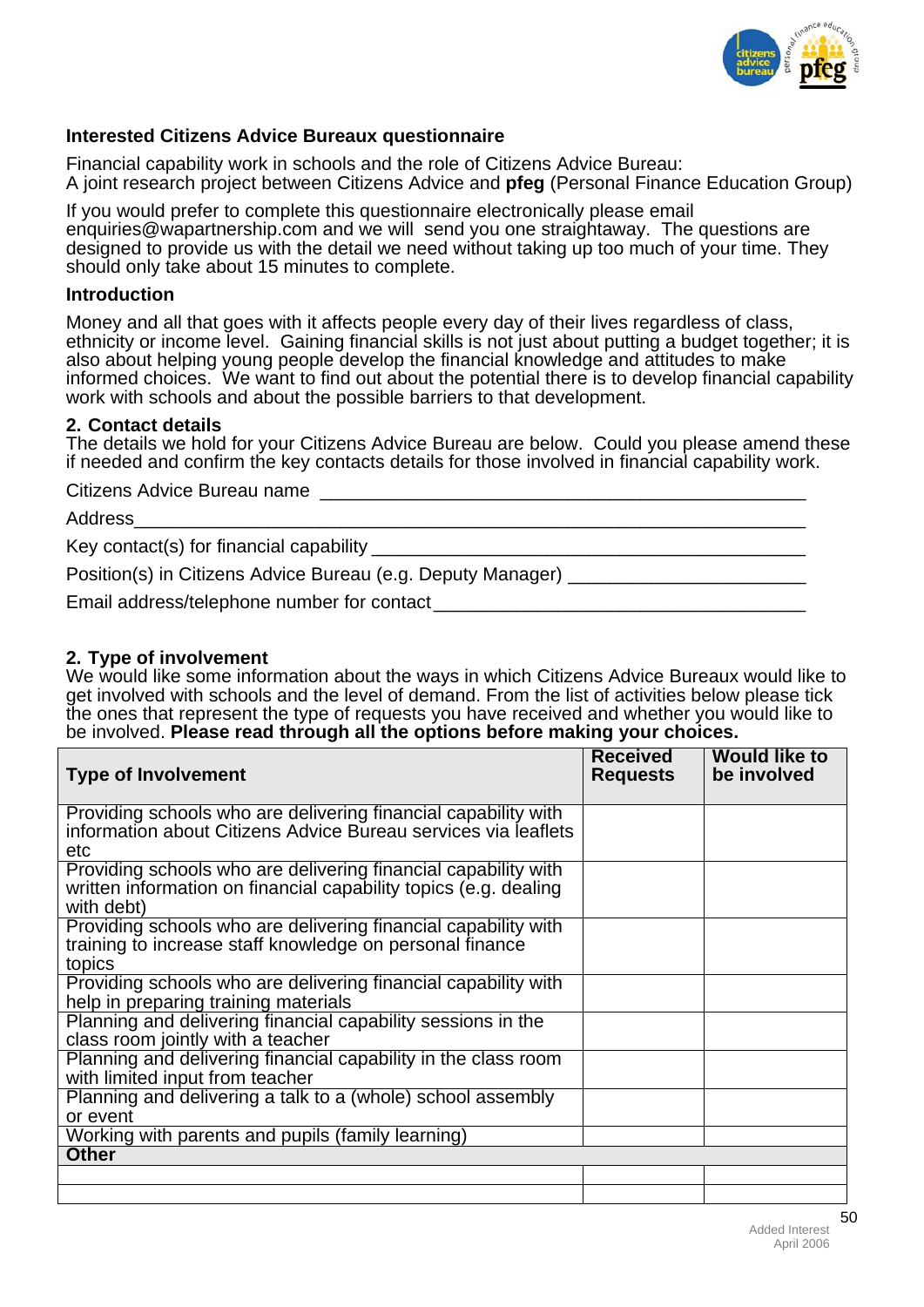## Interested Citizens Advice Bureaux questionnaire

Financial capability work in schools and the role of Citizens Advice Bureau:
A joint research project between Citizens Advice and **pfeg** (Personal Finance Education Group)

If you would prefer to complete this questionnaire electronically please email enquiries@wapartnership.com and we will send you one straightaway. The questions are designed to provide us with the detail we need without taking up too much of your time. They should only take about 15 minutes to complete.

### Introduction

Money and all that goes with it affects people every day of their lives regardless of class, ethnicity or income level. Gaining financial skills is not just about putting a budget together; it is also about helping young people develop the financial knowledge and attitudes to make informed choices. We want to find out about the potential there is to develop financial capability work with schools and about the possible barriers to that development.

### 2. Contact details

The details we hold for your Citizens Advice Bureau are below. Could you please amend these if needed and confirm the key contacts details for those involved in financial capability work.

Citizens Advice Bureau name ______________________________________________

Address______________________________________________________________

Key contact(s) for financial capability ________________________________________

Position(s) in Citizens Advice Bureau (e.g. Deputy Manager) _____________________

Email address/telephone number for contact__________________________________

### 2. Type of involvement

We would like some information about the ways in which Citizens Advice Bureaux would like to get involved with schools and the level of demand. From the list of activities below please tick the ones that represent the type of requests you have received and whether you would like to be involved. **Please read through all the options before making your choices.**

| Type of Involvement | Received Requests | Would like to be involved |
|---|---|---|
| Providing schools who are delivering financial capability with information about Citizens Advice Bureau services via leaflets etc | | |
| Providing schools who are delivering financial capability with written information on financial capability topics (e.g. dealing with debt) | | |
| Providing schools who are delivering financial capability with training to increase staff knowledge on personal finance topics | | |
| Providing schools who are delivering financial capability with help in preparing training materials | | |
| Planning and delivering financial capability sessions in the class room jointly with a teacher | | |
| Planning and delivering financial capability in the class room with limited input from teacher | | |
| Planning and delivering a talk to a (whole) school assembly or event | | |
| Working with parents and pupils (family learning) | | |
| **Other** | | |
| | | |
| | | |

Added Interest
April 2006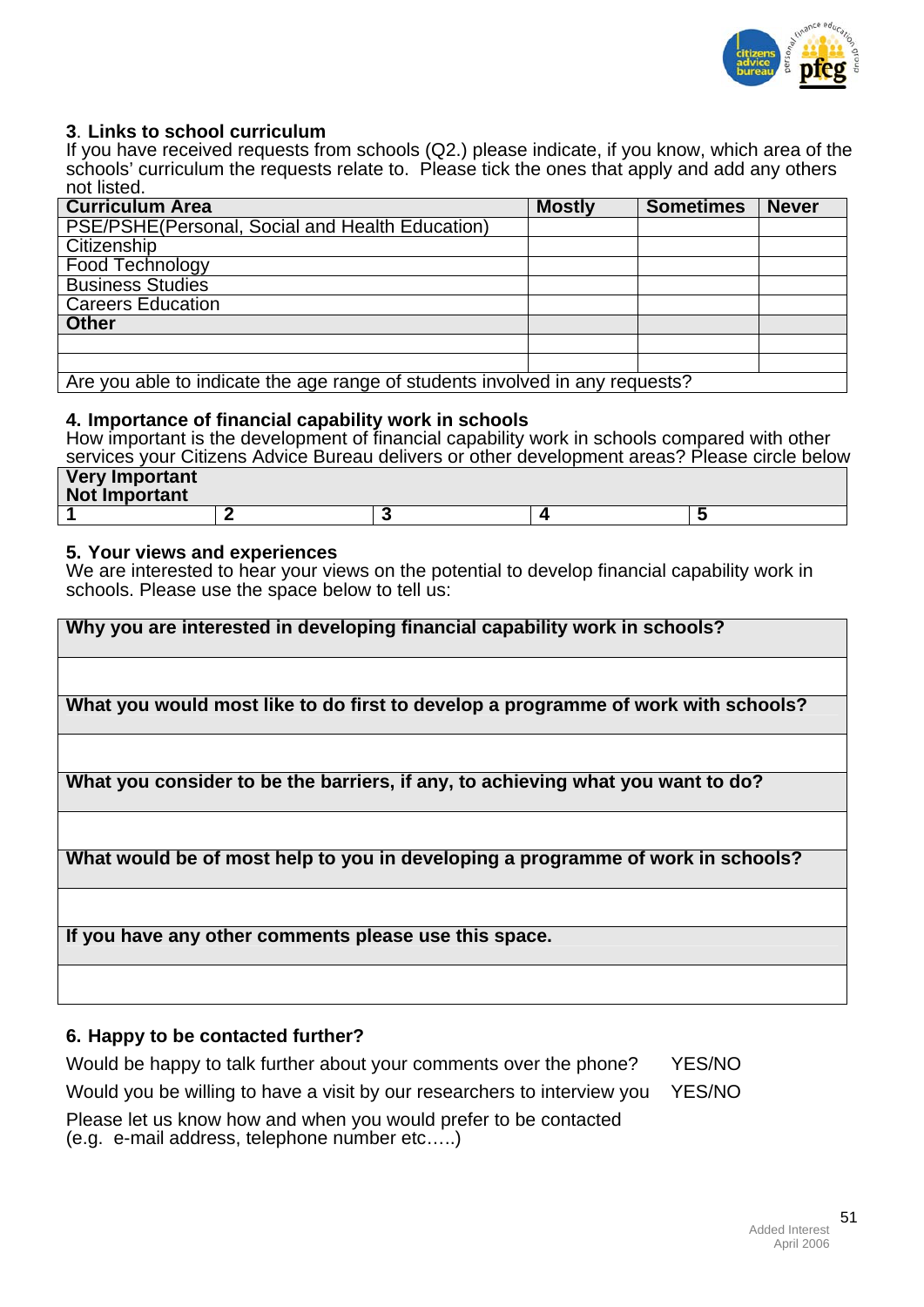### 3. Links to school curriculum

If you have received requests from schools (Q2.) please indicate, if you know, which area of the schools' curriculum the requests relate to. Please tick the ones that apply and add any others not listed.

| Curriculum Area | Mostly | Sometimes | Never |
|---|---|---|---|
| PSE/PSHE(Personal, Social and Health Education) | | | |
| Citizenship | | | |
| Food Technology | | | |
| Business Studies | | | |
| Careers Education | | | |
| **Other** | | | |
| | | | |
| | | | |
| Are you able to indicate the age range of students involved in any requests? | | | |

### 4. Importance of financial capability work in schools

How important is the development of financial capability work in schools compared with other services your Citizens Advice Bureau delivers or other development areas? Please circle below

| **Very Important** **Not Important** | | | | |
|---|---|---|---|---|
| **1** | **2** | **3** | **4** | **5** |

### 5. Your views and experiences

We are interested to hear your views on the potential to develop financial capability work in schools. Please use the space below to tell us:

| **Why you are interested in developing financial capability work in schools?** |
|---|
| |
| **What you would most like to do first to develop a programme of work with schools?** |
| |
| **What you consider to be the barriers, if any, to achieving what you want to do?** |
| |
| **What would be of most help to you in developing a programme of work in schools?** |
| |
| **If you have any other comments please use this space.** |
| |

### 6. Happy to be contacted further?

Would be happy to talk further about your comments over the phone? YES/NO

Would you be willing to have a visit by our researchers to interview you YES/NO

Please let us know how and when you would prefer to be contacted (e.g. e-mail address, telephone number etc…..)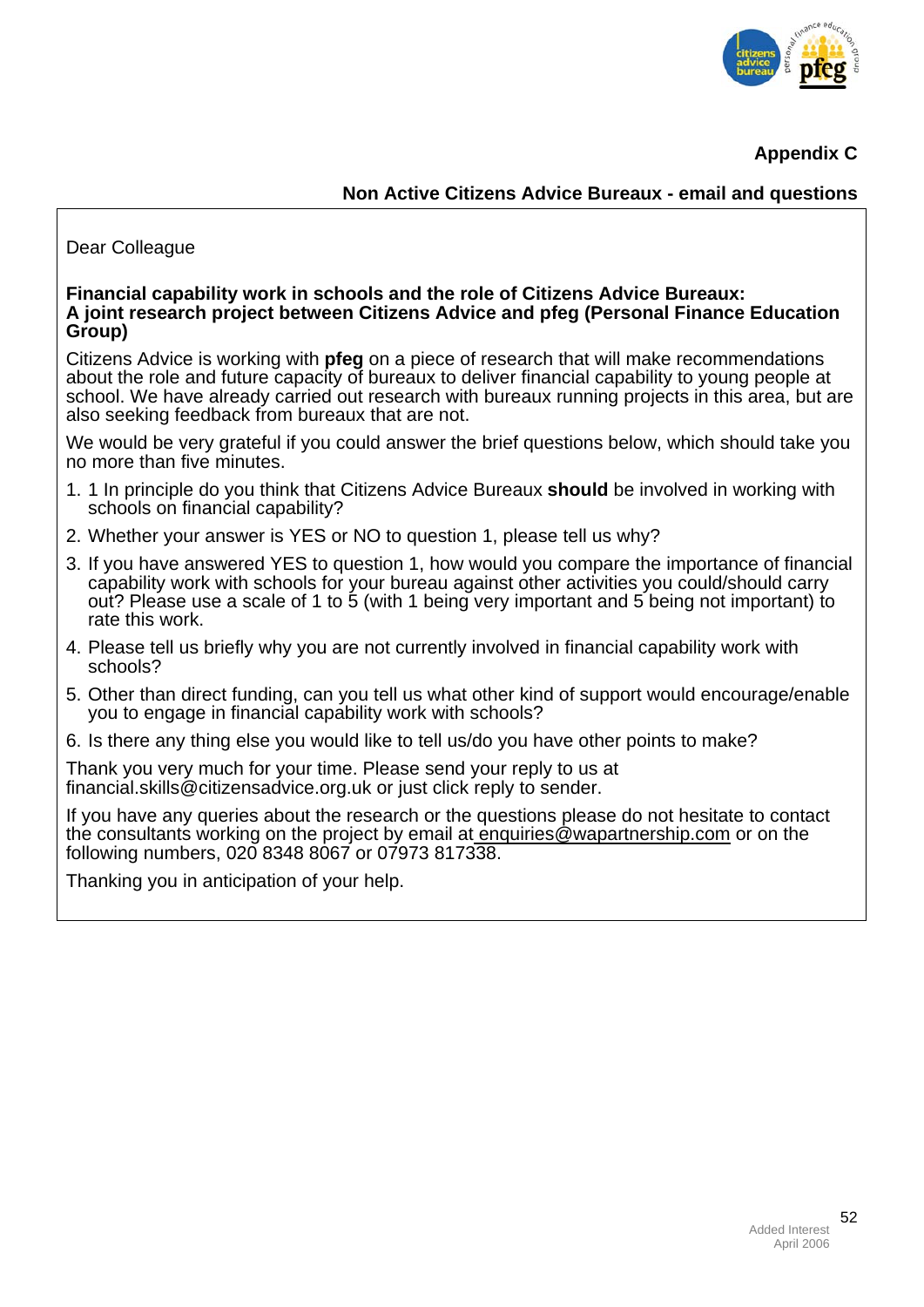**Appendix C**

**Non Active Citizens Advice Bureaux - email and questions**

Dear Colleague

**Financial capability work in schools and the role of Citizens Advice Bureaux: A joint research project between Citizens Advice and pfeg (Personal Finance Education Group)**

Citizens Advice is working with **pfeg** on a piece of research that will make recommendations about the role and future capacity of bureaux to deliver financial capability to young people at school. We have already carried out research with bureaux running projects in this area, but are also seeking feedback from bureaux that are not.

We would be very grateful if you could answer the brief questions below, which should take you no more than five minutes.

1. 1 In principle do you think that Citizens Advice Bureaux **should** be involved in working with schools on financial capability?
2. Whether your answer is YES or NO to question 1, please tell us why?
3. If you have answered YES to question 1, how would you compare the importance of financial capability work with schools for your bureau against other activities you could/should carry out? Please use a scale of 1 to 5 (with 1 being very important and 5 being not important) to rate this work.
4. Please tell us briefly why you are not currently involved in financial capability work with schools?
5. Other than direct funding, can you tell us what other kind of support would encourage/enable you to engage in financial capability work with schools?
6. Is there any thing else you would like to tell us/do you have other points to make?

Thank you very much for your time. Please send your reply to us at financial.skills@citizensadvice.org.uk or just click reply to sender.

If you have any queries about the research or the questions please do not hesitate to contact the consultants working on the project by email at enquiries@wapartnership.com or on the following numbers, 020 8348 8067 or 07973 817338.

Thanking you in anticipation of your help.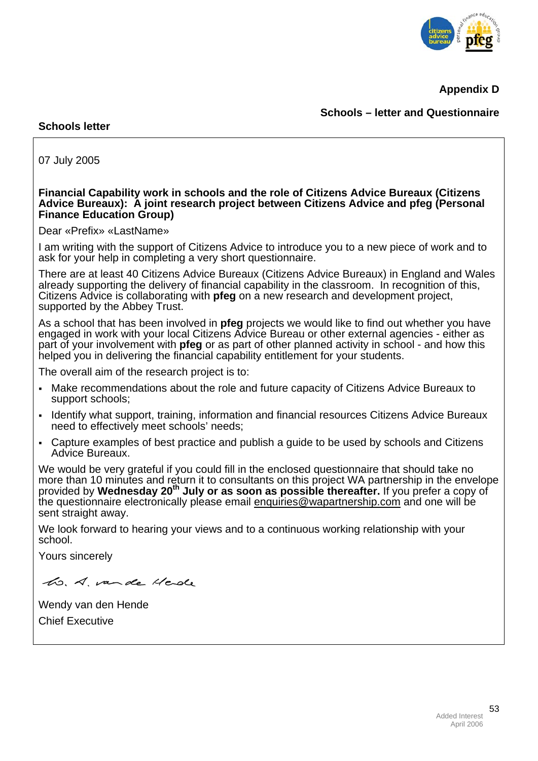**Appendix D**

**Schools – letter and Questionnaire**

**Schools letter**

07 July 2005

**Financial Capability work in schools and the role of Citizens Advice Bureaux (Citizens Advice Bureaux): A joint research project between Citizens Advice and pfeg (Personal Finance Education Group)**

Dear «Prefix» «LastName»

I am writing with the support of Citizens Advice to introduce you to a new piece of work and to ask for your help in completing a very short questionnaire.

There are at least 40 Citizens Advice Bureaux (Citizens Advice Bureaux) in England and Wales already supporting the delivery of financial capability in the classroom. In recognition of this, Citizens Advice is collaborating with **pfeg** on a new research and development project, supported by the Abbey Trust.

As a school that has been involved in **pfeg** projects we would like to find out whether you have engaged in work with your local Citizens Advice Bureau or other external agencies - either as part of your involvement with **pfeg** or as part of other planned activity in school - and how this helped you in delivering the financial capability entitlement for your students.

The overall aim of the research project is to:

- Make recommendations about the role and future capacity of Citizens Advice Bureaux to support schools;
- Identify what support, training, information and financial resources Citizens Advice Bureaux need to effectively meet schools' needs;
- Capture examples of best practice and publish a guide to be used by schools and Citizens Advice Bureaux.

We would be very grateful if you could fill in the enclosed questionnaire that should take no more than 10 minutes and return it to consultants on this project WA partnership in the envelope provided by **Wednesday 20th July or as soon as possible thereafter.** If you prefer a copy of the questionnaire electronically please email enquiries@wapartnership.com and one will be sent straight away.

We look forward to hearing your views and to a continuous working relationship with your school.

Yours sincerely

W. A. van de Hende

Wendy van den Hende

Chief Executive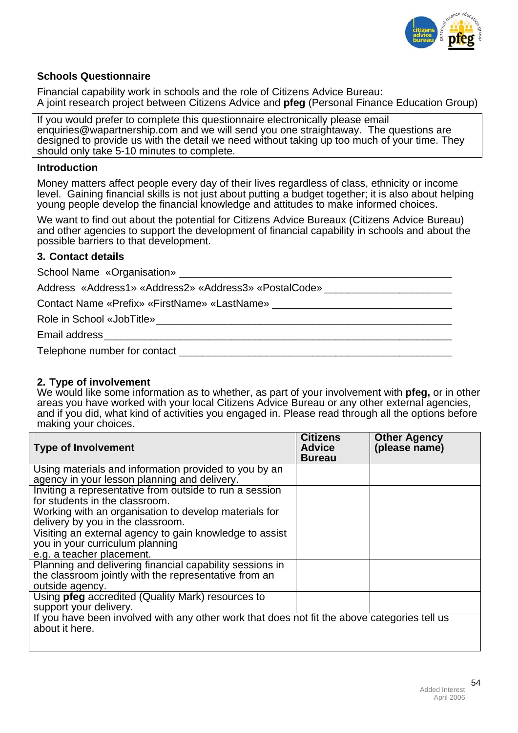**Schools Questionnaire**

Financial capability work in schools and the role of Citizens Advice Bureau:
A joint research project between Citizens Advice and **pfeg** (Personal Finance Education Group)

If you would prefer to complete this questionnaire electronically please email enquiries@wapartnership.com and we will send you one straightaway. The questions are designed to provide us with the detail we need without taking up too much of your time. They should only take 5-10 minutes to complete.

**Introduction**

Money matters affect people every day of their lives regardless of class, ethnicity or income level. Gaining financial skills is not just about putting a budget together; it is also about helping young people develop the financial knowledge and attitudes to make informed choices.

We want to find out about the potential for Citizens Advice Bureaux (Citizens Advice Bureau) and other agencies to support the development of financial capability in schools and about the possible barriers to that development.

**3. Contact details**

School Name «Organisation» ____________________________________________

Address «Address1» «Address2» «Address3» «PostalCode» ____________________

Contact Name «Prefix» «FirstName» «LastName» ____________________________

Role in School «JobTitle» _______________________________________________

Email address ________________________________________________________

Telephone number for contact ___________________________________________

**2. Type of involvement**

We would like some information as to whether, as part of your involvement with **pfeg,** or in other areas you have worked with your local Citizens Advice Bureau or any other external agencies, and if you did, what kind of activities you engaged in. Please read through all the options before making your choices.

| Type of Involvement | Citizens Advice Bureau | Other Agency (please name) |
|---|---|---|
| Using materials and information provided to you by an agency in your lesson planning and delivery. | | |
| Inviting a representative from outside to run a session for students in the classroom. | | |
| Working with an organisation to develop materials for delivery by you in the classroom. | | |
| Visiting an external agency to gain knowledge to assist you in your curriculum planning e.g. a teacher placement. | | |
| Planning and delivering financial capability sessions in the classroom jointly with the representative from an outside agency. | | |
| Using **pfeg** accredited (Quality Mark) resources to support your delivery. | | |
| If you have been involved with any other work that does not fit the above categories tell us about it here. | | |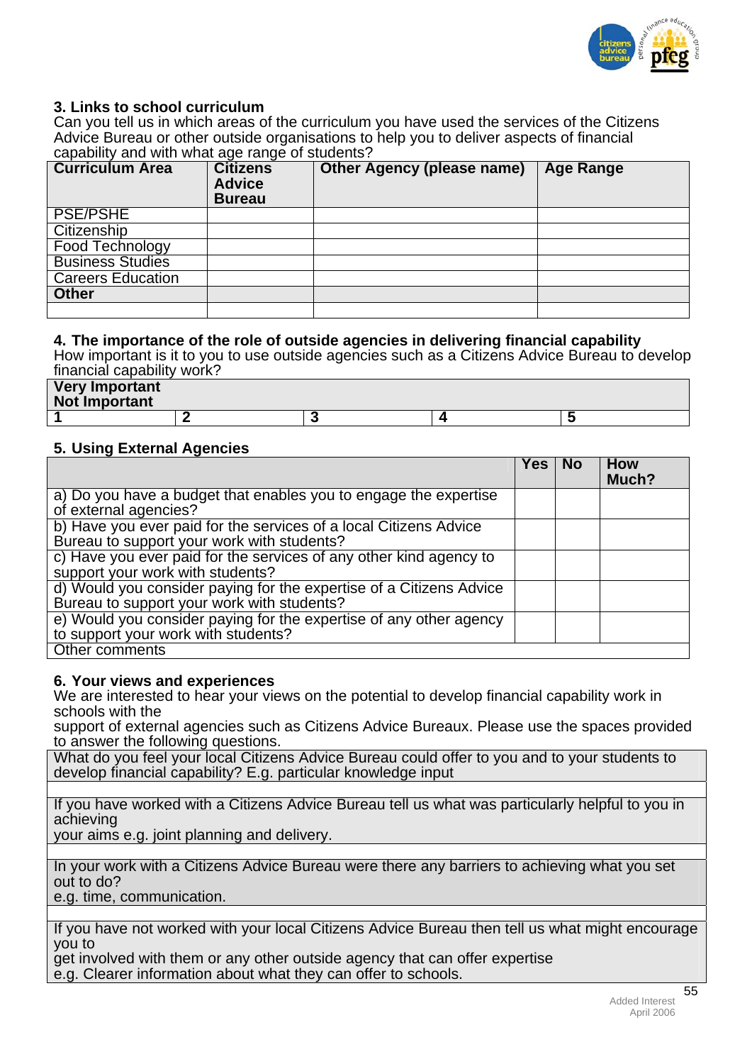### 3. Links to school curriculum

Can you tell us in which areas of the curriculum you have used the services of the Citizens Advice Bureau or other outside organisations to help you to deliver aspects of financial capability and with what age range of students?

| Curriculum Area | Citizens Advice Bureau | Other Agency (please name) | Age Range |
|---|---|---|---|
| PSE/PSHE | | | |
| Citizenship | | | |
| Food Technology | | | |
| Business Studies | | | |
| Careers Education | | | |
| **Other** | | | |
| | | | |

### 4. The importance of the role of outside agencies in delivering financial capability

How important is it to you to use outside agencies such as a Citizens Advice Bureau to develop financial capability work?

| Very Important<br>Not Important | | | | |
|---|---|---|---|---|
| 1 | 2 | 3 | 4 | 5 |

### 5. Using External Agencies

| | Yes | No | How Much? |
|---|---|---|---|
| a) Do you have a budget that enables you to engage the expertise of external agencies? | | | |
| b) Have you ever paid for the services of a local Citizens Advice Bureau to support your work with students? | | | |
| c) Have you ever paid for the services of any other kind agency to support your work with students? | | | |
| d) Would you consider paying for the expertise of a Citizens Advice Bureau to support your work with students? | | | |
| e) Would you consider paying for the expertise of any other agency to support your work with students? | | | |
| Other comments | | | |

### 6. Your views and experiences

We are interested to hear your views on the potential to develop financial capability work in schools with the support of external agencies such as Citizens Advice Bureaux. Please use the spaces provided to answer the following questions.

| What do you feel your local Citizens Advice Bureau could offer to you and to your students to develop financial capability? E.g. particular knowledge input |
|---|
| |
| If you have worked with a Citizens Advice Bureau tell us what was particularly helpful to you in achieving your aims e.g. joint planning and delivery. |
| |
| In your work with a Citizens Advice Bureau were there any barriers to achieving what you set out to do? e.g. time, communication. |
| |
| If you have not worked with your local Citizens Advice Bureau then tell us what might encourage you to get involved with them or any other outside agency that can offer expertise e.g. Clearer information about what they can offer to schools. |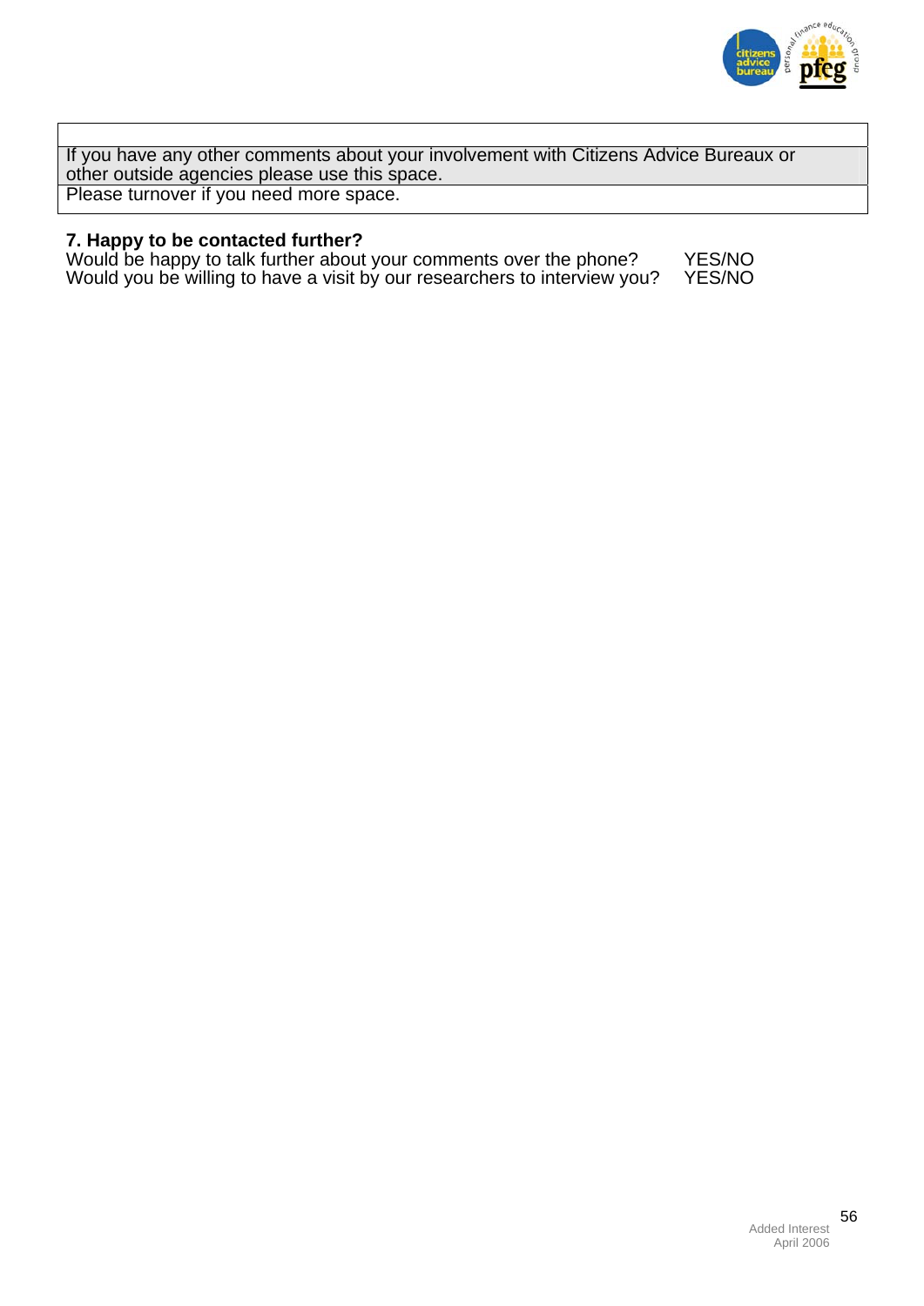| |
|---|
| If you have any other comments about your involvement with Citizens Advice Bureaux or other outside agencies please use this space. |
| Please turnover if you need more space. |

**7. Happy to be contacted further?**

Would be happy to talk further about your comments over the phone? YES/NO
Would you be willing to have a visit by our researchers to interview you? YES/NO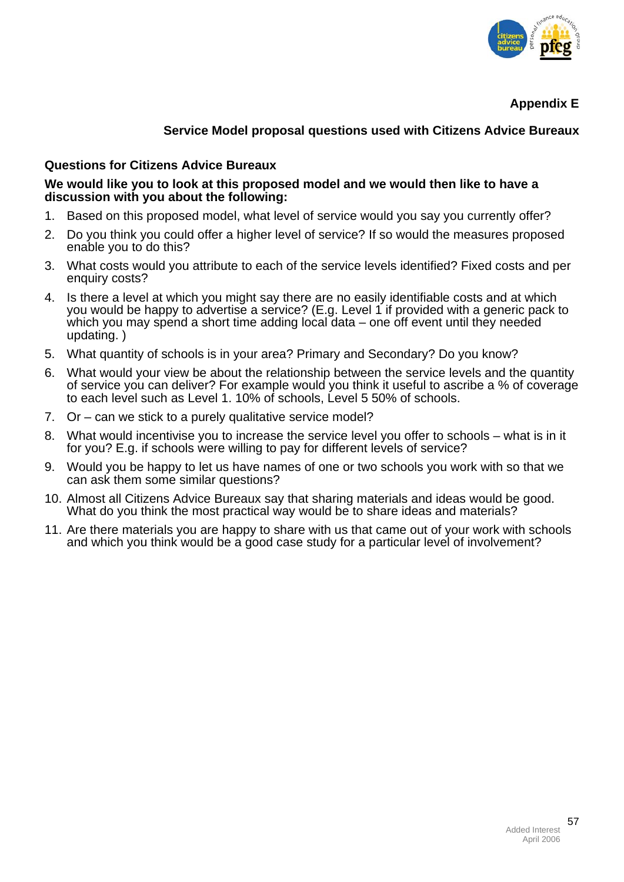## Appendix E

### Service Model proposal questions used with Citizens Advice Bureaux

### Questions for Citizens Advice Bureaux

**We would like you to look at this proposed model and we would then like to have a discussion with you about the following:**

1. Based on this proposed model, what level of service would you say you currently offer?
2. Do you think you could offer a higher level of service? If so would the measures proposed enable you to do this?
3. What costs would you attribute to each of the service levels identified? Fixed costs and per enquiry costs?
4. Is there a level at which you might say there are no easily identifiable costs and at which you would be happy to advertise a service? (E.g. Level 1 if provided with a generic pack to which you may spend a short time adding local data – one off event until they needed updating. )
5. What quantity of schools is in your area? Primary and Secondary? Do you know?
6. What would your view be about the relationship between the service levels and the quantity of service you can deliver? For example would you think it useful to ascribe a % of coverage to each level such as Level 1. 10% of schools, Level 5 50% of schools.
7. Or – can we stick to a purely qualitative service model?
8. What would incentivise you to increase the service level you offer to schools – what is in it for you? E.g. if schools were willing to pay for different levels of service?
9. Would you be happy to let us have names of one or two schools you work with so that we can ask them some similar questions?
10. Almost all Citizens Advice Bureaux say that sharing materials and ideas would be good. What do you think the most practical way would be to share ideas and materials?
11. Are there materials you are happy to share with us that came out of your work with schools and which you think would be a good case study for a particular level of involvement?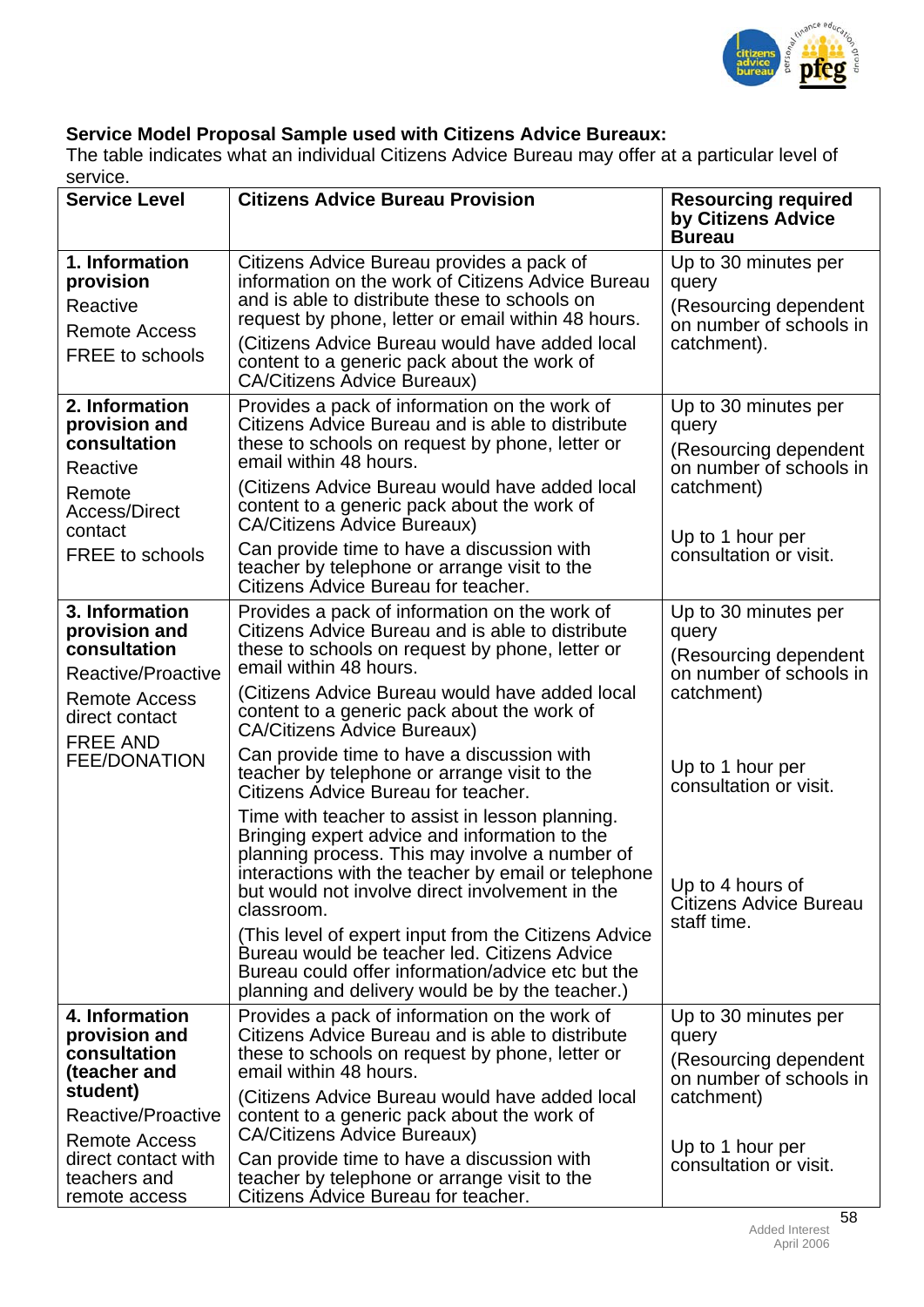**Service Model Proposal Sample used with Citizens Advice Bureaux:**
The table indicates what an individual Citizens Advice Bureau may offer at a particular level of service.

| Service Level | Citizens Advice Bureau Provision | Resourcing required by Citizens Advice Bureau |
|---|---|---|
| **1. Information provision**<br>Reactive<br>Remote Access<br>FREE to schools | Citizens Advice Bureau provides a pack of information on the work of Citizens Advice Bureau and is able to distribute these to schools on request by phone, letter or email within 48 hours.<br>(Citizens Advice Bureau would have added local content to a generic pack about the work of CA/Citizens Advice Bureaux) | Up to 30 minutes per query<br>(Resourcing dependent on number of schools in catchment). |
| **2. Information provision and consultation**<br>Reactive<br>Remote Access/Direct contact<br>FREE to schools | Provides a pack of information on the work of Citizens Advice Bureau and is able to distribute these to schools on request by phone, letter or email within 48 hours.<br>(Citizens Advice Bureau would have added local content to a generic pack about the work of CA/Citizens Advice Bureaux)<br>Can provide time to have a discussion with teacher by telephone or arrange visit to the Citizens Advice Bureau for teacher. | Up to 30 minutes per query<br>(Resourcing dependent on number of schools in catchment)<br>Up to 1 hour per consultation or visit. |
| **3. Information provision and consultation**<br>Reactive/Proactive<br>Remote Access direct contact<br>FREE AND FEE/DONATION | Provides a pack of information on the work of Citizens Advice Bureau and is able to distribute these to schools on request by phone, letter or email within 48 hours.<br>(Citizens Advice Bureau would have added local content to a generic pack about the work of CA/Citizens Advice Bureaux)<br>Can provide time to have a discussion with teacher by telephone or arrange visit to the Citizens Advice Bureau for teacher.<br>Time with teacher to assist in lesson planning. Bringing expert advice and information to the planning process. This may involve a number of interactions with the teacher by email or telephone but would not involve direct involvement in the classroom.<br>(This level of expert input from the Citizens Advice Bureau would be teacher led. Citizens Advice Bureau could offer information/advice etc but the planning and delivery would be by the teacher.) | Up to 30 minutes per query<br>(Resourcing dependent on number of schools in catchment)<br>Up to 1 hour per consultation or visit.<br>Up to 4 hours of Citizens Advice Bureau staff time. |
| **4. Information provision and consultation (teacher and student)**<br>Reactive/Proactive<br>Remote Access direct contact with teachers and remote access | Provides a pack of information on the work of Citizens Advice Bureau and is able to distribute these to schools on request by phone, letter or email within 48 hours.<br>(Citizens Advice Bureau would have added local content to a generic pack about the work of CA/Citizens Advice Bureaux)<br>Can provide time to have a discussion with teacher by telephone or arrange visit to the Citizens Advice Bureau for teacher. | Up to 30 minutes per query<br>(Resourcing dependent on number of schools in catchment)<br>Up to 1 hour per consultation or visit. |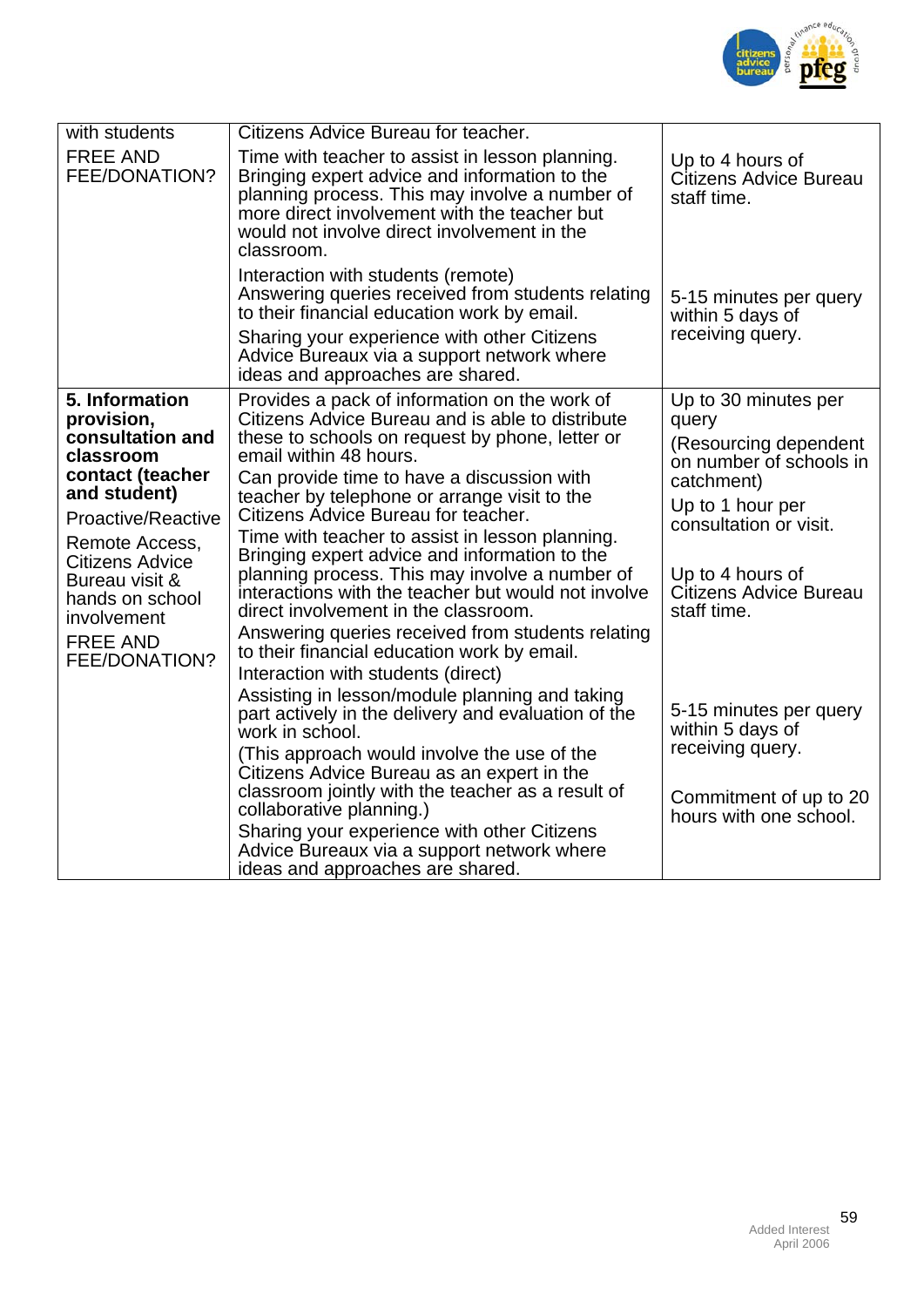| | | |
|---|---|---|
| with students<br>FREE AND FEE/DONATION? | Citizens Advice Bureau for teacher.<br>Time with teacher to assist in lesson planning. Bringing expert advice and information to the planning process. This may involve a number of more direct involvement with the teacher but would not involve direct involvement in the classroom.<br>Interaction with students (remote)<br>Answering queries received from students relating to their financial education work by email.<br>Sharing your experience with other Citizens Advice Bureaux via a support network where ideas and approaches are shared. | Up to 4 hours of Citizens Advice Bureau staff time.<br>5-15 minutes per query within 5 days of receiving query. |
| **5. Information provision, consultation and classroom contact (teacher and student)**<br>Proactive/Reactive<br>Remote Access, Citizens Advice Bureau visit & hands on school involvement<br>FREE AND FEE/DONATION? | Provides a pack of information on the work of Citizens Advice Bureau and is able to distribute these to schools on request by phone, letter or email within 48 hours.<br>Can provide time to have a discussion with teacher by telephone or arrange visit to the Citizens Advice Bureau for teacher.<br>Time with teacher to assist in lesson planning. Bringing expert advice and information to the planning process. This may involve a number of interactions with the teacher but would not involve direct involvement in the classroom.<br>Answering queries received from students relating to their financial education work by email.<br>Interaction with students (direct)<br>Assisting in lesson/module planning and taking part actively in the delivery and evaluation of the work in school.<br>(This approach would involve the use of the Citizens Advice Bureau as an expert in the classroom jointly with the teacher as a result of collaborative planning.)<br>Sharing your experience with other Citizens Advice Bureaux via a support network where ideas and approaches are shared. | Up to 30 minutes per query<br>(Resourcing dependent on number of schools in catchment)<br>Up to 1 hour per consultation or visit.<br>Up to 4 hours of Citizens Advice Bureau staff time.<br>5-15 minutes per query within 5 days of receiving query.<br>Commitment of up to 20 hours with one school. |